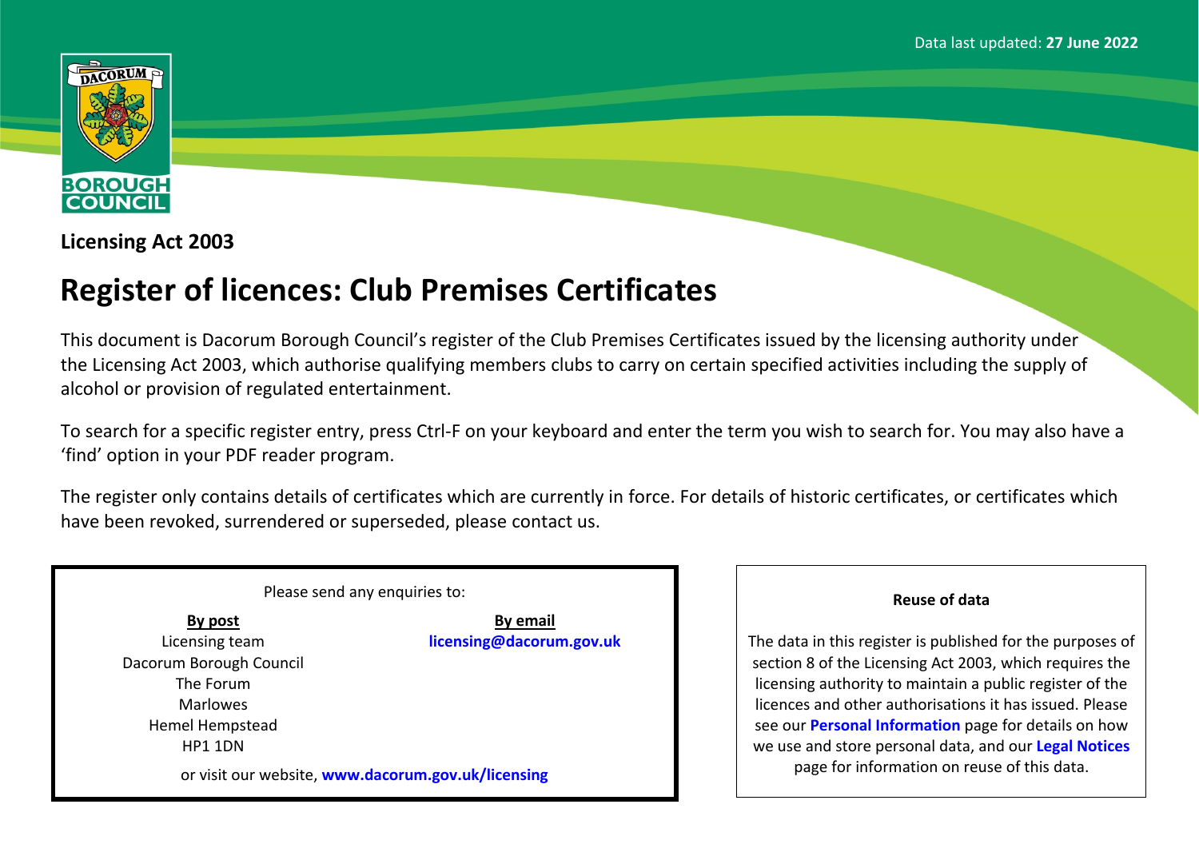Data last updated: **27 June 2022**

DACORUM BOROUGH COUNCIL

**Licensing Act 2003**

# Register of licences: Club Premises Certificates

This document is Dacorum Borough Council's register of the Club Premises Certificates issued by the licensing authority under the Licensing Act 2003, which authorise qualifying members clubs to carry on certain specified activities including the supply of alcohol or provision of regulated entertainment.

To search for a specific register entry, press Ctrl-F on your keyboard and enter the term you wish to search for. You may also have a 'find' option in your PDF reader program.

The register only contains details of certificates which are currently in force. For details of historic certificates, or certificates which have been revoked, surrendered or superseded, please contact us.

Please send any enquiries to:

**By post**

Licensing team
Dacorum Borough Council
The Forum
Marlowes
Hemel Hempstead
HP1 1DN

**By email**

**licensing@dacorum.gov.uk**

or visit our website, **www.dacorum.gov.uk/licensing**

**Reuse of data**

The data in this register is published for the purposes of section 8 of the Licensing Act 2003, which requires the licensing authority to maintain a public register of the licences and other authorisations it has issued. Please see our **Personal Information** page for details on how we use and store personal data, and our **Legal Notices** page for information on reuse of this data.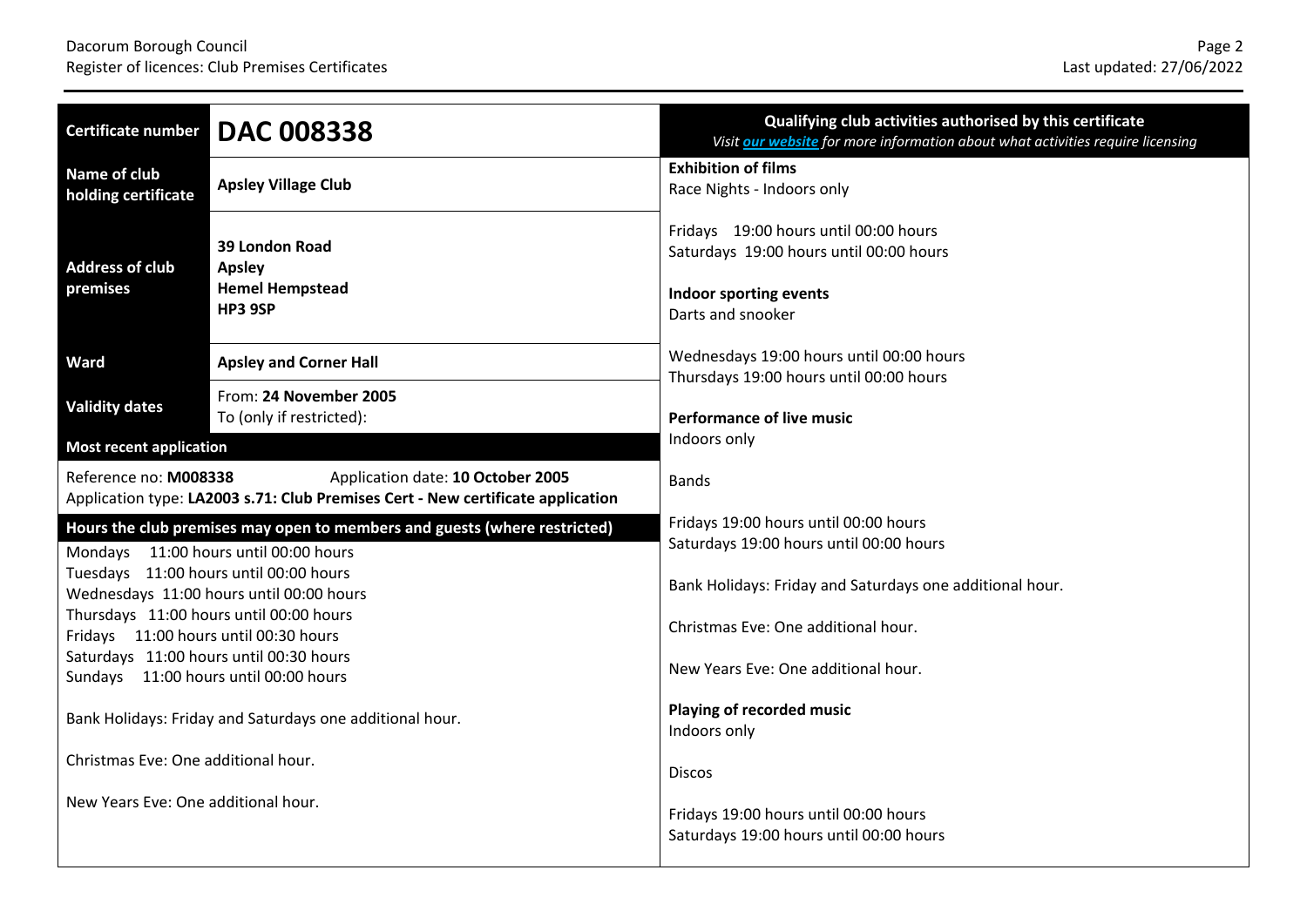| Certificate number | **DAC 008338** |
|---|---|
| Name of club holding certificate | **Apsley Village Club** |
| Address of club premises | **39 London Road**<br>**Apsley**<br>**Hemel Hempstead**<br>**HP3 9SP** |
| Ward | **Apsley and Corner Hall** |
| Validity dates | From: **24 November 2005**<br>To (only if restricted): |

**Most recent application**

Reference no: **M008338** Application date: **10 October 2005**
Application type: **LA2003 s.71: Club Premises Cert - New certificate application**

**Hours the club premises may open to members and guests (where restricted)**

Mondays 11:00 hours until 00:00 hours
Tuesdays 11:00 hours until 00:00 hours
Wednesdays 11:00 hours until 00:00 hours
Thursdays 11:00 hours until 00:00 hours
Fridays 11:00 hours until 00:30 hours
Saturdays 11:00 hours until 00:30 hours
Sundays 11:00 hours until 00:00 hours

Bank Holidays: Friday and Saturdays one additional hour.

Christmas Eve: One additional hour.

New Years Eve: One additional hour.

**Qualifying club activities authorised by this certificate**
*Visit [our website](#) for more information about what activities require licensing*

**Exhibition of films**
Race Nights - Indoors only

Fridays 19:00 hours until 00:00 hours
Saturdays 19:00 hours until 00:00 hours

**Indoor sporting events**
Darts and snooker

Wednesdays 19:00 hours until 00:00 hours
Thursdays 19:00 hours until 00:00 hours

**Performance of live music**
Indoors only

Bands

Fridays 19:00 hours until 00:00 hours
Saturdays 19:00 hours until 00:00 hours

Bank Holidays: Friday and Saturdays one additional hour.

Christmas Eve: One additional hour.

New Years Eve: One additional hour.

**Playing of recorded music**
Indoors only

Discos

Fridays 19:00 hours until 00:00 hours
Saturdays 19:00 hours until 00:00 hours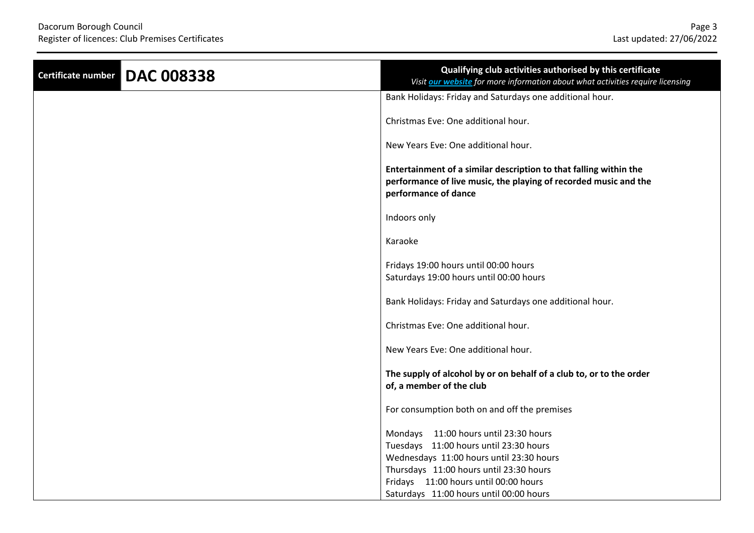| Certificate number | DAC 008338 | Qualifying club activities authorised by this certificate<br>*Visit [our website](#) for more information about what activities require licensing* |
|---|---|---|
| | | Bank Holidays: Friday and Saturdays one additional hour.<br><br>Christmas Eve: One additional hour.<br><br>New Years Eve: One additional hour.<br><br>**Entertainment of a similar description to that falling within the performance of live music, the playing of recorded music and the performance of dance**<br><br>Indoors only<br><br>Karaoke<br><br>Fridays 19:00 hours until 00:00 hours<br>Saturdays 19:00 hours until 00:00 hours<br><br>Bank Holidays: Friday and Saturdays one additional hour.<br><br>Christmas Eve: One additional hour.<br><br>New Years Eve: One additional hour.<br><br>**The supply of alcohol by or on behalf of a club to, or to the order of, a member of the club**<br><br>For consumption both on and off the premises<br><br>Mondays 11:00 hours until 23:30 hours<br>Tuesdays 11:00 hours until 23:30 hours<br>Wednesdays 11:00 hours until 23:30 hours<br>Thursdays 11:00 hours until 23:30 hours<br>Fridays 11:00 hours until 00:00 hours<br>Saturdays 11:00 hours until 00:00 hours |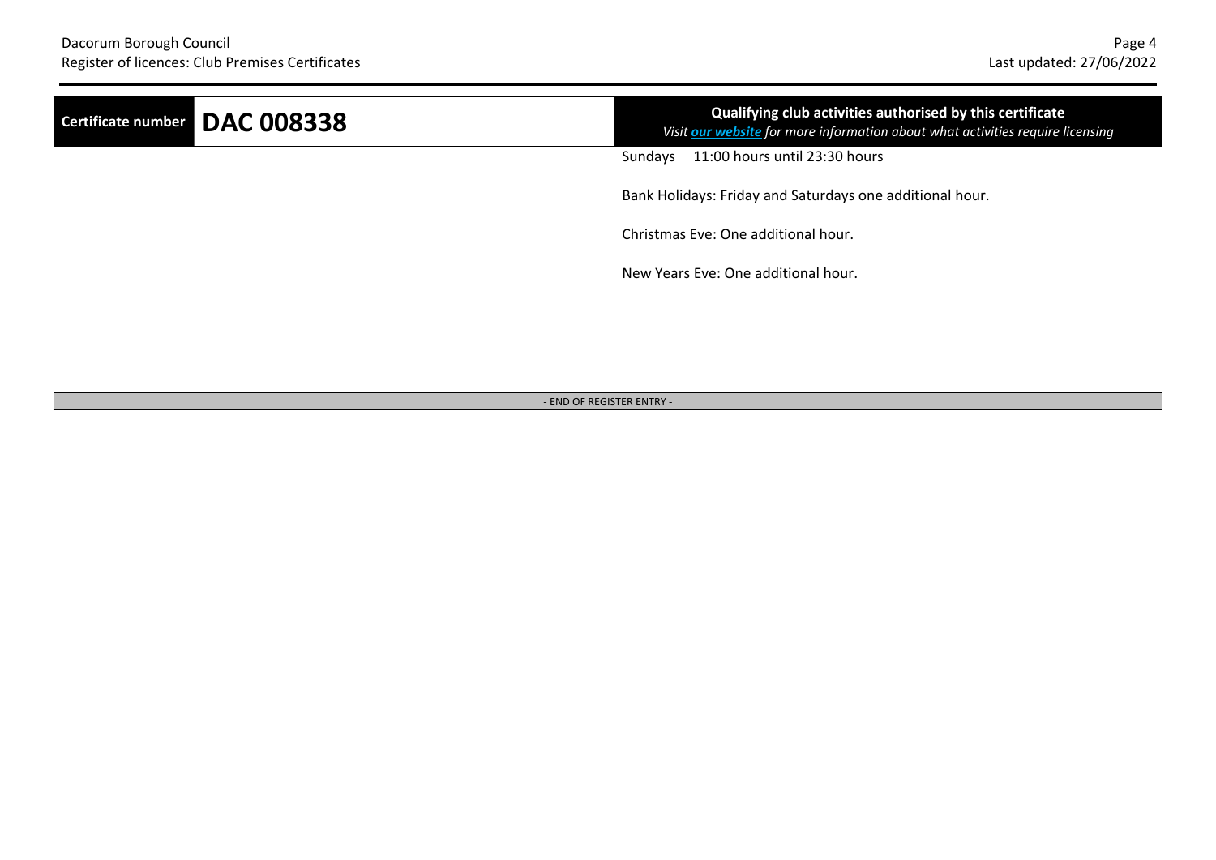| Certificate number | DAC 008338 | Qualifying club activities authorised by this certificate<br>*Visit **our website** for more information about what activities require licensing* |
|---|---|---|
| | | Sundays 11:00 hours until 23:30 hours<br><br>Bank Holidays: Friday and Saturdays one additional hour.<br><br>Christmas Eve: One additional hour.<br><br>New Years Eve: One additional hour. |

- END OF REGISTER ENTRY -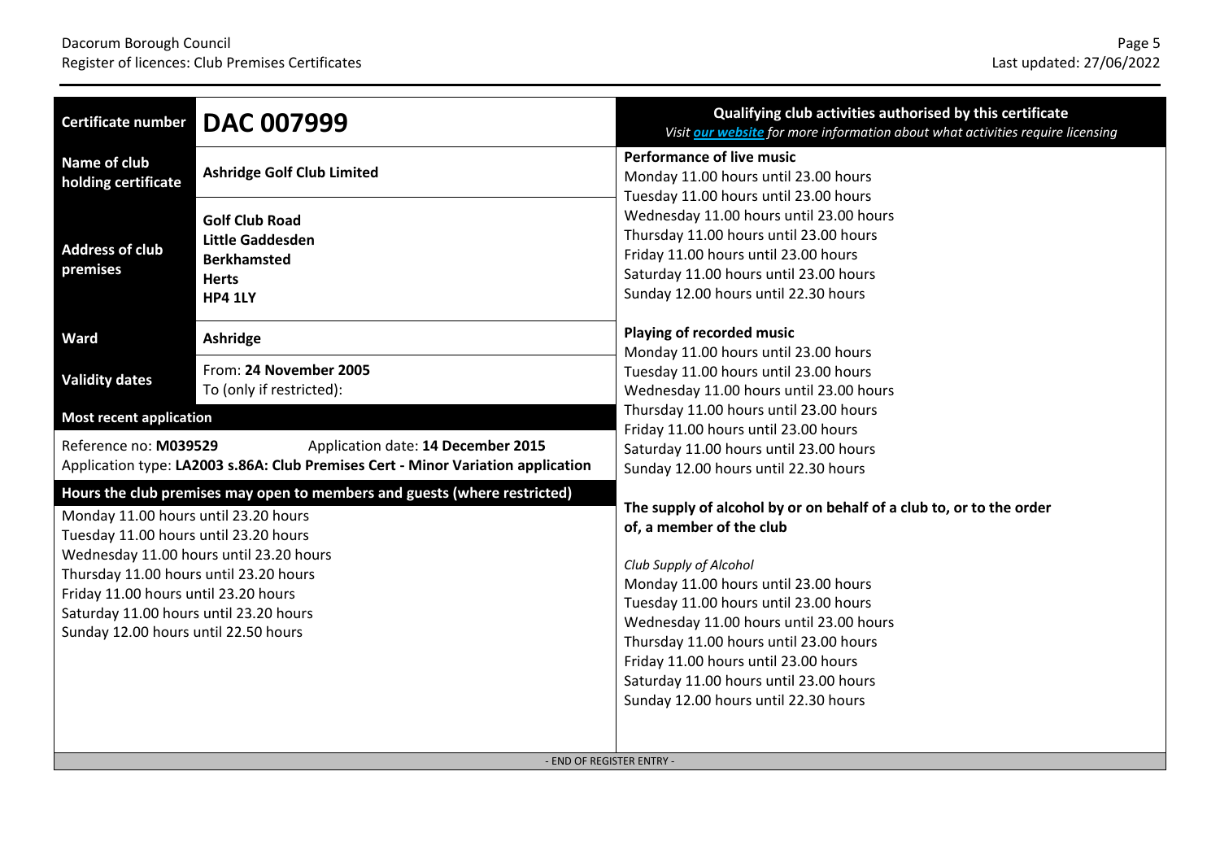| Certificate number | DAC 007999 |
|---|---|
| Name of club holding certificate | **Ashridge Golf Club Limited** |
| Address of club premises | **Golf Club Road**<br>**Little Gaddesden**<br>**Berkhamsted**<br>**Herts**<br>**HP4 1LY** |
| Ward | **Ashridge** |
| Validity dates | From: **24 November 2005**<br>To (only if restricted): |

**Most recent application**

Reference no: **M039529** Application date: **14 December 2015**
Application type: **LA2003 s.86A: Club Premises Cert - Minor Variation application**

**Hours the club premises may open to members and guests (where restricted)**

Monday 11.00 hours until 23.20 hours
Tuesday 11.00 hours until 23.20 hours
Wednesday 11.00 hours until 23.20 hours
Thursday 11.00 hours until 23.20 hours
Friday 11.00 hours until 23.20 hours
Saturday 11.00 hours until 23.20 hours
Sunday 12.00 hours until 22.50 hours

**Qualifying club activities authorised by this certificate**
*Visit our website for more information about what activities require licensing*

**Performance of live music**
Monday 11.00 hours until 23.00 hours
Tuesday 11.00 hours until 23.00 hours
Wednesday 11.00 hours until 23.00 hours
Thursday 11.00 hours until 23.00 hours
Friday 11.00 hours until 23.00 hours
Saturday 11.00 hours until 23.00 hours
Sunday 12.00 hours until 22.30 hours

**Playing of recorded music**
Monday 11.00 hours until 23.00 hours
Tuesday 11.00 hours until 23.00 hours
Wednesday 11.00 hours until 23.00 hours
Thursday 11.00 hours until 23.00 hours
Friday 11.00 hours until 23.00 hours
Saturday 11.00 hours until 23.00 hours
Sunday 12.00 hours until 22.30 hours

**The supply of alcohol by or on behalf of a club to, or to the order of, a member of the club**

*Club Supply of Alcohol*
Monday 11.00 hours until 23.00 hours
Tuesday 11.00 hours until 23.00 hours
Wednesday 11.00 hours until 23.00 hours
Thursday 11.00 hours until 23.00 hours
Friday 11.00 hours until 23.00 hours
Saturday 11.00 hours until 23.00 hours
Sunday 12.00 hours until 22.30 hours

- END OF REGISTER ENTRY -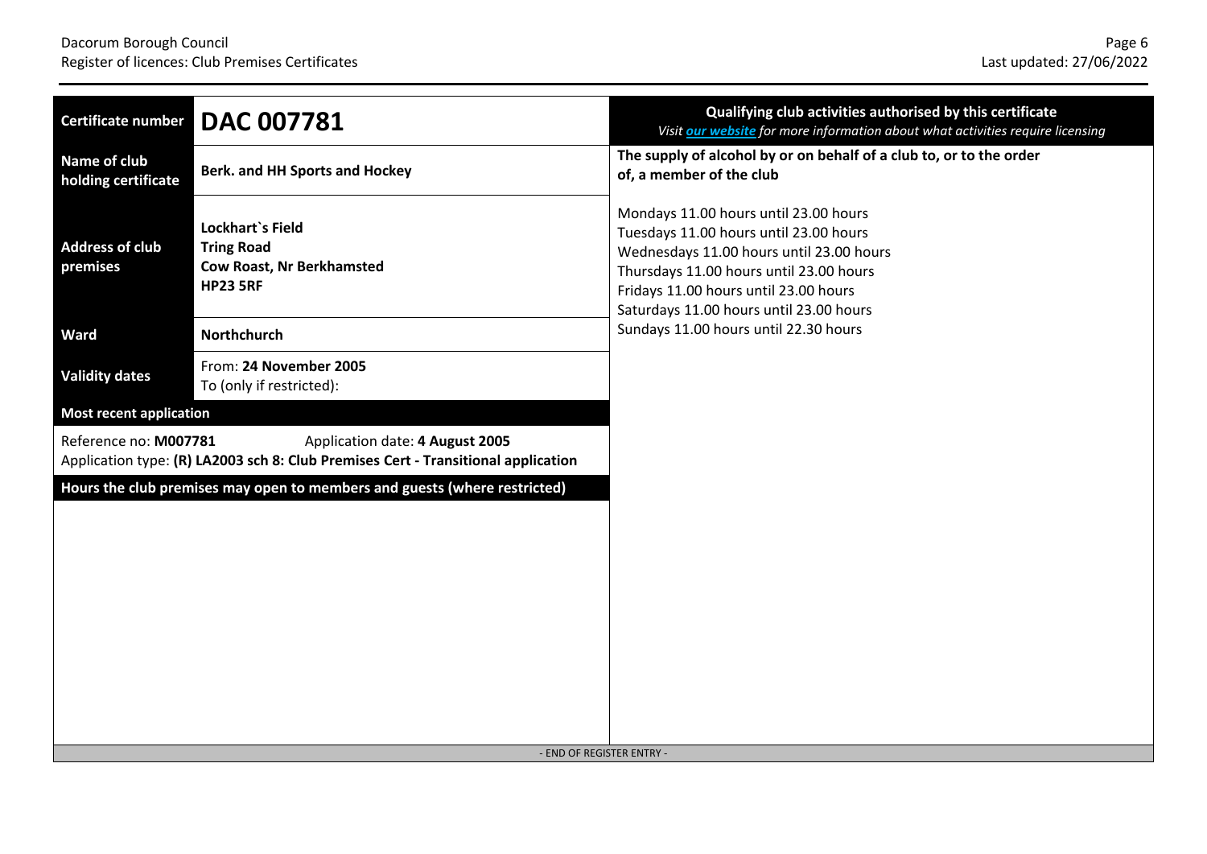| Certificate number | **DAC 007781** |
|---|---|
| Name of club holding certificate | **Berk. and HH Sports and Hockey** |
| Address of club premises | **Lockhart`s Field**<br>**Tring Road**<br>**Cow Roast, Nr Berkhamsted**<br>**HP23 5RF** |
| Ward | **Northchurch** |
| Validity dates | From: **24 November 2005**<br>To (only if restricted): |

**Most recent application**

Reference no: **M007781** Application date: **4 August 2005**
Application type: **(R) LA2003 sch 8: Club Premises Cert - Transitional application**

**Hours the club premises may open to members and guests (where restricted)**

**Qualifying club activities authorised by this certificate**
*Visit our website for more information about what activities require licensing*

**The supply of alcohol by or on behalf of a club to, or to the order of, a member of the club**

Mondays 11.00 hours until 23.00 hours
Tuesdays 11.00 hours until 23.00 hours
Wednesdays 11.00 hours until 23.00 hours
Thursdays 11.00 hours until 23.00 hours
Fridays 11.00 hours until 23.00 hours
Saturdays 11.00 hours until 23.00 hours
Sundays 11.00 hours until 22.30 hours

- END OF REGISTER ENTRY -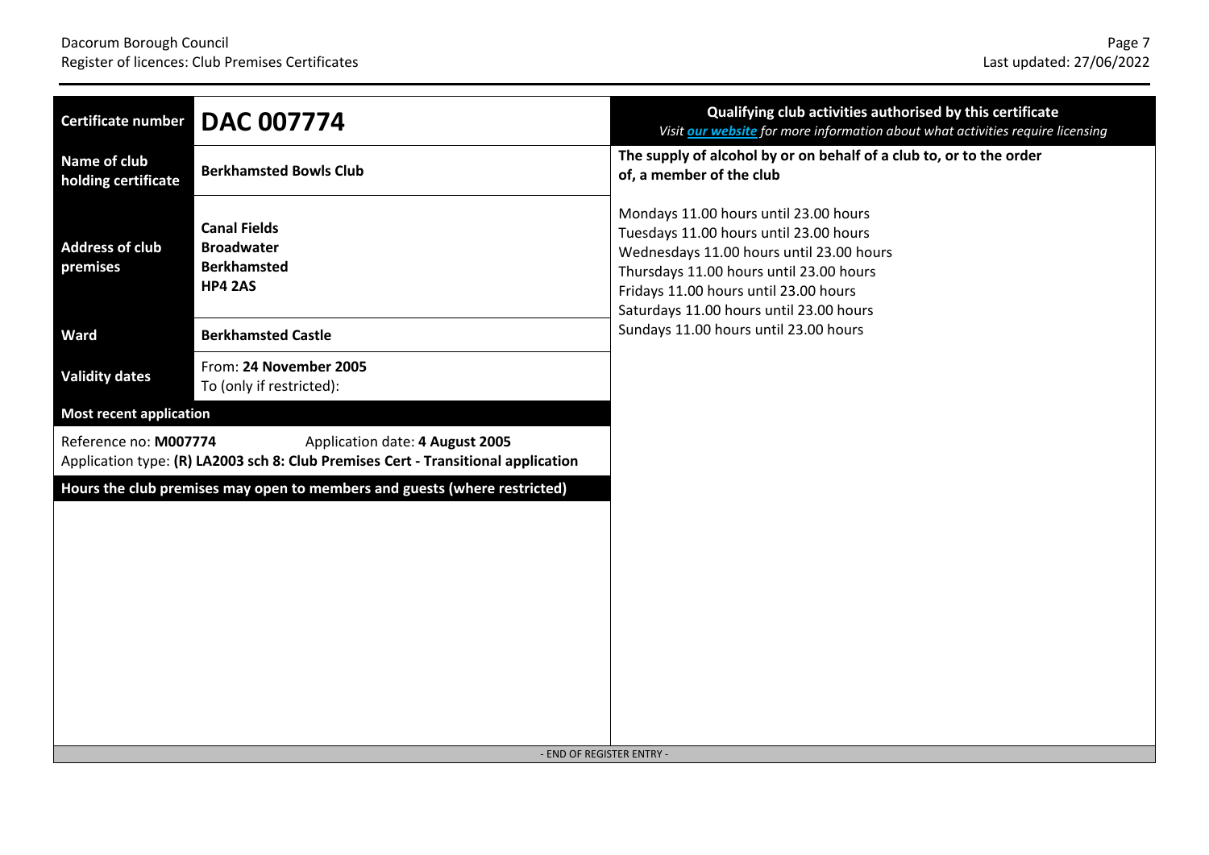| Certificate number | DAC 007774 |
| --- | --- |
| Name of club holding certificate | **Berkhamsted Bowls Club** |
| Address of club premises | **Canal Fields**<br>**Broadwater**<br>**Berkhamsted**<br>**HP4 2AS** |
| Ward | **Berkhamsted Castle** |
| Validity dates | From: **24 November 2005**<br>To (only if restricted): |

**Most recent application**

Reference no: **M007774** Application date: **4 August 2005**
Application type: **(R) LA2003 sch 8: Club Premises Cert - Transitional application**

**Hours the club premises may open to members and guests (where restricted)**

**Qualifying club activities authorised by this certificate**

*Visit [our website](our website) for more information about what activities require licensing*

**The supply of alcohol by or on behalf of a club to, or to the order of, a member of the club**

Mondays 11.00 hours until 23.00 hours
Tuesdays 11.00 hours until 23.00 hours
Wednesdays 11.00 hours until 23.00 hours
Thursdays 11.00 hours until 23.00 hours
Fridays 11.00 hours until 23.00 hours
Saturdays 11.00 hours until 23.00 hours
Sundays 11.00 hours until 23.00 hours

- END OF REGISTER ENTRY -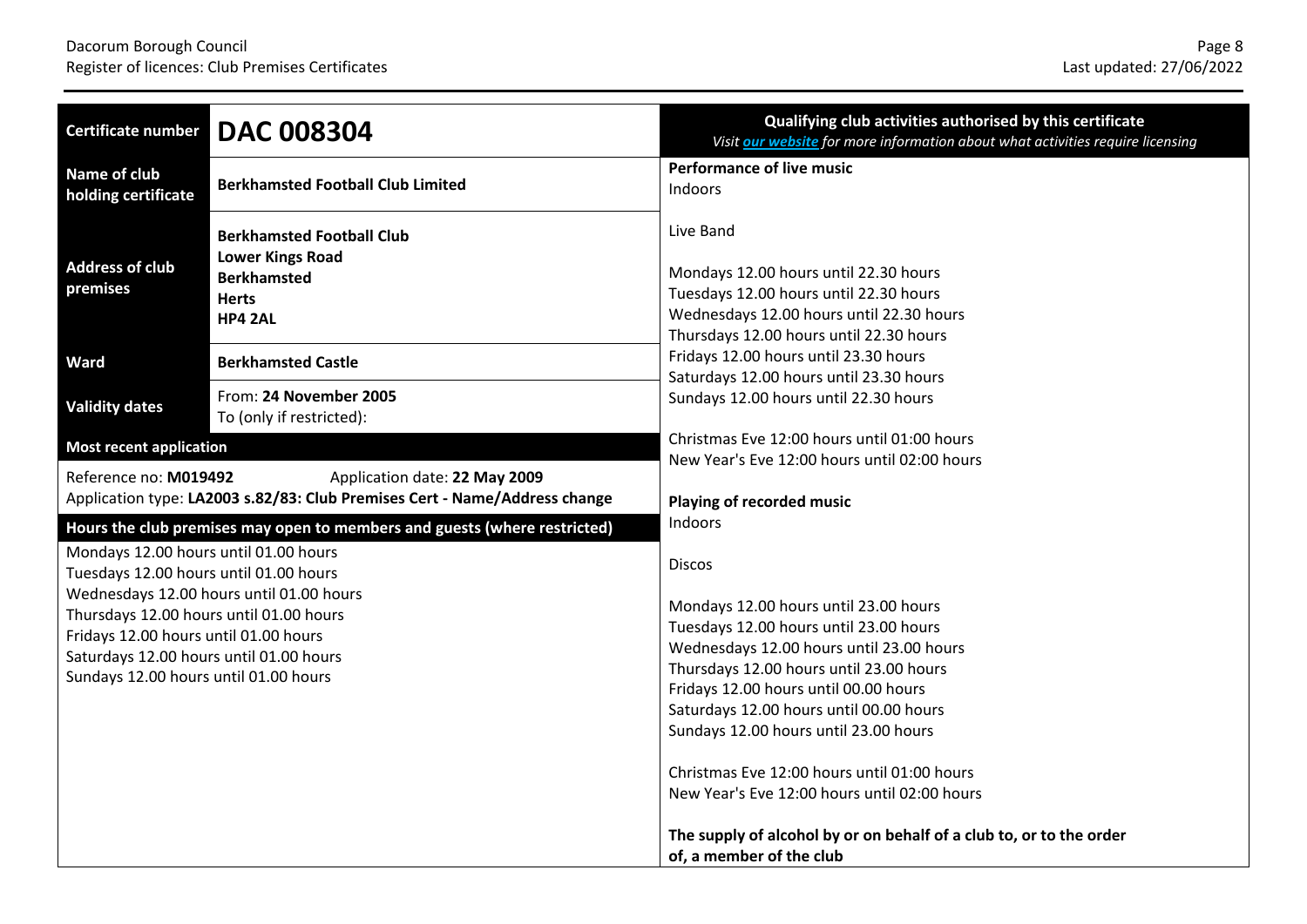| Certificate number | DAC 008304 |
|---|---|
| Name of club holding certificate | **Berkhamsted Football Club Limited** |
| Address of club premises | **Berkhamsted Football Club**<br>**Lower Kings Road**<br>**Berkhamsted**<br>**Herts**<br>**HP4 2AL** |
| Ward | **Berkhamsted Castle** |
| Validity dates | From: **24 November 2005**<br>To (only if restricted): |

**Most recent application**

Reference no: **M019492** Application date: **22 May 2009**
Application type: **LA2003 s.82/83: Club Premises Cert - Name/Address change**

**Hours the club premises may open to members and guests (where restricted)**

Mondays 12.00 hours until 01.00 hours
Tuesdays 12.00 hours until 01.00 hours
Wednesdays 12.00 hours until 01.00 hours
Thursdays 12.00 hours until 01.00 hours
Fridays 12.00 hours until 01.00 hours
Saturdays 12.00 hours until 01.00 hours
Sundays 12.00 hours until 01.00 hours

**Qualifying club activities authorised by this certificate**

*Visit [our website](#) for more information about what activities require licensing*

**Performance of live music**
Indoors

Live Band

Mondays 12.00 hours until 22.30 hours
Tuesdays 12.00 hours until 22.30 hours
Wednesdays 12.00 hours until 22.30 hours
Thursdays 12.00 hours until 22.30 hours
Fridays 12.00 hours until 23.30 hours
Saturdays 12.00 hours until 23.30 hours
Sundays 12.00 hours until 22.30 hours

Christmas Eve 12:00 hours until 01:00 hours
New Year's Eve 12:00 hours until 02:00 hours

**Playing of recorded music**
Indoors

Discos

Mondays 12.00 hours until 23.00 hours
Tuesdays 12.00 hours until 23.00 hours
Wednesdays 12.00 hours until 23.00 hours
Thursdays 12.00 hours until 23.00 hours
Fridays 12.00 hours until 00.00 hours
Saturdays 12.00 hours until 00.00 hours
Sundays 12.00 hours until 23.00 hours

Christmas Eve 12:00 hours until 01:00 hours
New Year's Eve 12:00 hours until 02:00 hours

**The supply of alcohol by or on behalf of a club to, or to the order of, a member of the club**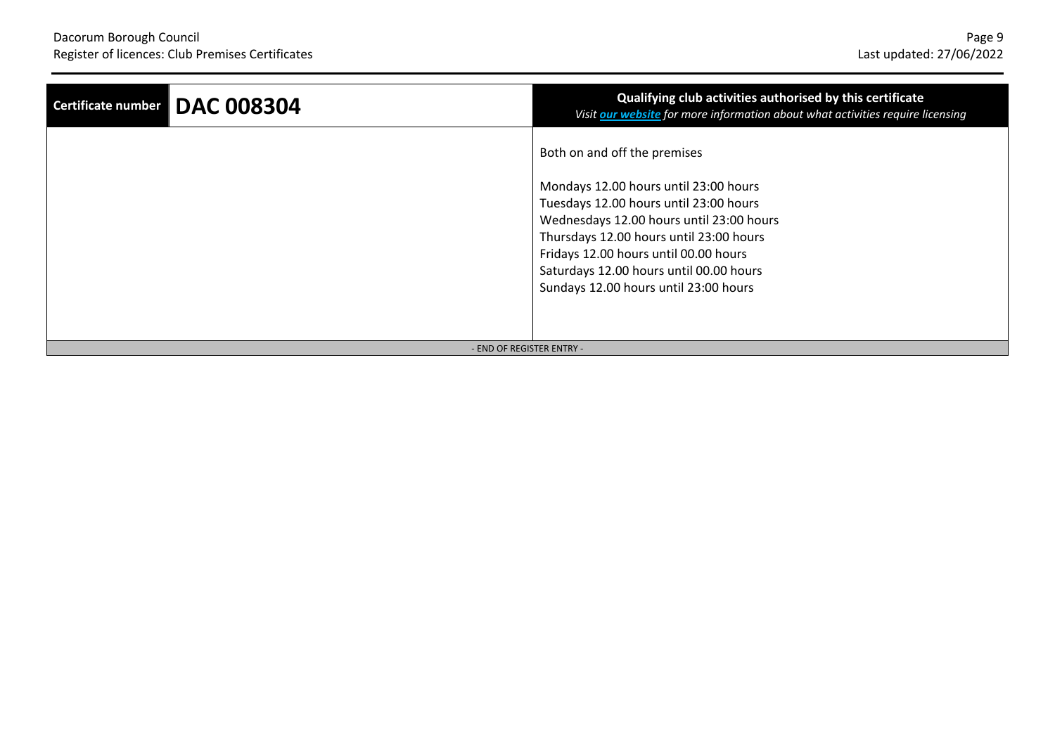| Certificate number | DAC 008304 | Qualifying club activities authorised by this certificate<br>*Visit **our website** for more information about what activities require licensing* |
|---|---|---|
| | | Both on and off the premises<br><br>Mondays 12.00 hours until 23:00 hours<br>Tuesdays 12.00 hours until 23:00 hours<br>Wednesdays 12.00 hours until 23:00 hours<br>Thursdays 12.00 hours until 23:00 hours<br>Fridays 12.00 hours until 00.00 hours<br>Saturdays 12.00 hours until 00.00 hours<br>Sundays 12.00 hours until 23:00 hours |

- END OF REGISTER ENTRY -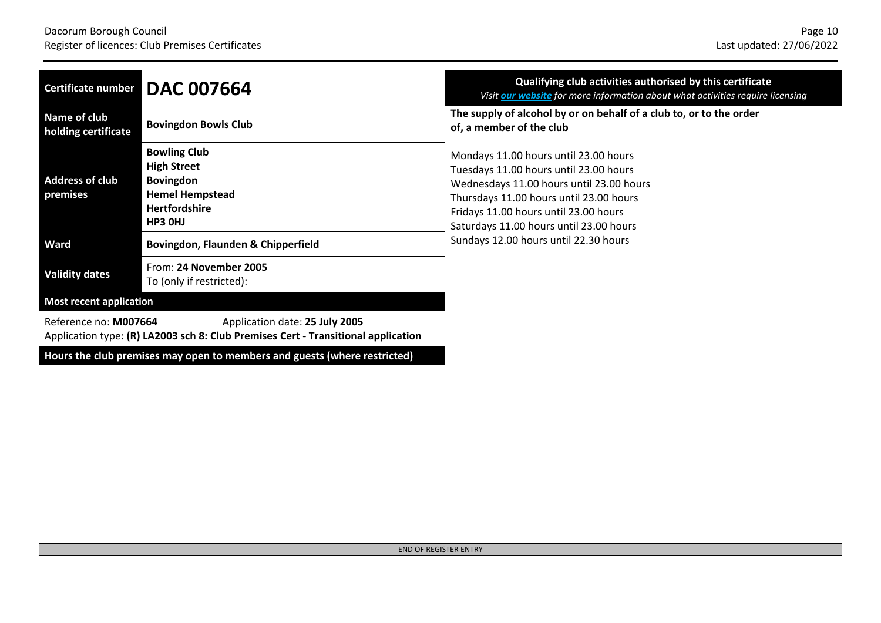| Certificate number | DAC 007664 |
|---|---|
| Name of club holding certificate | **Bovingdon Bowls Club** |
| Address of club premises | **Bowling Club**<br>**High Street**<br>**Bovingdon**<br>**Hemel Hempstead**<br>**Hertfordshire**<br>**HP3 0HJ** |
| Ward | **Bovingdon, Flaunden & Chipperfield** |
| Validity dates | From: **24 November 2005**<br>To (only if restricted): |

**Most recent application**

Reference no: **M007664** Application date: **25 July 2005**
Application type: **(R) LA2003 sch 8: Club Premises Cert - Transitional application**

**Hours the club premises may open to members and guests (where restricted)**

## Qualifying club activities authorised by this certificate

*Visit our website for more information about what activities require licensing*

**The supply of alcohol by or on behalf of a club to, or to the order of, a member of the club**

Mondays 11.00 hours until 23.00 hours
Tuesdays 11.00 hours until 23.00 hours
Wednesdays 11.00 hours until 23.00 hours
Thursdays 11.00 hours until 23.00 hours
Fridays 11.00 hours until 23.00 hours
Saturdays 11.00 hours until 23.00 hours
Sundays 12.00 hours until 22.30 hours

- END OF REGISTER ENTRY -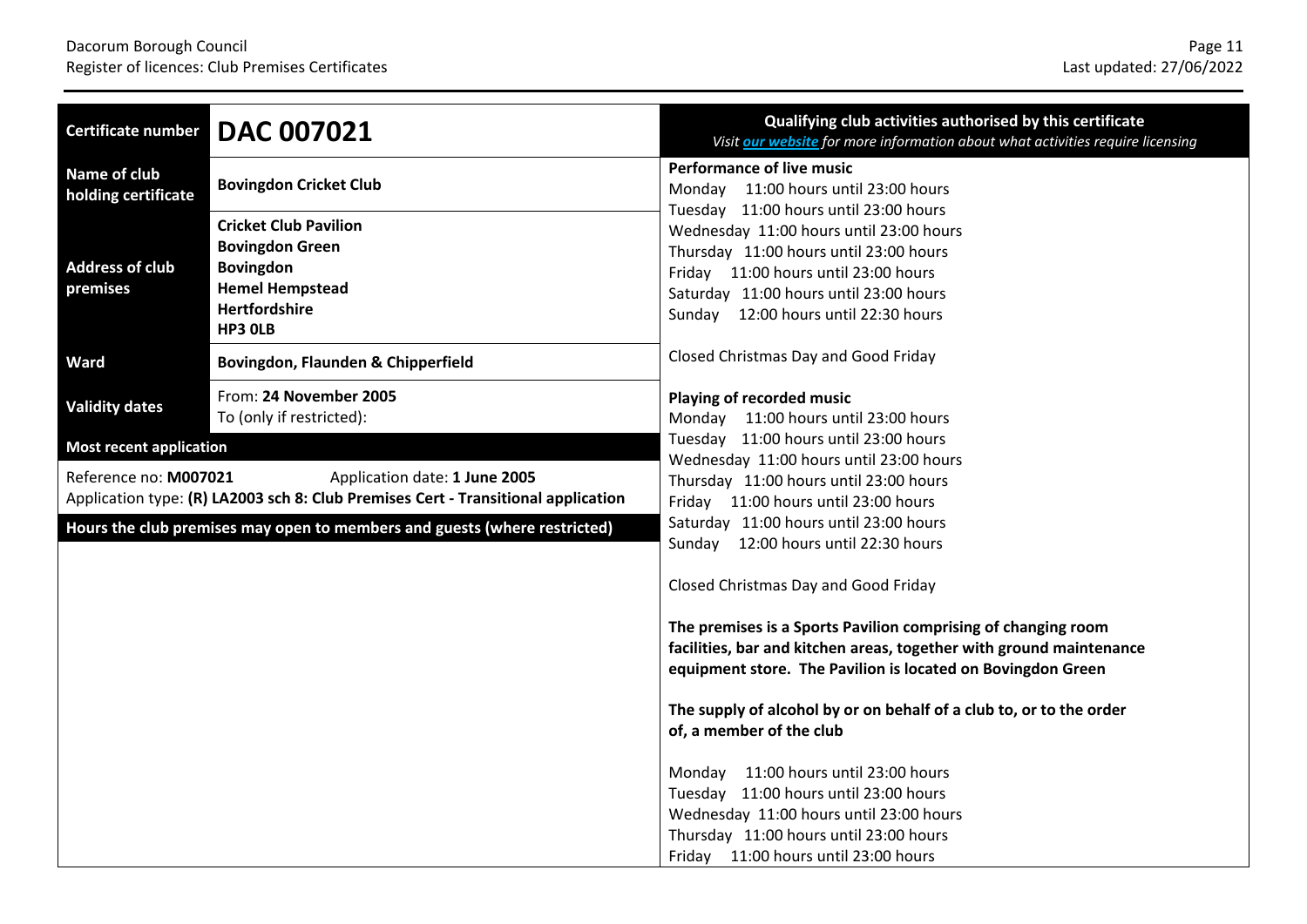| Certificate number | **DAC 007021** |
| --- | --- |
| Name of club holding certificate | **Bovingdon Cricket Club** |
| Address of club premises | **Cricket Club Pavilion**<br>**Bovingdon Green**<br>**Bovingdon**<br>**Hemel Hempstead**<br>**Hertfordshire**<br>**HP3 0LB** |
| Ward | **Bovingdon, Flaunden & Chipperfield** |
| Validity dates | From: **24 November 2005**<br>To (only if restricted): |

**Most recent application**

Reference no: **M007021** Application date: **1 June 2005**
Application type: **(R) LA2003 sch 8: Club Premises Cert - Transitional application**

**Hours the club premises may open to members and guests (where restricted)**

**Qualifying club activities authorised by this certificate**
*Visit our website for more information about what activities require licensing*

**Performance of live music**
Monday 11:00 hours until 23:00 hours
Tuesday 11:00 hours until 23:00 hours
Wednesday 11:00 hours until 23:00 hours
Thursday 11:00 hours until 23:00 hours
Friday 11:00 hours until 23:00 hours
Saturday 11:00 hours until 23:00 hours
Sunday 12:00 hours until 22:30 hours

Closed Christmas Day and Good Friday

**Playing of recorded music**
Monday 11:00 hours until 23:00 hours
Tuesday 11:00 hours until 23:00 hours
Wednesday 11:00 hours until 23:00 hours
Thursday 11:00 hours until 23:00 hours
Friday 11:00 hours until 23:00 hours
Saturday 11:00 hours until 23:00 hours
Sunday 12:00 hours until 22:30 hours

Closed Christmas Day and Good Friday

**The premises is a Sports Pavilion comprising of changing room facilities, bar and kitchen areas, together with ground maintenance equipment store. The Pavilion is located on Bovingdon Green**

**The supply of alcohol by or on behalf of a club to, or to the order of, a member of the club**

Monday 11:00 hours until 23:00 hours
Tuesday 11:00 hours until 23:00 hours
Wednesday 11:00 hours until 23:00 hours
Thursday 11:00 hours until 23:00 hours
Friday 11:00 hours until 23:00 hours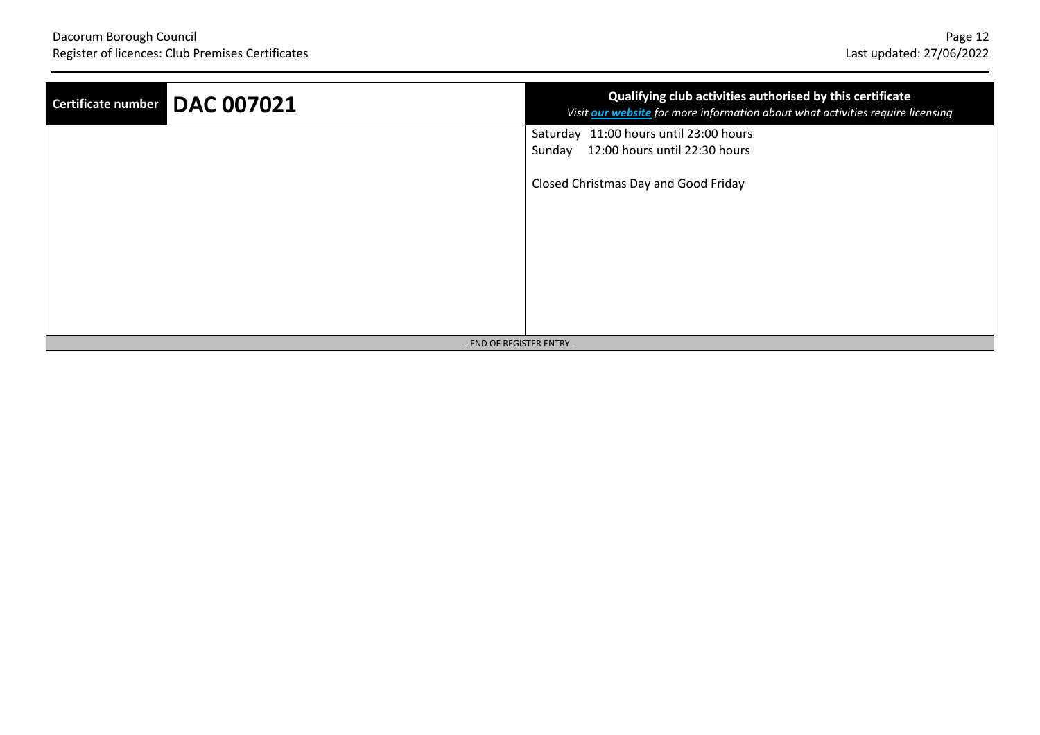| Certificate number | DAC 007021 | Qualifying club activities authorised by this certificate<br>*Visit **our website** for more information about what activities require licensing* |
|---|---|---|
| | | Saturday 11:00 hours until 23:00 hours<br>Sunday 12:00 hours until 22:30 hours<br><br>Closed Christmas Day and Good Friday |

- END OF REGISTER ENTRY -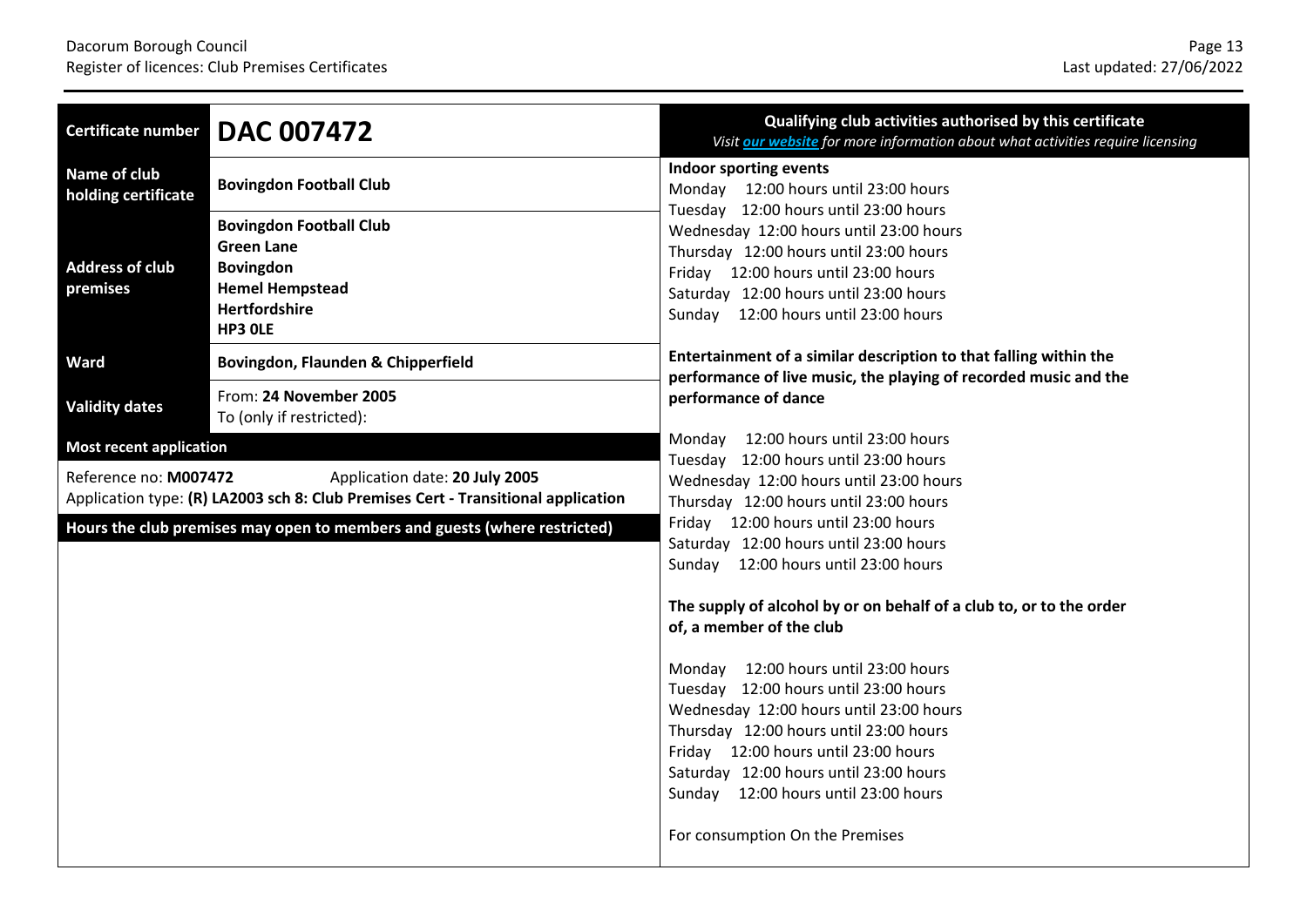| Certificate number | DAC 007472 |
|---|---|
| Name of club holding certificate | **Bovingdon Football Club** |
| Address of club premises | **Bovingdon Football Club**<br>**Green Lane**<br>**Bovingdon**<br>**Hemel Hempstead**<br>**Hertfordshire**<br>**HP3 0LE** |
| Ward | **Bovingdon, Flaunden & Chipperfield** |
| Validity dates | From: **24 November 2005**<br>To (only if restricted): |

**Most recent application**

Reference no: **M007472** Application date: **20 July 2005**
Application type: **(R) LA2003 sch 8: Club Premises Cert - Transitional application**

**Hours the club premises may open to members and guests (where restricted)**

**Qualifying club activities authorised by this certificate**

*Visit our website for more information about what activities require licensing*

**Indoor sporting events**

Monday 12:00 hours until 23:00 hours
Tuesday 12:00 hours until 23:00 hours
Wednesday 12:00 hours until 23:00 hours
Thursday 12:00 hours until 23:00 hours
Friday 12:00 hours until 23:00 hours
Saturday 12:00 hours until 23:00 hours
Sunday 12:00 hours until 23:00 hours

**Entertainment of a similar description to that falling within the performance of live music, the playing of recorded music and the performance of dance**

Monday 12:00 hours until 23:00 hours
Tuesday 12:00 hours until 23:00 hours
Wednesday 12:00 hours until 23:00 hours
Thursday 12:00 hours until 23:00 hours
Friday 12:00 hours until 23:00 hours
Saturday 12:00 hours until 23:00 hours
Sunday 12:00 hours until 23:00 hours

**The supply of alcohol by or on behalf of a club to, or to the order of, a member of the club**

Monday 12:00 hours until 23:00 hours
Tuesday 12:00 hours until 23:00 hours
Wednesday 12:00 hours until 23:00 hours
Thursday 12:00 hours until 23:00 hours
Friday 12:00 hours until 23:00 hours
Saturday 12:00 hours until 23:00 hours
Sunday 12:00 hours until 23:00 hours

For consumption On the Premises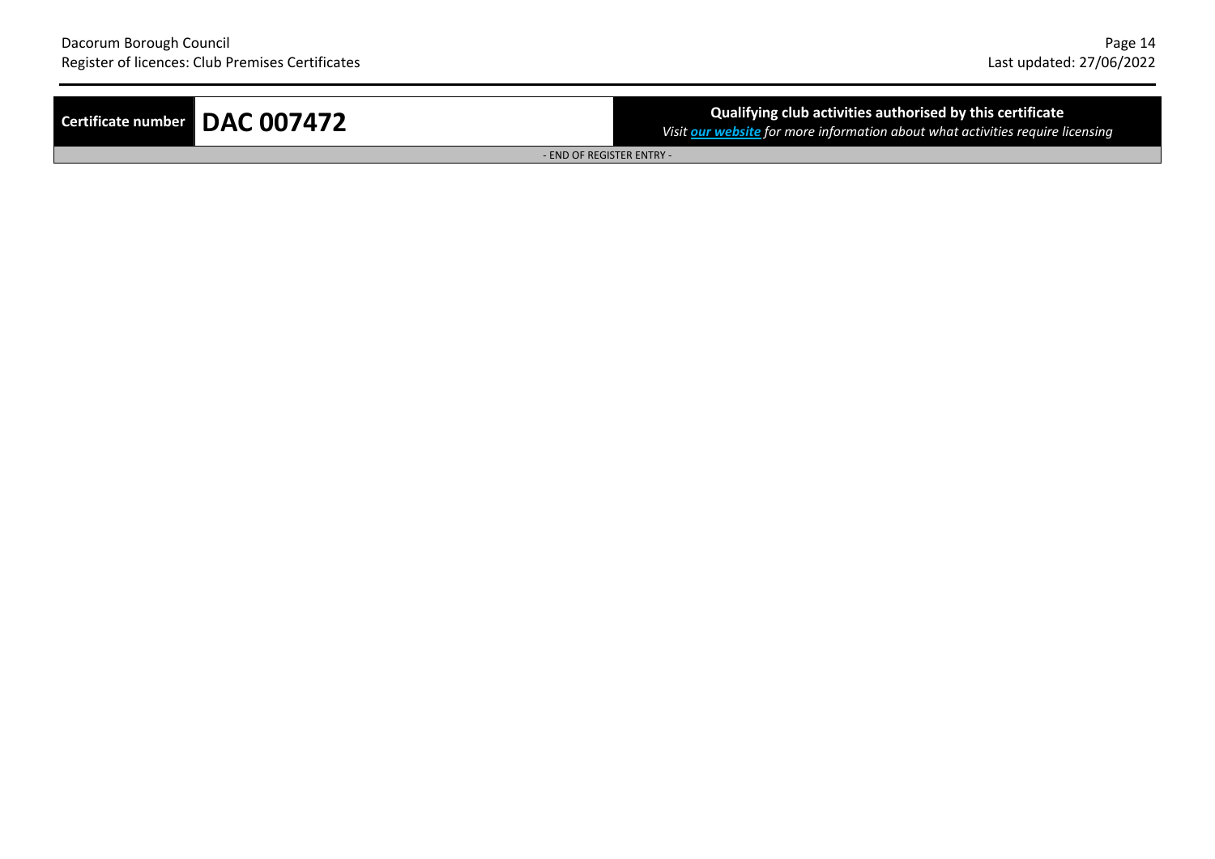| Certificate number | DAC 007472 | **Qualifying club activities authorised by this certificate**<br>*Visit [our website](#) for more information about what activities require licensing* |
| --- | --- | --- |
| - END OF REGISTER ENTRY - | | |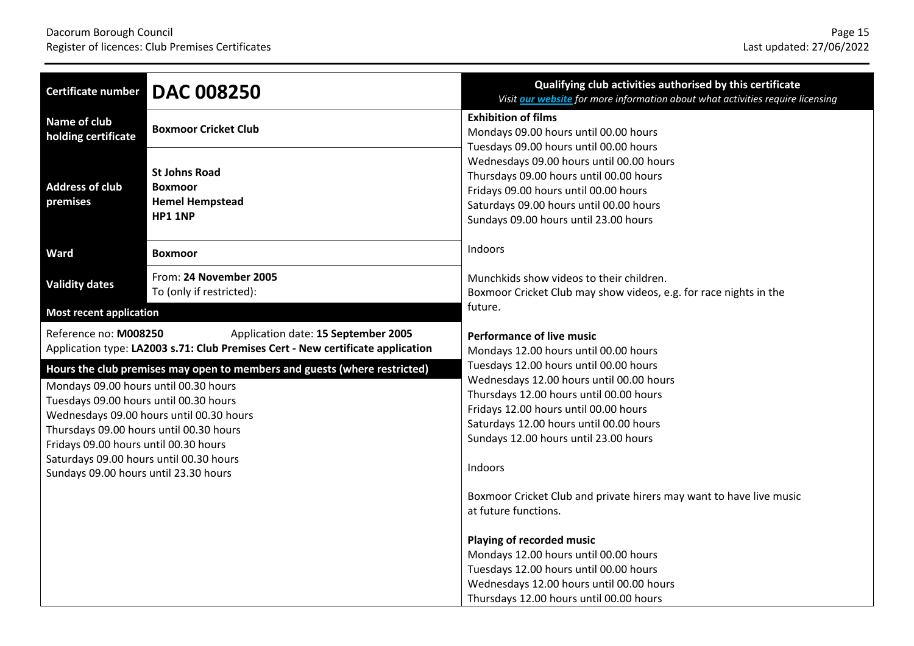| Certificate number | DAC 008250 |
|---|---|
| Name of club holding certificate | **Boxmoor Cricket Club** |
| Address of club premises | **St Johns Road**<br>**Boxmoor**<br>**Hemel Hempstead**<br>**HP1 1NP** |
| Ward | **Boxmoor** |
| Validity dates | From: **24 November 2005**<br>To (only if restricted): |

**Most recent application**

Reference no: **M008250** Application date: **15 September 2005**
Application type: **LA2003 s.71: Club Premises Cert - New certificate application**

**Hours the club premises may open to members and guests (where restricted)**

Mondays 09.00 hours until 00.30 hours
Tuesdays 09.00 hours until 00.30 hours
Wednesdays 09.00 hours until 00.30 hours
Thursdays 09.00 hours until 00.30 hours
Fridays 09.00 hours until 00.30 hours
Saturdays 09.00 hours until 00.30 hours
Sundays 09.00 hours until 23.30 hours

**Qualifying club activities authorised by this certificate**

*Visit our website for more information about what activities require licensing*

**Exhibition of films**
Mondays 09.00 hours until 00.00 hours
Tuesdays 09.00 hours until 00.00 hours
Wednesdays 09.00 hours until 00.00 hours
Thursdays 09.00 hours until 00.00 hours
Fridays 09.00 hours until 00.00 hours
Saturdays 09.00 hours until 00.00 hours
Sundays 09.00 hours until 23.00 hours

Indoors

Munchkids show videos to their children.
Boxmoor Cricket Club may show videos, e.g. for race nights in the future.

**Performance of live music**
Mondays 12.00 hours until 00.00 hours
Tuesdays 12.00 hours until 00.00 hours
Wednesdays 12.00 hours until 00.00 hours
Thursdays 12.00 hours until 00.00 hours
Fridays 12.00 hours until 00.00 hours
Saturdays 12.00 hours until 00.00 hours
Sundays 12.00 hours until 23.00 hours

Indoors

Boxmoor Cricket Club and private hirers may want to have live music at future functions.

**Playing of recorded music**
Mondays 12.00 hours until 00.00 hours
Tuesdays 12.00 hours until 00.00 hours
Wednesdays 12.00 hours until 00.00 hours
Thursdays 12.00 hours until 00.00 hours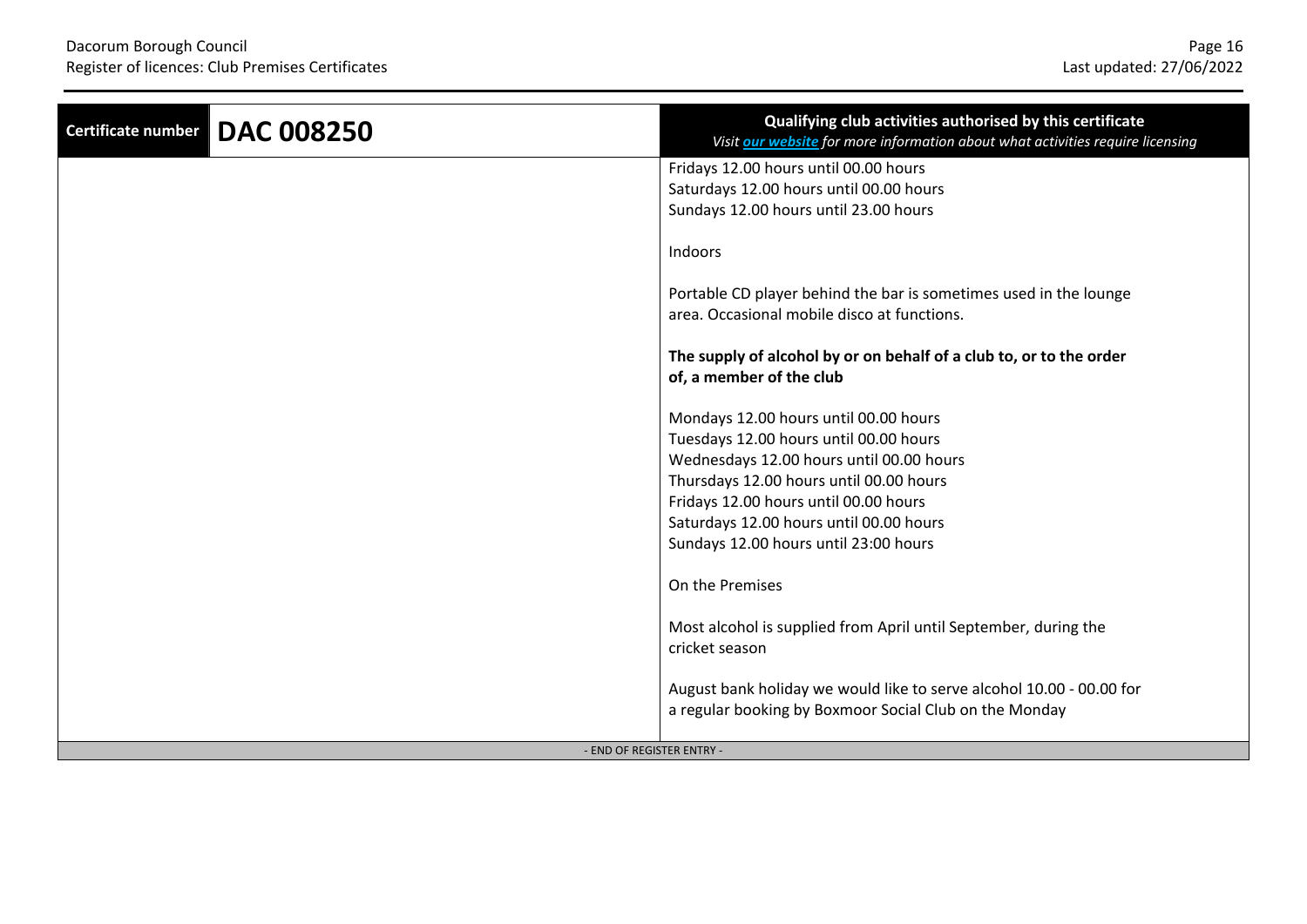| Certificate number | DAC 008250 | Qualifying club activities authorised by this certificate *Visit [our website](#) for more information about what activities require licensing* |
|---|---|---|
| | | Fridays 12.00 hours until 00.00 hours<br>Saturdays 12.00 hours until 00.00 hours<br>Sundays 12.00 hours until 23.00 hours<br><br>Indoors<br><br>Portable CD player behind the bar is sometimes used in the lounge area. Occasional mobile disco at functions.<br><br>**The supply of alcohol by or on behalf of a club to, or to the order of, a member of the club**<br><br>Mondays 12.00 hours until 00.00 hours<br>Tuesdays 12.00 hours until 00.00 hours<br>Wednesdays 12.00 hours until 00.00 hours<br>Thursdays 12.00 hours until 00.00 hours<br>Fridays 12.00 hours until 00.00 hours<br>Saturdays 12.00 hours until 00.00 hours<br>Sundays 12.00 hours until 23:00 hours<br><br>On the Premises<br><br>Most alcohol is supplied from April until September, during the cricket season<br><br>August bank holiday we would like to serve alcohol 10.00 - 00.00 for a regular booking by Boxmoor Social Club on the Monday |

- END OF REGISTER ENTRY -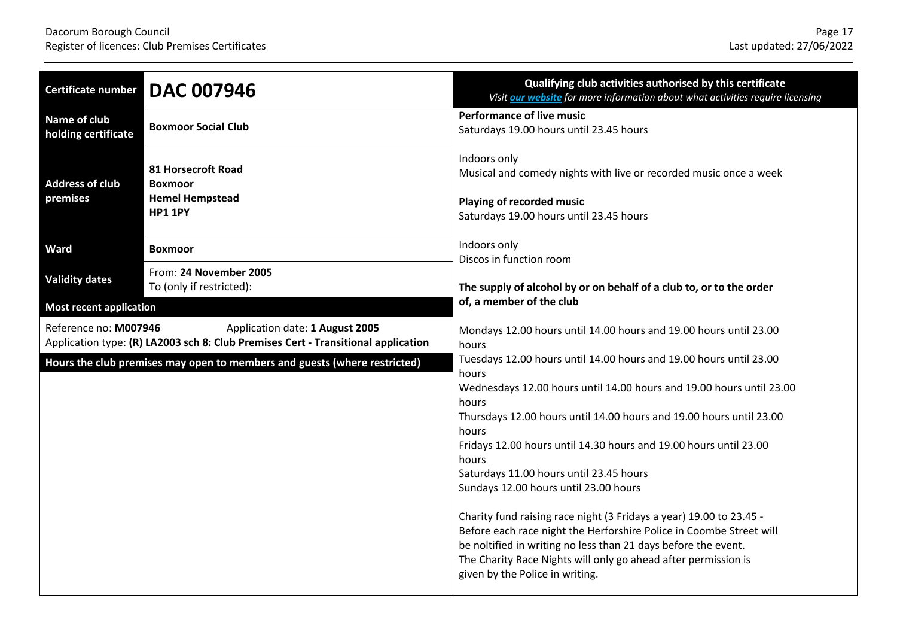| Certificate number | **DAC 007946** |
|---|---|
| Name of club holding certificate | **Boxmoor Social Club** |
| Address of club premises | **81 Horsecroft Road**<br>**Boxmoor**<br>**Hemel Hempstead**<br>**HP1 1PY** |
| Ward | **Boxmoor** |
| Validity dates | From: **24 November 2005**<br>To (only if restricted): |

**Most recent application**

Reference no: **M007946** Application date: **1 August 2005**
Application type: **(R) LA2003 sch 8: Club Premises Cert - Transitional application**

**Hours the club premises may open to members and guests (where restricted)**

## Qualifying club activities authorised by this certificate

*Visit our website for more information about what activities require licensing*

**Performance of live music**
Saturdays 19.00 hours until 23.45 hours

Indoors only
Musical and comedy nights with live or recorded music once a week

**Playing of recorded music**
Saturdays 19.00 hours until 23.45 hours

Indoors only
Discos in function room

**The supply of alcohol by or on behalf of a club to, or to the order of, a member of the club**

Mondays 12.00 hours until 14.00 hours and 19.00 hours until 23.00 hours
Tuesdays 12.00 hours until 14.00 hours and 19.00 hours until 23.00 hours
Wednesdays 12.00 hours until 14.00 hours and 19.00 hours until 23.00 hours
Thursdays 12.00 hours until 14.00 hours and 19.00 hours until 23.00 hours
Fridays 12.00 hours until 14.30 hours and 19.00 hours until 23.00 hours
Saturdays 11.00 hours until 23.45 hours
Sundays 12.00 hours until 23.00 hours

Charity fund raising race night (3 Fridays a year) 19.00 to 23.45 -
Before each race night the Herforshire Police in Coombe Street will be noltified in writing no less than 21 days before the event.
The Charity Race Nights will only go ahead after permission is given by the Police in writing.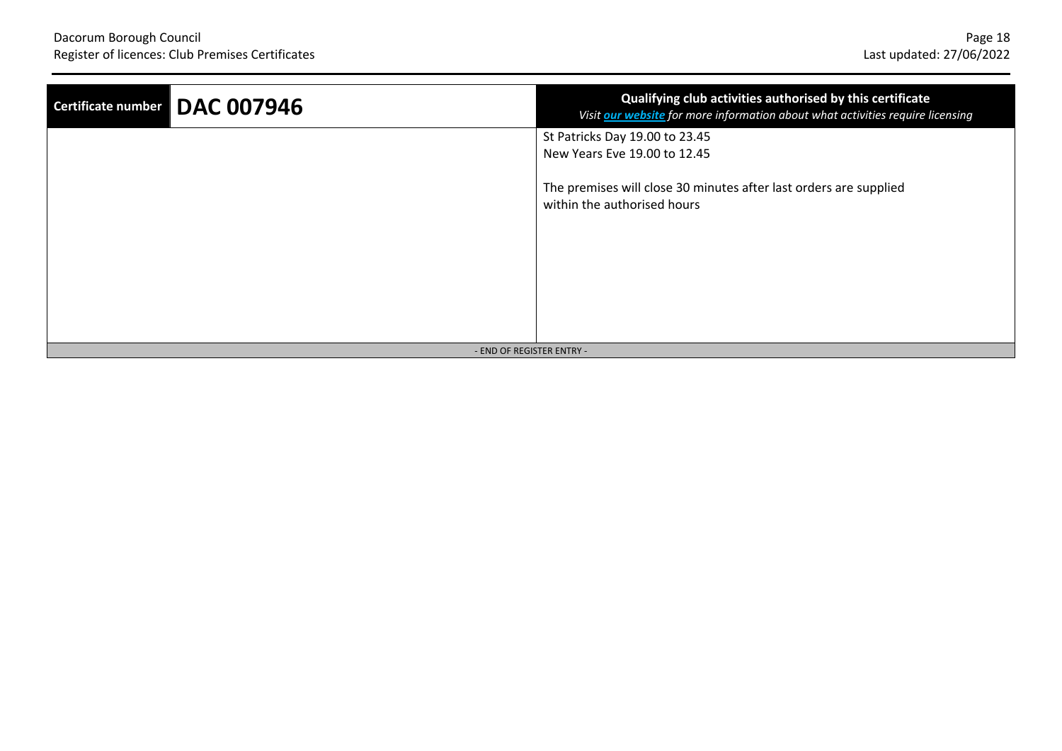| Certificate number | DAC 007946 | Qualifying club activities authorised by this certificate<br>*Visit **our website** for more information about what activities require licensing* |
|---|---|---|
| | | St Patricks Day 19.00 to 23.45<br>New Years Eve 19.00 to 12.45<br><br>The premises will close 30 minutes after last orders are supplied within the authorised hours |

- END OF REGISTER ENTRY -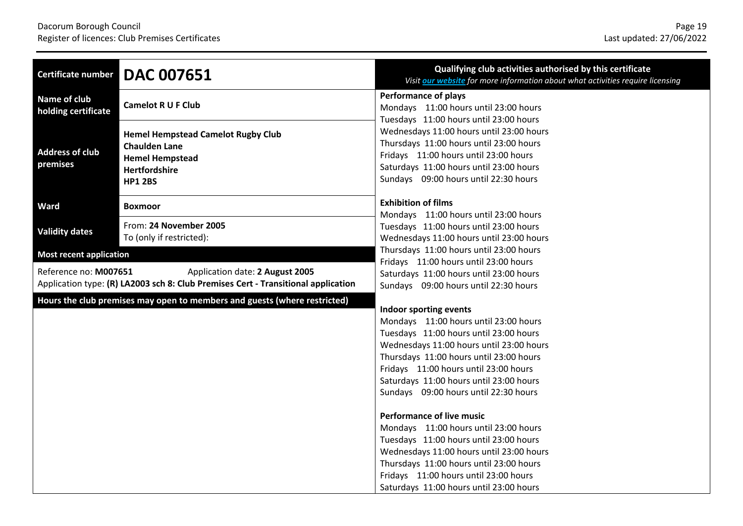| Certificate number | **DAC 007651** |
|---|---|
| Name of club holding certificate | **Camelot R U F Club** |
| Address of club premises | **Hemel Hempstead Camelot Rugby Club**<br>**Chaulden Lane**<br>**Hemel Hempstead**<br>**Hertfordshire**<br>**HP1 2BS** |
| Ward | **Boxmoor** |
| Validity dates | From: **24 November 2005**<br>To (only if restricted): |

**Most recent application**

Reference no: **M007651** Application date: **2 August 2005**
Application type: **(R) LA2003 sch 8: Club Premises Cert - Transitional application**

**Hours the club premises may open to members and guests (where restricted)**

**Qualifying club activities authorised by this certificate**
*Visit our website for more information about what activities require licensing*

**Performance of plays**
Mondays 11:00 hours until 23:00 hours
Tuesdays 11:00 hours until 23:00 hours
Wednesdays 11:00 hours until 23:00 hours
Thursdays 11:00 hours until 23:00 hours
Fridays 11:00 hours until 23:00 hours
Saturdays 11:00 hours until 23:00 hours
Sundays 09:00 hours until 22:30 hours

**Exhibition of films**
Mondays 11:00 hours until 23:00 hours
Tuesdays 11:00 hours until 23:00 hours
Wednesdays 11:00 hours until 23:00 hours
Thursdays 11:00 hours until 23:00 hours
Fridays 11:00 hours until 23:00 hours
Saturdays 11:00 hours until 23:00 hours
Sundays 09:00 hours until 22:30 hours

**Indoor sporting events**
Mondays 11:00 hours until 23:00 hours
Tuesdays 11:00 hours until 23:00 hours
Wednesdays 11:00 hours until 23:00 hours
Thursdays 11:00 hours until 23:00 hours
Fridays 11:00 hours until 23:00 hours
Saturdays 11:00 hours until 23:00 hours
Sundays 09:00 hours until 22:30 hours

**Performance of live music**
Mondays 11:00 hours until 23:00 hours
Tuesdays 11:00 hours until 23:00 hours
Wednesdays 11:00 hours until 23:00 hours
Thursdays 11:00 hours until 23:00 hours
Fridays 11:00 hours until 23:00 hours
Saturdays 11:00 hours until 23:00 hours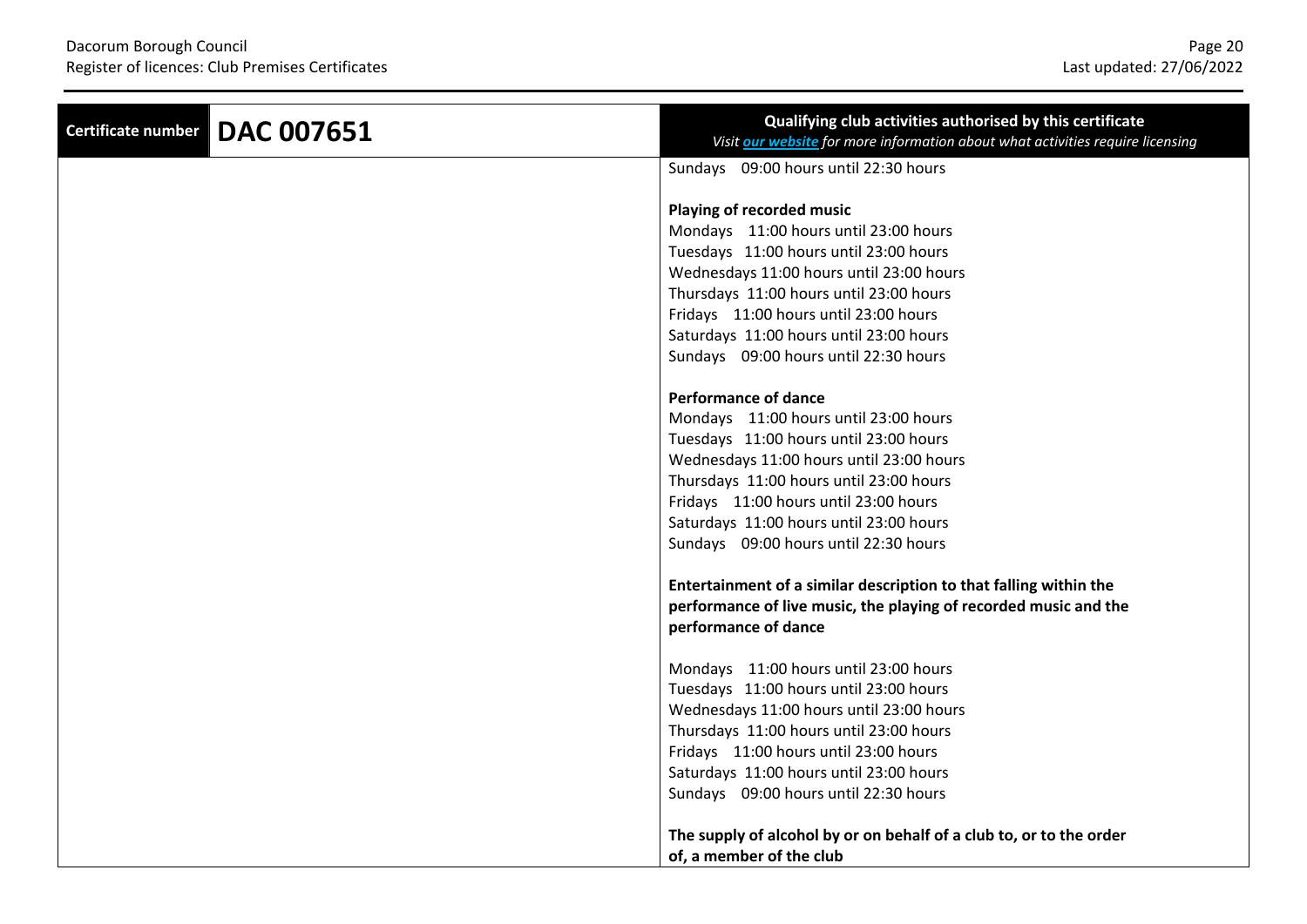| Certificate number | DAC 007651 | Qualifying club activities authorised by this certificate<br>*Visit [our website](#) for more information about what activities require licensing* |
|---|---|---|
| | | Sundays 09:00 hours until 22:30 hours<br><br>**Playing of recorded music**<br>Mondays 11:00 hours until 23:00 hours<br>Tuesdays 11:00 hours until 23:00 hours<br>Wednesdays 11:00 hours until 23:00 hours<br>Thursdays 11:00 hours until 23:00 hours<br>Fridays 11:00 hours until 23:00 hours<br>Saturdays 11:00 hours until 23:00 hours<br>Sundays 09:00 hours until 22:30 hours<br><br>**Performance of dance**<br>Mondays 11:00 hours until 23:00 hours<br>Tuesdays 11:00 hours until 23:00 hours<br>Wednesdays 11:00 hours until 23:00 hours<br>Thursdays 11:00 hours until 23:00 hours<br>Fridays 11:00 hours until 23:00 hours<br>Saturdays 11:00 hours until 23:00 hours<br>Sundays 09:00 hours until 22:30 hours<br><br>**Entertainment of a similar description to that falling within the performance of live music, the playing of recorded music and the performance of dance**<br><br>Mondays 11:00 hours until 23:00 hours<br>Tuesdays 11:00 hours until 23:00 hours<br>Wednesdays 11:00 hours until 23:00 hours<br>Thursdays 11:00 hours until 23:00 hours<br>Fridays 11:00 hours until 23:00 hours<br>Saturdays 11:00 hours until 23:00 hours<br>Sundays 09:00 hours until 22:30 hours<br><br>**The supply of alcohol by or on behalf of a club to, or to the order of, a member of the club** |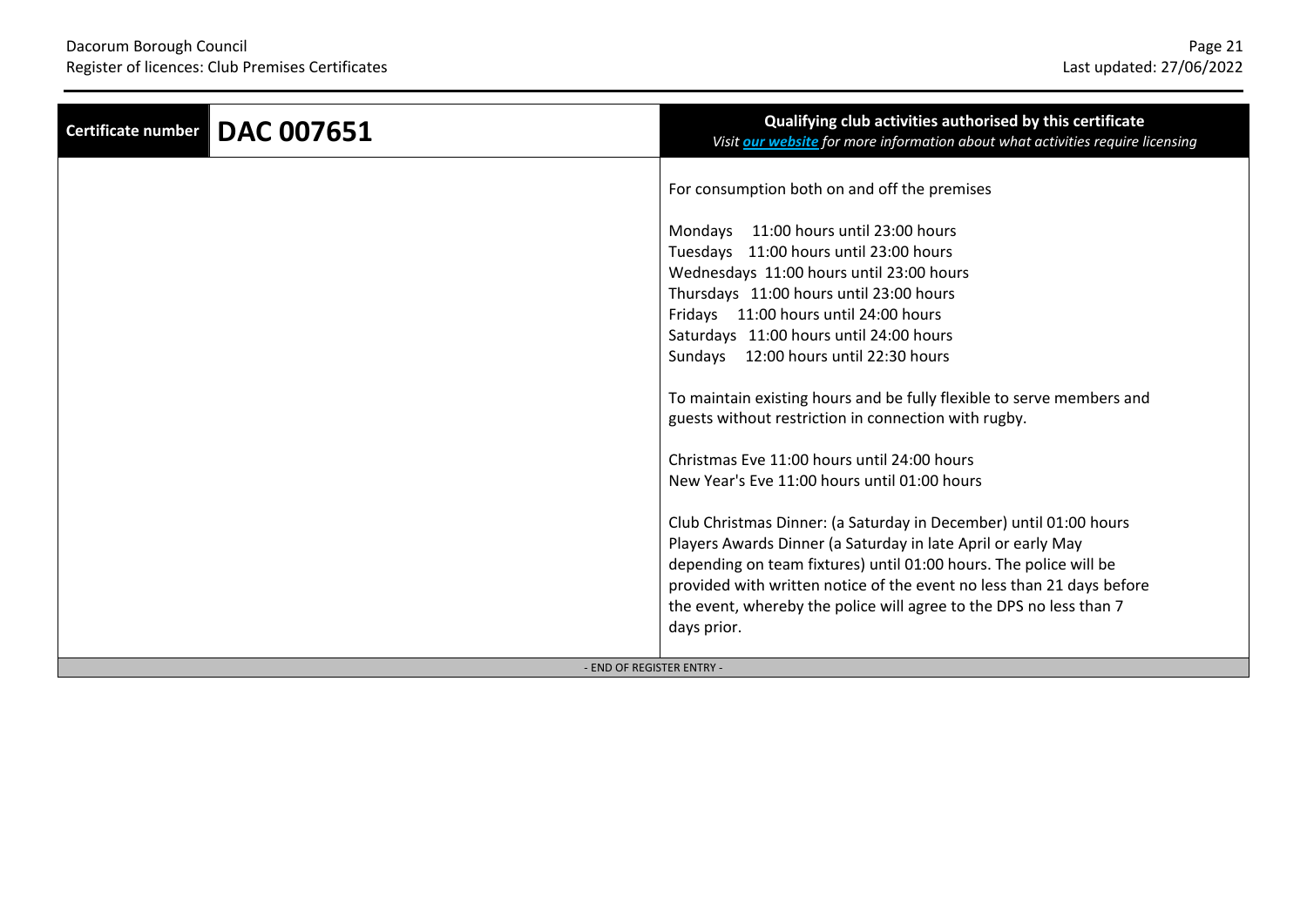| Certificate number | DAC 007651 | Qualifying club activities authorised by this certificate<br>*Visit [our website](#) for more information about what activities require licensing* |
|---|---|---|
| | | For consumption both on and off the premises<br><br>Mondays 11:00 hours until 23:00 hours<br>Tuesdays 11:00 hours until 23:00 hours<br>Wednesdays 11:00 hours until 23:00 hours<br>Thursdays 11:00 hours until 23:00 hours<br>Fridays 11:00 hours until 24:00 hours<br>Saturdays 11:00 hours until 24:00 hours<br>Sundays 12:00 hours until 22:30 hours<br><br>To maintain existing hours and be fully flexible to serve members and guests without restriction in connection with rugby.<br><br>Christmas Eve 11:00 hours until 24:00 hours<br>New Year's Eve 11:00 hours until 01:00 hours<br><br>Club Christmas Dinner: (a Saturday in December) until 01:00 hours<br>Players Awards Dinner (a Saturday in late April or early May depending on team fixtures) until 01:00 hours. The police will be provided with written notice of the event no less than 21 days before the event, whereby the police will agree to the DPS no less than 7 days prior. |

- END OF REGISTER ENTRY -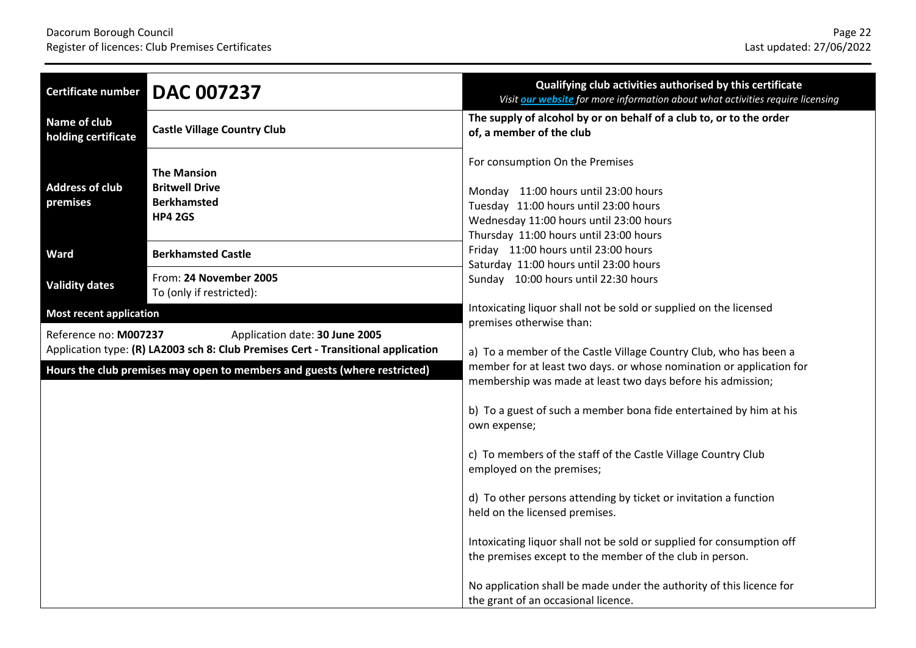| Certificate number | **DAC 007237** |
|---|---|
| Name of club holding certificate | **Castle Village Country Club** |
| Address of club premises | **The Mansion**<br>**Britwell Drive**<br>**Berkhamsted**<br>**HP4 2GS** |
| Ward | **Berkhamsted Castle** |
| Validity dates | From: **24 November 2005**<br>To (only if restricted): |

**Most recent application**

Reference no: **M007237** Application date: **30 June 2005**

Application type: **(R) LA2003 sch 8: Club Premises Cert - Transitional application**

**Hours the club premises may open to members and guests (where restricted)**

**Qualifying club activities authorised by this certificate**

*Visit our website for more information about what activities require licensing*

**The supply of alcohol by or on behalf of a club to, or to the order of, a member of the club**

For consumption On the Premises

Monday 11:00 hours until 23:00 hours
Tuesday 11:00 hours until 23:00 hours
Wednesday 11:00 hours until 23:00 hours
Thursday 11:00 hours until 23:00 hours
Friday 11:00 hours until 23:00 hours
Saturday 11:00 hours until 23:00 hours
Sunday 10:00 hours until 22:30 hours

Intoxicating liquor shall not be sold or supplied on the licensed premises otherwise than:

a) To a member of the Castle Village Country Club, who has been a member for at least two days. or whose nomination or application for membership was made at least two days before his admission;

b) To a guest of such a member bona fide entertained by him at his own expense;

c) To members of the staff of the Castle Village Country Club employed on the premises;

d) To other persons attending by ticket or invitation a function held on the licensed premises.

Intoxicating liquor shall not be sold or supplied for consumption off the premises except to the member of the club in person.

No application shall be made under the authority of this licence for the grant of an occasional licence.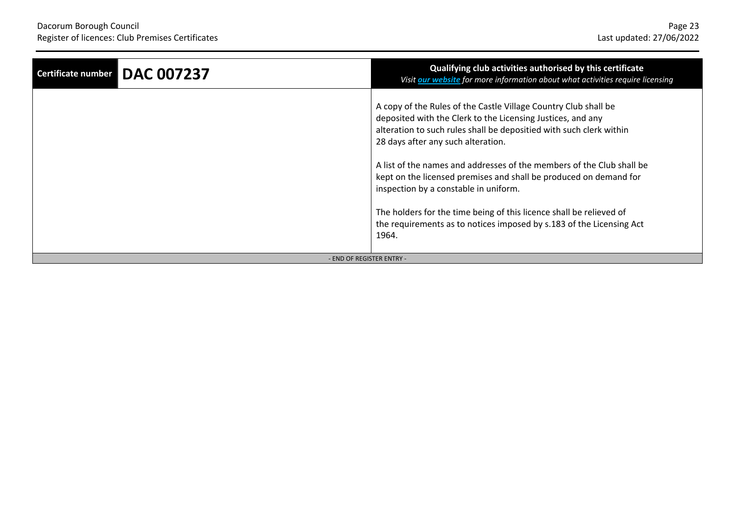| Certificate number | DAC 007237 | **Qualifying club activities authorised by this certificate** *Visit our website for more information about what activities require licensing* |
|---|---|---|
| | | A copy of the Rules of the Castle Village Country Club shall be deposited with the Clerk to the Licensing Justices, and any alteration to such rules shall be depositied with such clerk within 28 days after any such alteration.<br><br>A list of the names and addresses of the members of the Club shall be kept on the licensed premises and shall be produced on demand for inspection by a constable in uniform.<br><br>The holders for the time being of this licence shall be relieved of the requirements as to notices imposed by s.183 of the Licensing Act 1964. |

- END OF REGISTER ENTRY -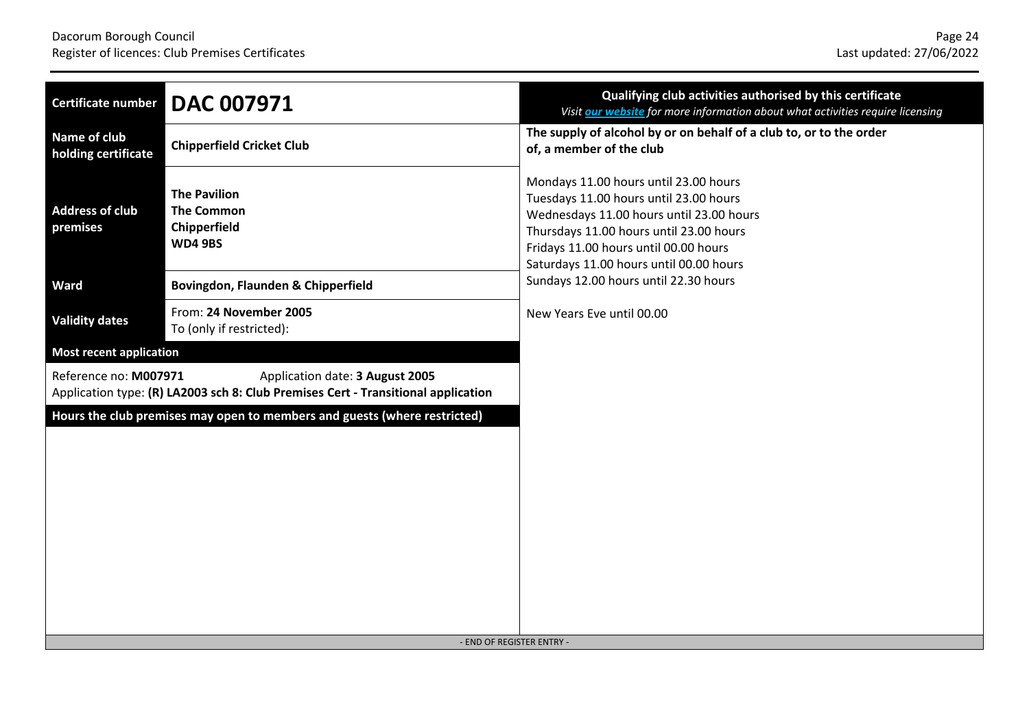| Certificate number | **DAC 007971** |
|---|---|
| Name of club holding certificate | **Chipperfield Cricket Club** |
| Address of club premises | **The Pavilion**<br>**The Common**<br>**Chipperfield**<br>**WD4 9BS** |
| Ward | **Bovingdon, Flaunden & Chipperfield** |
| Validity dates | From: **24 November 2005**<br>To (only if restricted): |

**Most recent application**

Reference no: **M007971** Application date: **3 August 2005**
Application type: **(R) LA2003 sch 8: Club Premises Cert - Transitional application**

**Hours the club premises may open to members and guests (where restricted)**

**Qualifying club activities authorised by this certificate**
*Visit our website for more information about what activities require licensing*

**The supply of alcohol by or on behalf of a club to, or to the order of, a member of the club**

Mondays 11.00 hours until 23.00 hours
Tuesdays 11.00 hours until 23.00 hours
Wednesdays 11.00 hours until 23.00 hours
Thursdays 11.00 hours until 23.00 hours
Fridays 11.00 hours until 00.00 hours
Saturdays 11.00 hours until 00.00 hours
Sundays 12.00 hours until 22.30 hours

New Years Eve until 00.00

- END OF REGISTER ENTRY -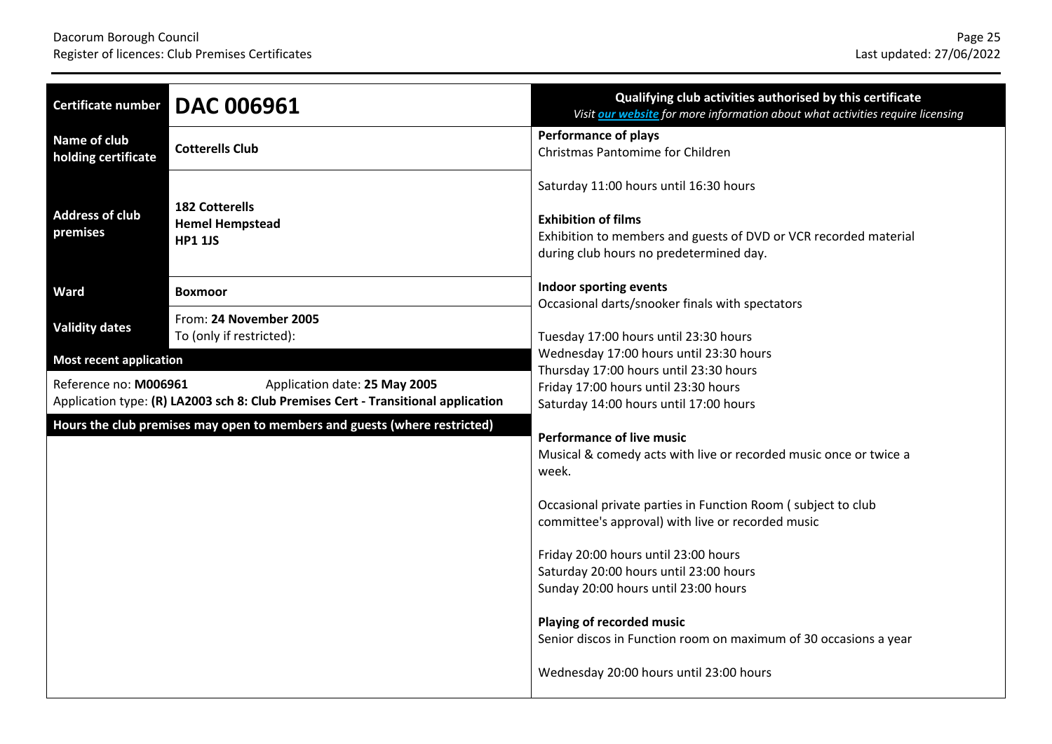| Certificate number | **DAC 006961** |
|---|---|
| Name of club holding certificate | **Cotterells Club** |
| Address of club premises | **182 Cotterells**<br>**Hemel Hempstead**<br>**HP1 1JS** |
| Ward | **Boxmoor** |
| Validity dates | From: **24 November 2005**<br>To (only if restricted): |

**Most recent application**

Reference no: **M006961** Application date: **25 May 2005**
Application type: **(R) LA2003 sch 8: Club Premises Cert - Transitional application**

**Hours the club premises may open to members and guests (where restricted)**

**Qualifying club activities authorised by this certificate**
*Visit our website for more information about what activities require licensing*

**Performance of plays**
Christmas Pantomime for Children

Saturday 11:00 hours until 16:30 hours

**Exhibition of films**
Exhibition to members and guests of DVD or VCR recorded material during club hours no predetermined day.

**Indoor sporting events**
Occasional darts/snooker finals with spectators

Tuesday 17:00 hours until 23:30 hours
Wednesday 17:00 hours until 23:30 hours
Thursday 17:00 hours until 23:30 hours
Friday 17:00 hours until 23:30 hours
Saturday 14:00 hours until 17:00 hours

**Performance of live music**
Musical & comedy acts with live or recorded music once or twice a week.

Occasional private parties in Function Room ( subject to club committee's approval) with live or recorded music

Friday 20:00 hours until 23:00 hours
Saturday 20:00 hours until 23:00 hours
Sunday 20:00 hours until 23:00 hours

**Playing of recorded music**
Senior discos in Function room on maximum of 30 occasions a year

Wednesday 20:00 hours until 23:00 hours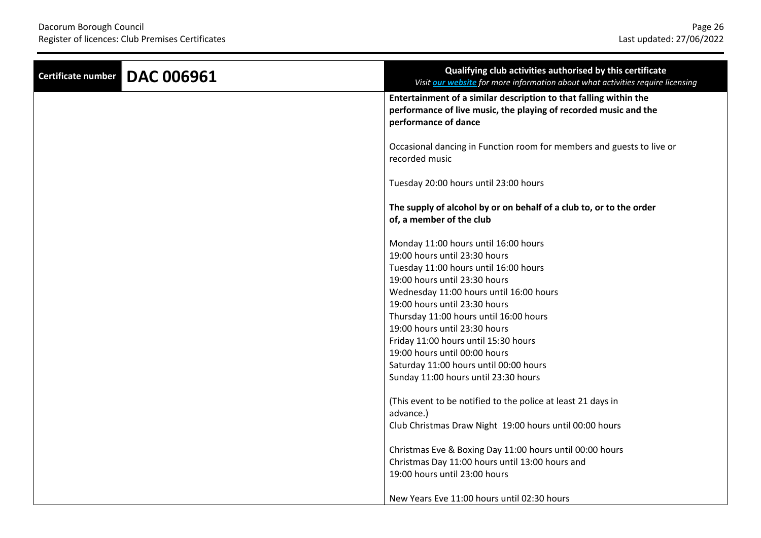| Certificate number | DAC 006961 | **Qualifying club activities authorised by this certificate**<br>*Visit [our website](#) for more information about what activities require licensing* |
|---|---|---|
| | | **Entertainment of a similar description to that falling within the performance of live music, the playing of recorded music and the performance of dance**<br><br>Occasional dancing in Function room for members and guests to live or recorded music<br><br>Tuesday 20:00 hours until 23:00 hours<br><br>**The supply of alcohol by or on behalf of a club to, or to the order of, a member of the club**<br><br>Monday 11:00 hours until 16:00 hours<br>19:00 hours until 23:30 hours<br>Tuesday 11:00 hours until 16:00 hours<br>19:00 hours until 23:30 hours<br>Wednesday 11:00 hours until 16:00 hours<br>19:00 hours until 23:30 hours<br>Thursday 11:00 hours until 16:00 hours<br>19:00 hours until 23:30 hours<br>Friday 11:00 hours until 15:30 hours<br>19:00 hours until 00:00 hours<br>Saturday 11:00 hours until 00:00 hours<br>Sunday 11:00 hours until 23:30 hours<br><br>(This event to be notified to the police at least 21 days in advance.)<br>Club Christmas Draw Night 19:00 hours until 00:00 hours<br><br>Christmas Eve & Boxing Day 11:00 hours until 00:00 hours<br>Christmas Day 11:00 hours until 13:00 hours and<br>19:00 hours until 23:00 hours<br><br>New Years Eve 11:00 hours until 02:30 hours |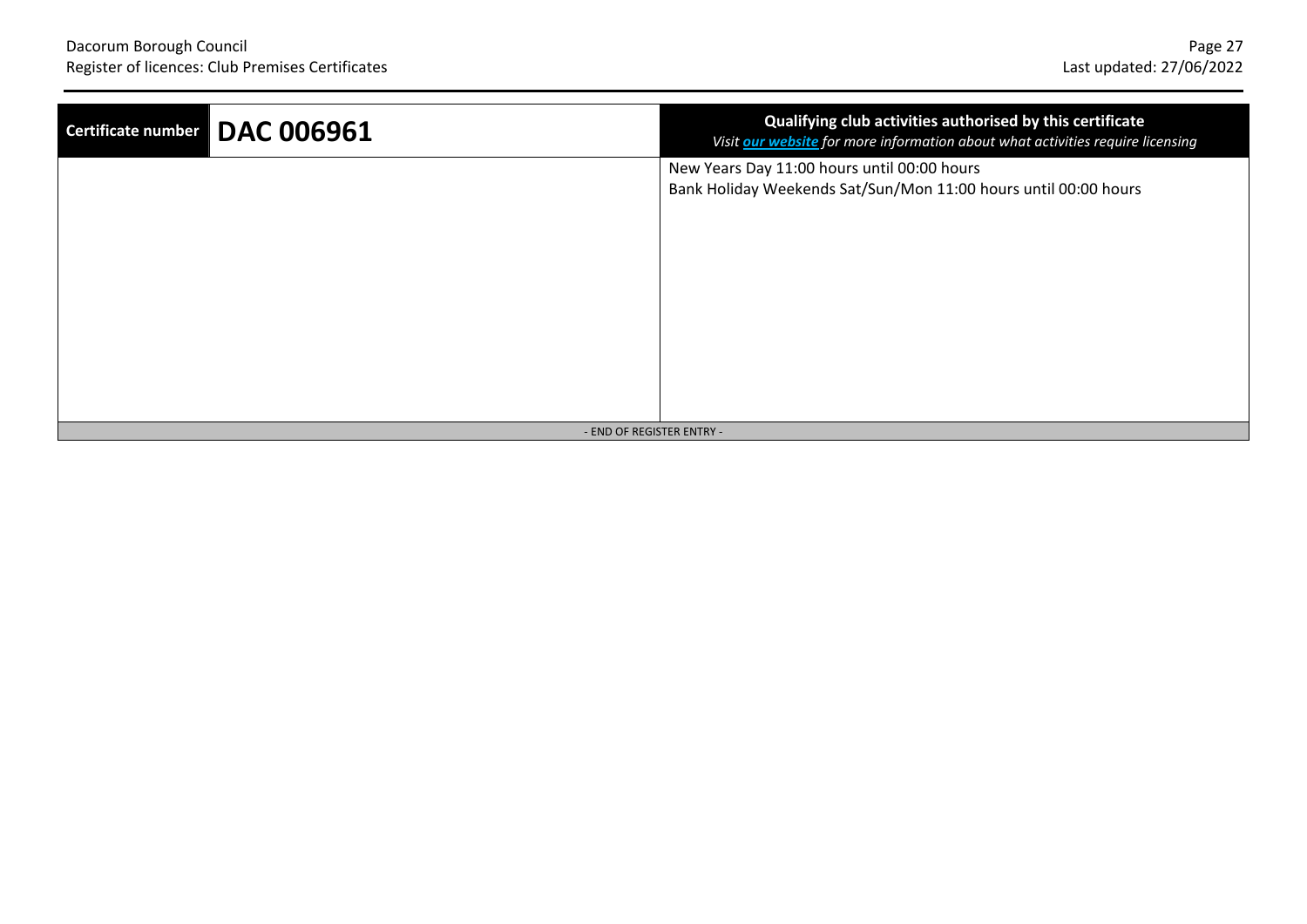| Certificate number | DAC 006961 | Qualifying club activities authorised by this certificate *Visit [our website](#) for more information about what activities require licensing* |
|---|---|---|
| | | New Years Day 11:00 hours until 00:00 hours<br>Bank Holiday Weekends Sat/Sun/Mon 11:00 hours until 00:00 hours |

- END OF REGISTER ENTRY -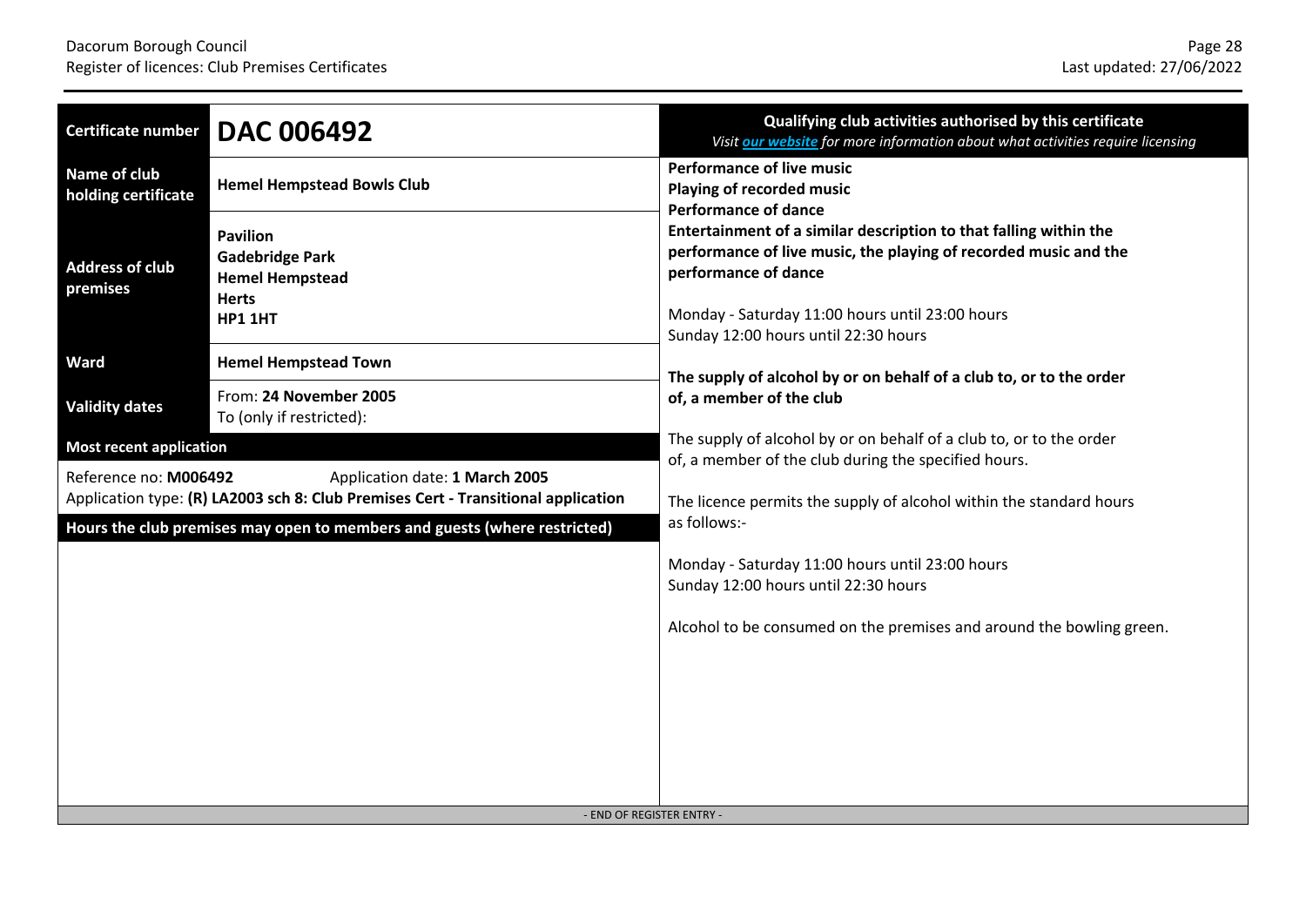| Certificate number | DAC 006492 |
| --- | --- |
| Name of club holding certificate | **Hemel Hempstead Bowls Club** |
| Address of club premises | **Pavilion**<br>**Gadebridge Park**<br>**Hemel Hempstead**<br>**Herts**<br>**HP1 1HT** |
| Ward | **Hemel Hempstead Town** |
| Validity dates | From: **24 November 2005**<br>To (only if restricted): |

**Most recent application**

Reference no: **M006492** Application date: **1 March 2005**
Application type: **(R) LA2003 sch 8: Club Premises Cert - Transitional application**

**Hours the club premises may open to members and guests (where restricted)**

**Qualifying club activities authorised by this certificate**
*Visit our website for more information about what activities require licensing*

**Performance of live music**
**Playing of recorded music**
**Performance of dance**
**Entertainment of a similar description to that falling within the performance of live music, the playing of recorded music and the performance of dance**

Monday - Saturday 11:00 hours until 23:00 hours
Sunday 12:00 hours until 22:30 hours

**The supply of alcohol by or on behalf of a club to, or to the order of, a member of the club**

The supply of alcohol by or on behalf of a club to, or to the order of, a member of the club during the specified hours.

The licence permits the supply of alcohol within the standard hours as follows:-

Monday - Saturday 11:00 hours until 23:00 hours
Sunday 12:00 hours until 22:30 hours

Alcohol to be consumed on the premises and around the bowling green.

- END OF REGISTER ENTRY -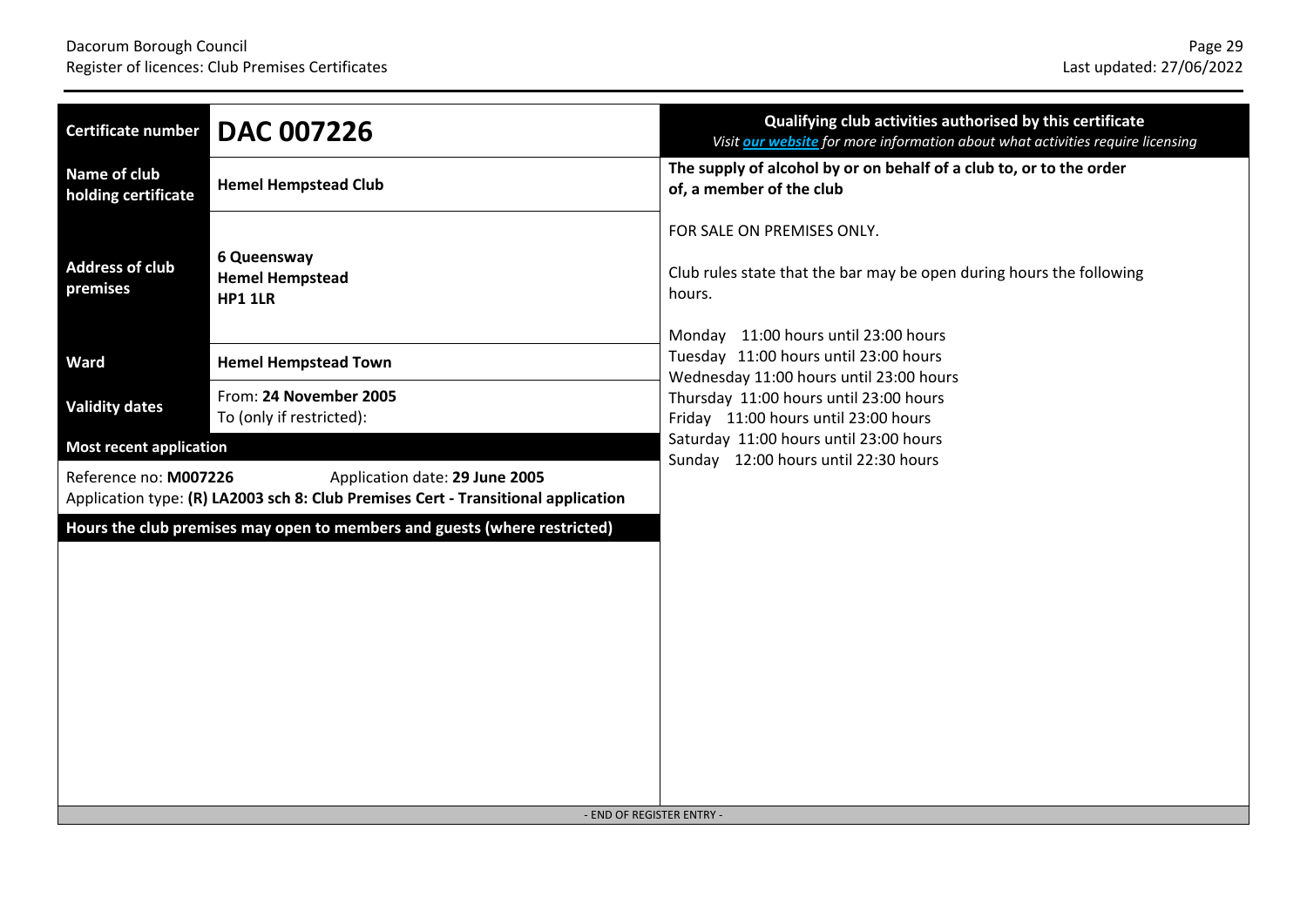| Certificate number | **DAC 007226** |
| --- | --- |
| Name of club holding certificate | **Hemel Hempstead Club** |
| Address of club premises | **6 Queensway**<br>**Hemel Hempstead**<br>**HP1 1LR** |
| Ward | **Hemel Hempstead Town** |
| Validity dates | From: **24 November 2005**<br>To (only if restricted): |

**Most recent application**

Reference no: **M007226** Application date: **29 June 2005**
Application type: **(R) LA2003 sch 8: Club Premises Cert - Transitional application**

**Hours the club premises may open to members and guests (where restricted)**

**Qualifying club activities authorised by this certificate**
*Visit our website for more information about what activities require licensing*

**The supply of alcohol by or on behalf of a club to, or to the order of, a member of the club**

FOR SALE ON PREMISES ONLY.

Club rules state that the bar may be open during hours the following hours.

Monday 11:00 hours until 23:00 hours
Tuesday 11:00 hours until 23:00 hours
Wednesday 11:00 hours until 23:00 hours
Thursday 11:00 hours until 23:00 hours
Friday 11:00 hours until 23:00 hours
Saturday 11:00 hours until 23:00 hours
Sunday 12:00 hours until 22:30 hours

- END OF REGISTER ENTRY -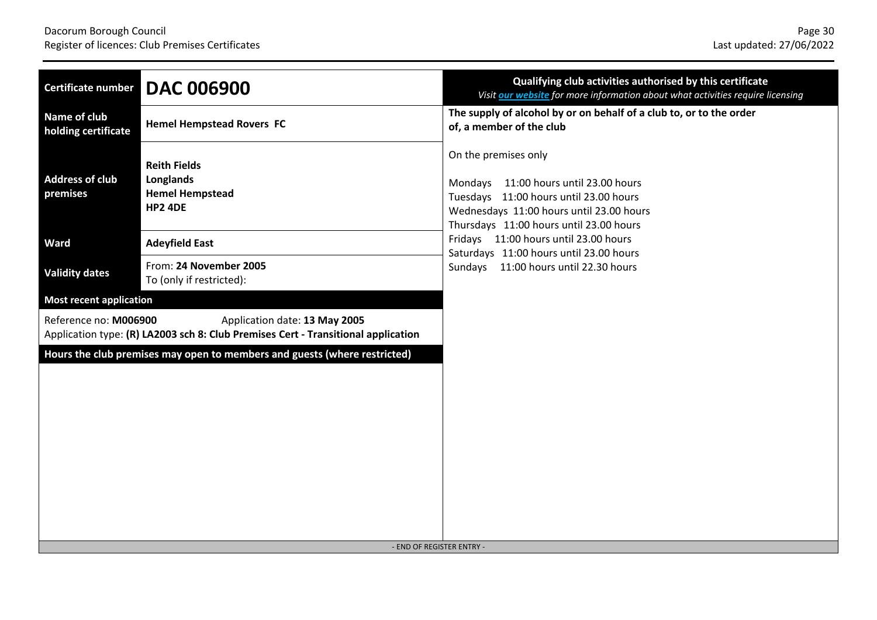| Certificate number | DAC 006900 |
| --- | --- |
| Name of club holding certificate | **Hemel Hempstead Rovers FC** |
| Address of club premises | **Reith Fields**<br>**Longlands**<br>**Hemel Hempstead**<br>**HP2 4DE** |
| Ward | **Adeyfield East** |
| Validity dates | From: **24 November 2005**<br>To (only if restricted): |

**Most recent application**

Reference no: **M006900** Application date: **13 May 2005**
Application type: **(R) LA2003 sch 8: Club Premises Cert - Transitional application**

**Hours the club premises may open to members and guests (where restricted)**

**Qualifying club activities authorised by this certificate**

*Visit our website for more information about what activities require licensing*

**The supply of alcohol by or on behalf of a club to, or to the order of, a member of the club**

On the premises only

Mondays 11:00 hours until 23.00 hours
Tuesdays 11:00 hours until 23.00 hours
Wednesdays 11:00 hours until 23.00 hours
Thursdays 11:00 hours until 23.00 hours
Fridays 11:00 hours until 23.00 hours
Saturdays 11:00 hours until 23.00 hours
Sundays 11:00 hours until 22.30 hours

- END OF REGISTER ENTRY -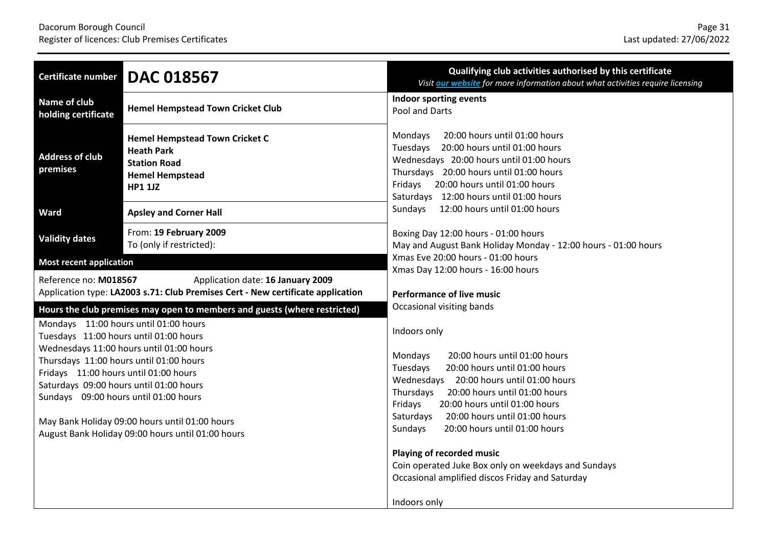| Certificate number | DAC 018567 |
|---|---|
| Name of club holding certificate | **Hemel Hempstead Town Cricket Club** |
| Address of club premises | **Hemel Hempstead Town Cricket C**<br>**Heath Park**<br>**Station Road**<br>**Hemel Hempstead**<br>**HP1 1JZ** |
| Ward | **Apsley and Corner Hall** |
| Validity dates | From: **19 February 2009**<br>To (only if restricted): |

**Most recent application**

Reference no: **M018567** Application date: **16 January 2009**
Application type: **LA2003 s.71: Club Premises Cert - New certificate application**

**Hours the club premises may open to members and guests (where restricted)**

Mondays 11:00 hours until 01:00 hours
Tuesdays 11:00 hours until 01:00 hours
Wednesdays 11:00 hours until 01:00 hours
Thursdays 11:00 hours until 01:00 hours
Fridays 11:00 hours until 01:00 hours
Saturdays 09:00 hours until 01:00 hours
Sundays 09:00 hours until 01:00 hours

May Bank Holiday 09:00 hours until 01:00 hours
August Bank Holiday 09:00 hours until 01:00 hours

**Qualifying club activities authorised by this certificate**
*Visit our website for more information about what activities require licensing*

**Indoor sporting events**
Pool and Darts

Mondays 20:00 hours until 01:00 hours
Tuesdays 20:00 hours until 01:00 hours
Wednesdays 20:00 hours until 01:00 hours
Thursdays 20:00 hours until 01:00 hours
Fridays 20:00 hours until 01:00 hours
Saturdays 12:00 hours until 01:00 hours
Sundays 12:00 hours until 01:00 hours

Boxing Day 12:00 hours - 01:00 hours
May and August Bank Holiday Monday - 12:00 hours - 01:00 hours
Xmas Eve 20:00 hours - 01:00 hours
Xmas Day 12:00 hours - 16:00 hours

**Performance of live music**
Occasional visiting bands

Indoors only

Mondays 20:00 hours until 01:00 hours
Tuesdays 20:00 hours until 01:00 hours
Wednesdays 20:00 hours until 01:00 hours
Thursdays 20:00 hours until 01:00 hours
Fridays 20:00 hours until 01:00 hours
Saturdays 20:00 hours until 01:00 hours
Sundays 20:00 hours until 01:00 hours

**Playing of recorded music**
Coin operated Juke Box only on weekdays and Sundays
Occasional amplified discos Friday and Saturday

Indoors only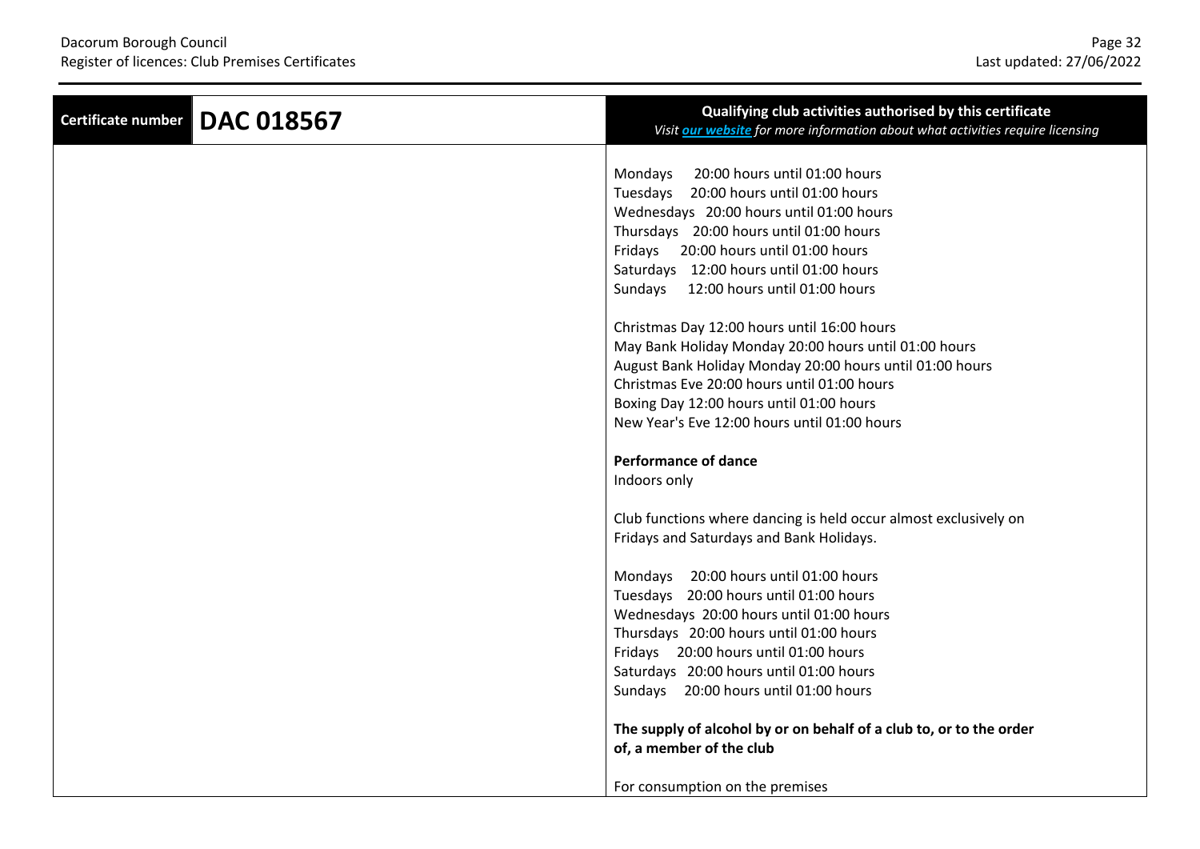| Certificate number | DAC 018567 | Qualifying club activities authorised by this certificate<br>*Visit [our website](#) for more information about what activities require licensing* |
|---|---|---|
| | | Mondays 20:00 hours until 01:00 hours<br>Tuesdays 20:00 hours until 01:00 hours<br>Wednesdays 20:00 hours until 01:00 hours<br>Thursdays 20:00 hours until 01:00 hours<br>Fridays 20:00 hours until 01:00 hours<br>Saturdays 12:00 hours until 01:00 hours<br>Sundays 12:00 hours until 01:00 hours<br><br>Christmas Day 12:00 hours until 16:00 hours<br>May Bank Holiday Monday 20:00 hours until 01:00 hours<br>August Bank Holiday Monday 20:00 hours until 01:00 hours<br>Christmas Eve 20:00 hours until 01:00 hours<br>Boxing Day 12:00 hours until 01:00 hours<br>New Year's Eve 12:00 hours until 01:00 hours<br><br>**Performance of dance**<br>Indoors only<br><br>Club functions where dancing is held occur almost exclusively on Fridays and Saturdays and Bank Holidays.<br><br>Mondays 20:00 hours until 01:00 hours<br>Tuesdays 20:00 hours until 01:00 hours<br>Wednesdays 20:00 hours until 01:00 hours<br>Thursdays 20:00 hours until 01:00 hours<br>Fridays 20:00 hours until 01:00 hours<br>Saturdays 20:00 hours until 01:00 hours<br>Sundays 20:00 hours until 01:00 hours<br><br>**The supply of alcohol by or on behalf of a club to, or to the order of, a member of the club**<br><br>For consumption on the premises |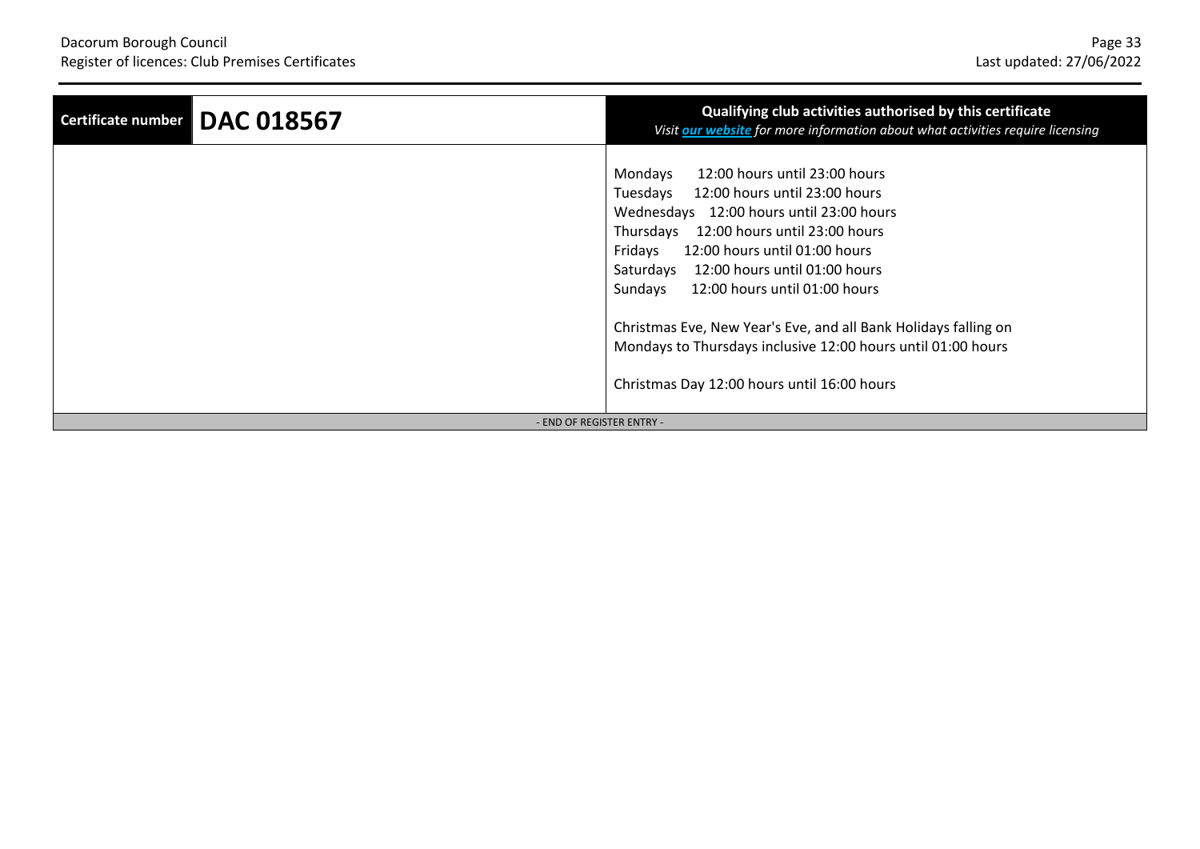| Certificate number | DAC 018567 | Qualifying club activities authorised by this certificate<br>*Visit [our website](#) for more information about what activities require licensing* |
|---|---|---|
| | | Mondays 12:00 hours until 23:00 hours<br>Tuesdays 12:00 hours until 23:00 hours<br>Wednesdays 12:00 hours until 23:00 hours<br>Thursdays 12:00 hours until 23:00 hours<br>Fridays 12:00 hours until 01:00 hours<br>Saturdays 12:00 hours until 01:00 hours<br>Sundays 12:00 hours until 01:00 hours<br><br>Christmas Eve, New Year's Eve, and all Bank Holidays falling on Mondays to Thursdays inclusive 12:00 hours until 01:00 hours<br><br>Christmas Day 12:00 hours until 16:00 hours |

- END OF REGISTER ENTRY -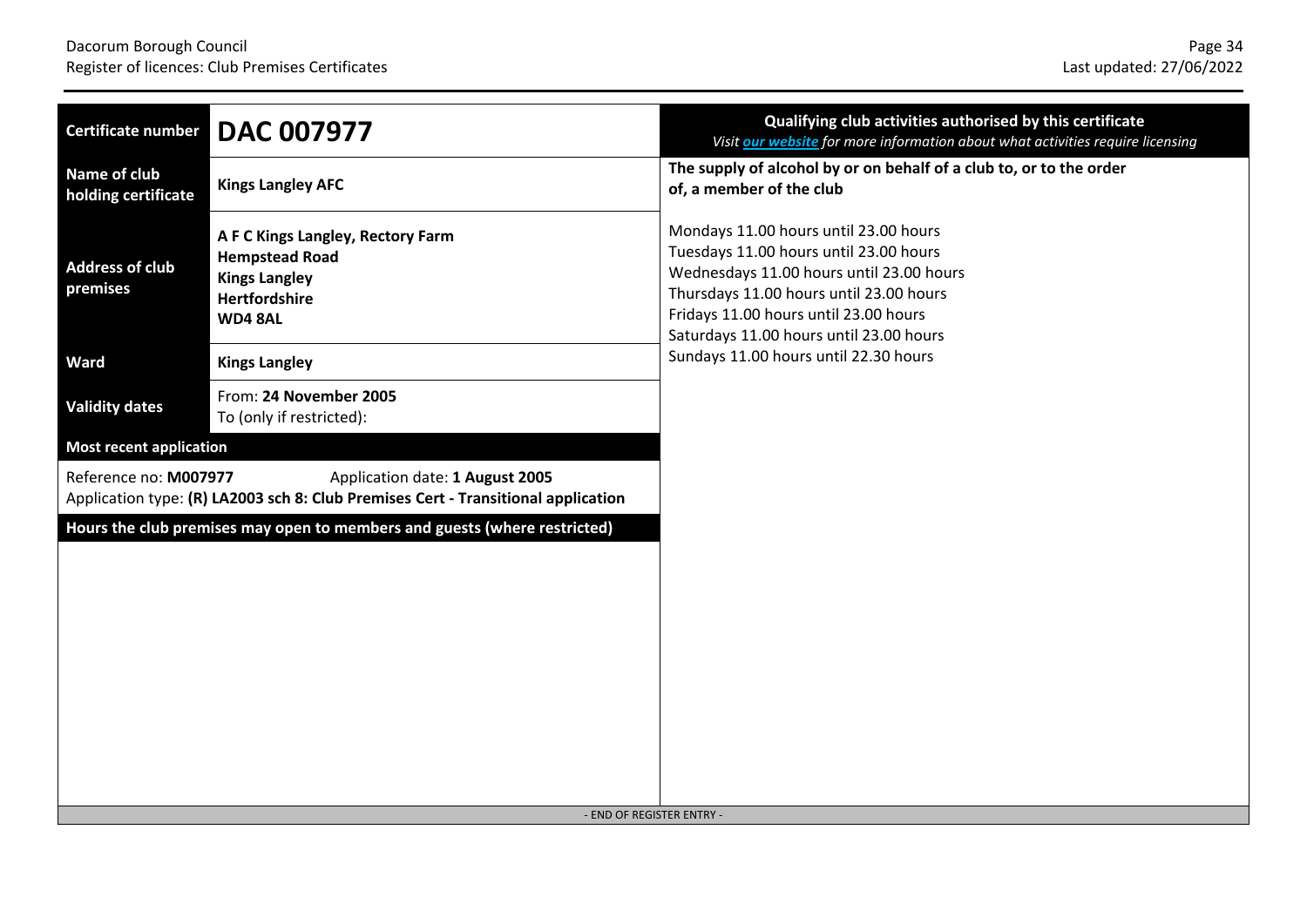| Certificate number | **DAC 007977** |
|---|---|
| Name of club holding certificate | **Kings Langley AFC** |
| Address of club premises | **A F C Kings Langley, Rectory Farm**<br>**Hempstead Road**<br>**Kings Langley**<br>**Hertfordshire**<br>**WD4 8AL** |
| Ward | **Kings Langley** |
| Validity dates | From: **24 November 2005**<br>To (only if restricted): |

**Most recent application**

Reference no: **M007977** Application date: **1 August 2005**

Application type: **(R) LA2003 sch 8: Club Premises Cert - Transitional application**

**Hours the club premises may open to members and guests (where restricted)**

**Qualifying club activities authorised by this certificate**

*Visit our website for more information about what activities require licensing*

**The supply of alcohol by or on behalf of a club to, or to the order of, a member of the club**

Mondays 11.00 hours until 23.00 hours
Tuesdays 11.00 hours until 23.00 hours
Wednesdays 11.00 hours until 23.00 hours
Thursdays 11.00 hours until 23.00 hours
Fridays 11.00 hours until 23.00 hours
Saturdays 11.00 hours until 23.00 hours
Sundays 11.00 hours until 22.30 hours

- END OF REGISTER ENTRY -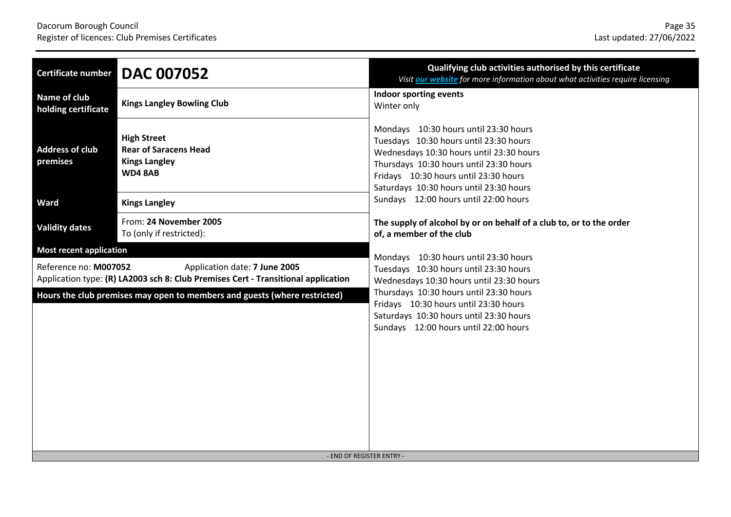| Certificate number | **DAC 007052** |
|---|---|
| Name of club holding certificate | **Kings Langley Bowling Club** |
| Address of club premises | **High Street**<br>**Rear of Saracens Head**<br>**Kings Langley**<br>**WD4 8AB** |
| Ward | **Kings Langley** |
| Validity dates | From: **24 November 2005**<br>To (only if restricted): |

**Most recent application**

Reference no: **M007052** Application date: **7 June 2005**
Application type: **(R) LA2003 sch 8: Club Premises Cert - Transitional application**

**Hours the club premises may open to members and guests (where restricted)**

**Qualifying club activities authorised by this certificate**
*Visit our website for more information about what activities require licensing*

**Indoor sporting events**
Winter only

Mondays 10:30 hours until 23:30 hours
Tuesdays 10:30 hours until 23:30 hours
Wednesdays 10:30 hours until 23:30 hours
Thursdays 10:30 hours until 23:30 hours
Fridays 10:30 hours until 23:30 hours
Saturdays 10:30 hours until 23:30 hours
Sundays 12:00 hours until 22:00 hours

**The supply of alcohol by or on behalf of a club to, or to the order of, a member of the club**

Mondays 10:30 hours until 23:30 hours
Tuesdays 10:30 hours until 23:30 hours
Wednesdays 10:30 hours until 23:30 hours
Thursdays 10:30 hours until 23:30 hours
Fridays 10:30 hours until 23:30 hours
Saturdays 10:30 hours until 23:30 hours
Sundays 12:00 hours until 22:00 hours

- END OF REGISTER ENTRY -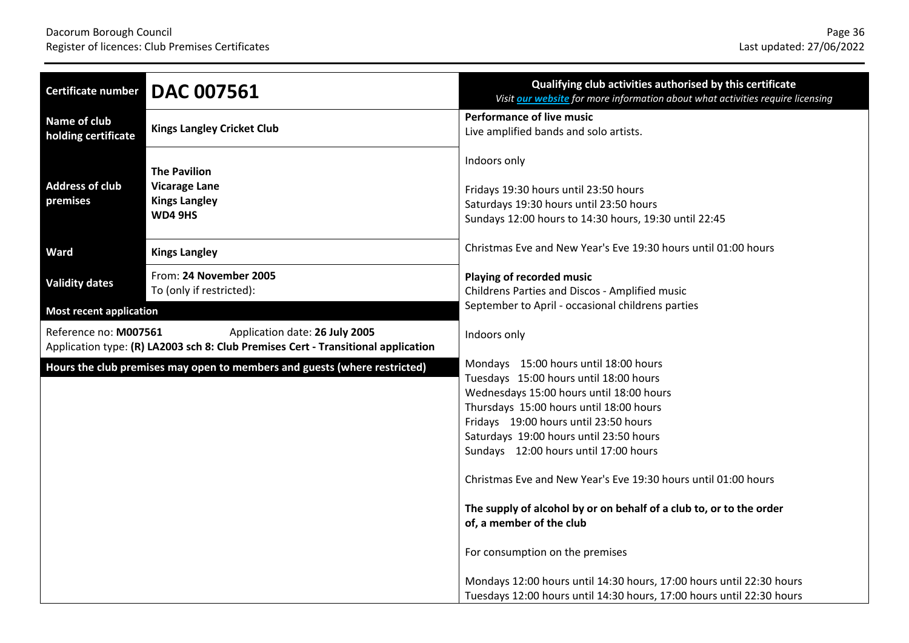| Certificate number | **DAC 007561** |
|---|---|
| Name of club holding certificate | **Kings Langley Cricket Club** |
| Address of club premises | **The Pavilion**<br>**Vicarage Lane**<br>**Kings Langley**<br>**WD4 9HS** |
| Ward | **Kings Langley** |
| Validity dates | From: **24 November 2005**<br>To (only if restricted): |

**Most recent application**

Reference no: **M007561** Application date: **26 July 2005**
Application type: **(R) LA2003 sch 8: Club Premises Cert - Transitional application**

**Hours the club premises may open to members and guests (where restricted)**

**Qualifying club activities authorised by this certificate**
*Visit our website for more information about what activities require licensing*

**Performance of live music**
Live amplified bands and solo artists.

Indoors only

Fridays 19:30 hours until 23:50 hours
Saturdays 19:30 hours until 23:50 hours
Sundays 12:00 hours to 14:30 hours, 19:30 until 22:45

Christmas Eve and New Year's Eve 19:30 hours until 01:00 hours

**Playing of recorded music**
Childrens Parties and Discos - Amplified music
September to April - occasional childrens parties

Indoors only

Mondays 15:00 hours until 18:00 hours
Tuesdays 15:00 hours until 18:00 hours
Wednesdays 15:00 hours until 18:00 hours
Thursdays 15:00 hours until 18:00 hours
Fridays 19:00 hours until 23:50 hours
Saturdays 19:00 hours until 23:50 hours
Sundays 12:00 hours until 17:00 hours

Christmas Eve and New Year's Eve 19:30 hours until 01:00 hours

**The supply of alcohol by or on behalf of a club to, or to the order of, a member of the club**

For consumption on the premises

Mondays 12:00 hours until 14:30 hours, 17:00 hours until 22:30 hours
Tuesdays 12:00 hours until 14:30 hours, 17:00 hours until 22:30 hours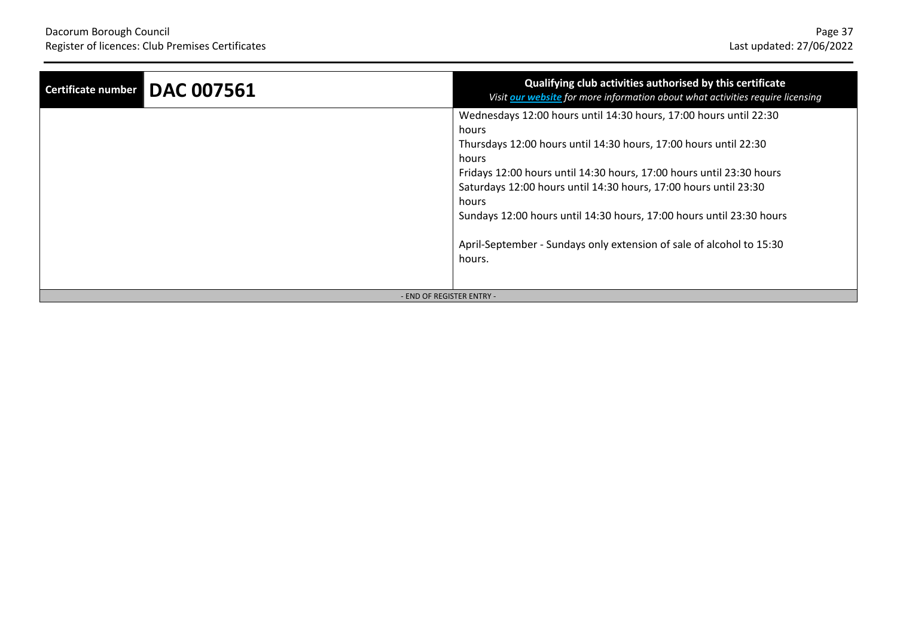| Certificate number | DAC 007561 | Qualifying club activities authorised by this certificate<br>*Visit **our website** for more information about what activities require licensing* |
|---|---|---|
| | | Wednesdays 12:00 hours until 14:30 hours, 17:00 hours until 22:30 hours<br>Thursdays 12:00 hours until 14:30 hours, 17:00 hours until 22:30 hours<br>Fridays 12:00 hours until 14:30 hours, 17:00 hours until 23:30 hours<br>Saturdays 12:00 hours until 14:30 hours, 17:00 hours until 23:30 hours<br>Sundays 12:00 hours until 14:30 hours, 17:00 hours until 23:30 hours<br><br>April-September - Sundays only extension of sale of alcohol to 15:30 hours. |

- END OF REGISTER ENTRY -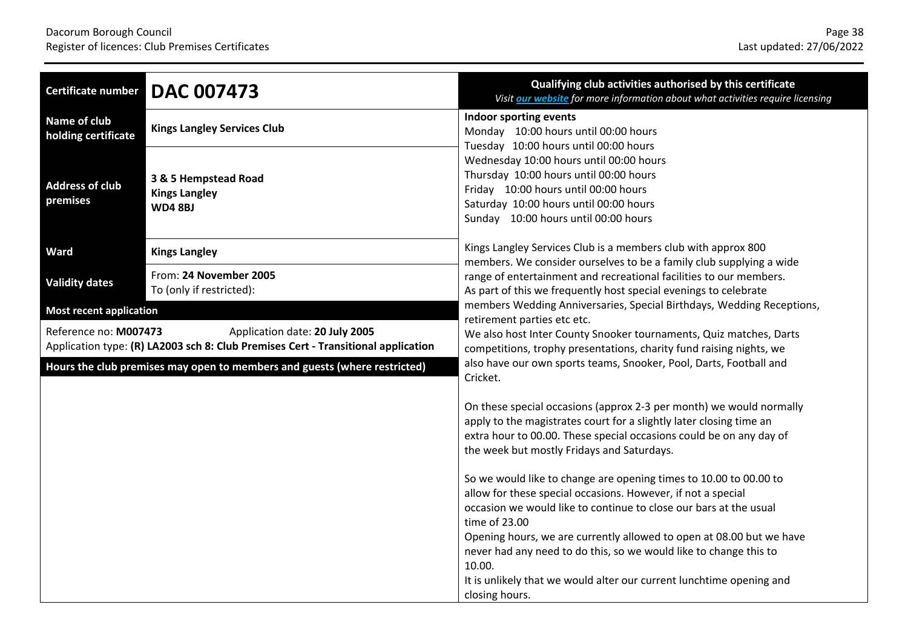| Certificate number | DAC 007473 |
|---|---|
| Name of club holding certificate | **Kings Langley Services Club** |
| Address of club premises | **3 & 5 Hempstead Road**<br>**Kings Langley**<br>**WD4 8BJ** |
| Ward | **Kings Langley** |
| Validity dates | From: **24 November 2005**<br>To (only if restricted): |

**Most recent application**

Reference no: **M007473** Application date: **20 July 2005**
Application type: **(R) LA2003 sch 8: Club Premises Cert - Transitional application**

**Hours the club premises may open to members and guests (where restricted)**

**Qualifying club activities authorised by this certificate**
*Visit our website for more information about what activities require licensing*

**Indoor sporting events**
Monday 10:00 hours until 00:00 hours
Tuesday 10:00 hours until 00:00 hours
Wednesday 10:00 hours until 00:00 hours
Thursday 10:00 hours until 00:00 hours
Friday 10:00 hours until 00:00 hours
Saturday 10:00 hours until 00:00 hours
Sunday 10:00 hours until 00:00 hours

Kings Langley Services Club is a members club with approx 800 members. We consider ourselves to be a family club supplying a wide range of entertainment and recreational facilities to our members. As part of this we frequently host special evenings to celebrate members Wedding Anniversaries, Special Birthdays, Wedding Receptions, retirement parties etc etc.
We also host Inter County Snooker tournaments, Quiz matches, Darts competitions, trophy presentations, charity fund raising nights, we also have our own sports teams, Snooker, Pool, Darts, Football and Cricket.

On these special occasions (approx 2-3 per month) we would normally apply to the magistrates court for a slightly later closing time an extra hour to 00.00. These special occasions could be on any day of the week but mostly Fridays and Saturdays.

So we would like to change are opening times to 10.00 to 00.00 to allow for these special occasions. However, if not a special occasion we would like to continue to close our bars at the usual time of 23.00
Opening hours, we are currently allowed to open at 08.00 but we have never had any need to do this, so we would like to change this to 10.00.
It is unlikely that we would alter our current lunchtime opening and closing hours.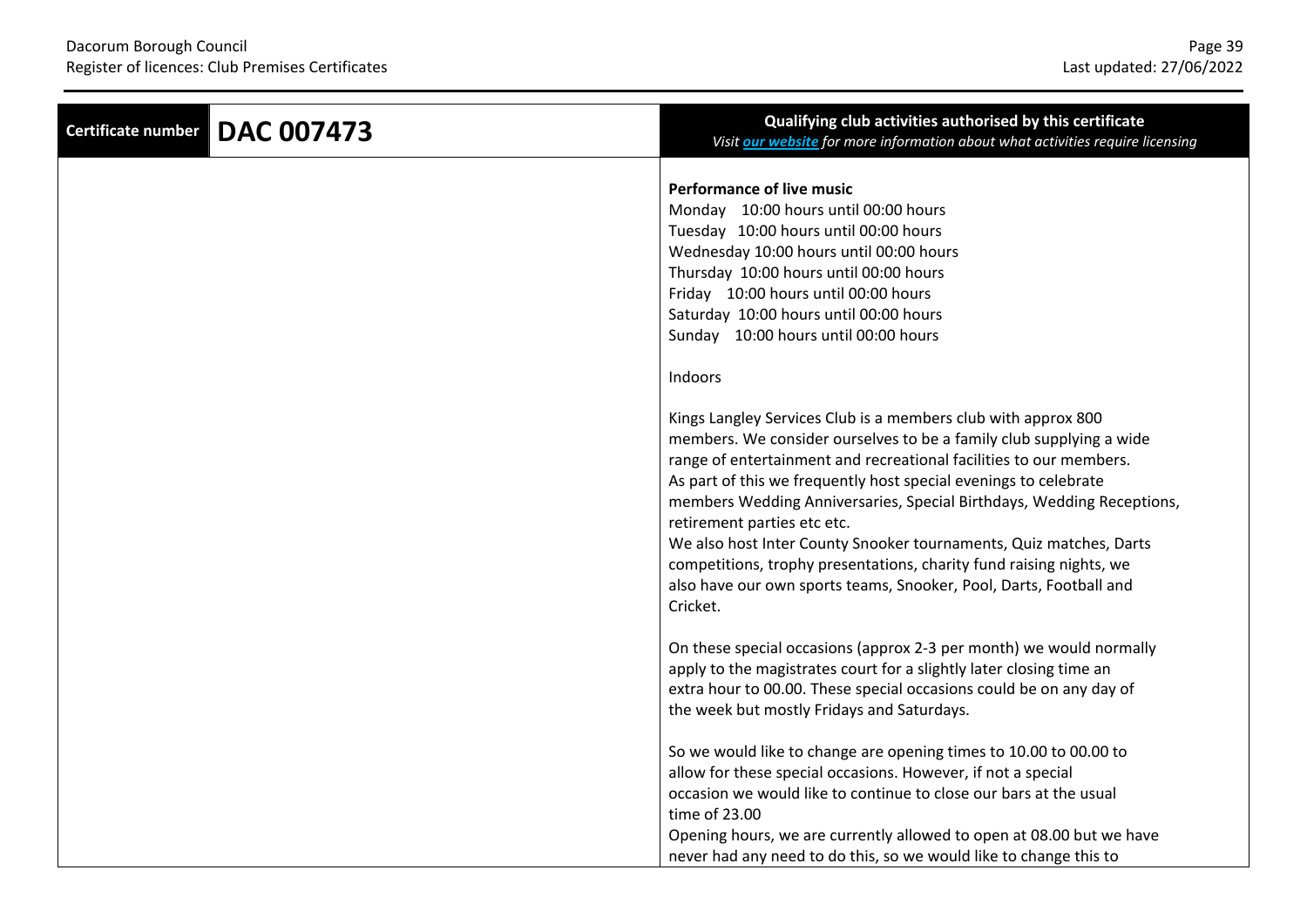| Certificate number | DAC 007473 | Qualifying club activities authorised by this certificate<br>*Visit [our website](#) for more information about what activities require licensing* |
|---|---|---|
| | | **Performance of live music**<br>Monday 10:00 hours until 00:00 hours<br>Tuesday 10:00 hours until 00:00 hours<br>Wednesday 10:00 hours until 00:00 hours<br>Thursday 10:00 hours until 00:00 hours<br>Friday 10:00 hours until 00:00 hours<br>Saturday 10:00 hours until 00:00 hours<br>Sunday 10:00 hours until 00:00 hours<br><br>Indoors<br><br>Kings Langley Services Club is a members club with approx 800 members. We consider ourselves to be a family club supplying a wide range of entertainment and recreational facilities to our members. As part of this we frequently host special evenings to celebrate members Wedding Anniversaries, Special Birthdays, Wedding Receptions, retirement parties etc etc.<br>We also host Inter County Snooker tournaments, Quiz matches, Darts competitions, trophy presentations, charity fund raising nights, we also have our own sports teams, Snooker, Pool, Darts, Football and Cricket.<br><br>On these special occasions (approx 2-3 per month) we would normally apply to the magistrates court for a slightly later closing time an extra hour to 00.00. These special occasions could be on any day of the week but mostly Fridays and Saturdays.<br><br>So we would like to change are opening times to 10.00 to 00.00 to allow for these special occasions. However, if not a special occasion we would like to continue to close our bars at the usual time of 23.00<br>Opening hours, we are currently allowed to open at 08.00 but we have never had any need to do this, so we would like to change this to |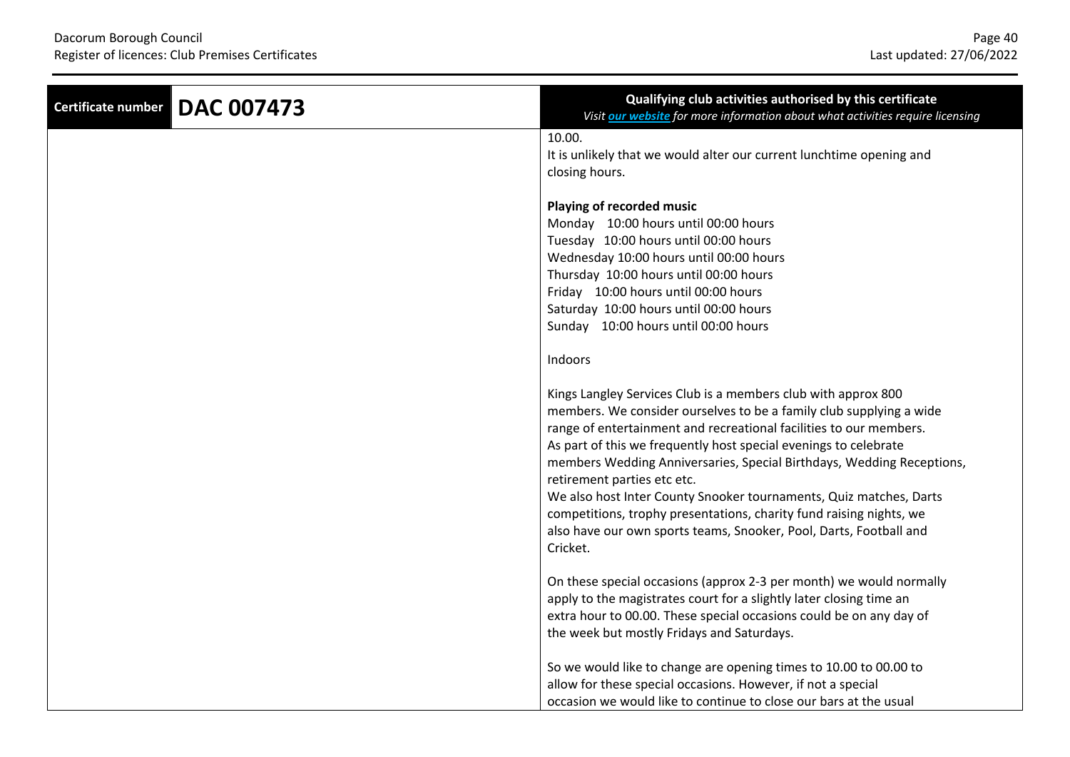| Certificate number | DAC 007473 | Qualifying club activities authorised by this certificate<br>*Visit [our website](#) for more information about what activities require licensing* |
|---|---|---|
| | | 10.00.<br>It is unlikely that we would alter our current lunchtime opening and closing hours.<br><br>**Playing of recorded music**<br>Monday 10:00 hours until 00:00 hours<br>Tuesday 10:00 hours until 00:00 hours<br>Wednesday 10:00 hours until 00:00 hours<br>Thursday 10:00 hours until 00:00 hours<br>Friday 10:00 hours until 00:00 hours<br>Saturday 10:00 hours until 00:00 hours<br>Sunday 10:00 hours until 00:00 hours<br><br>Indoors<br><br>Kings Langley Services Club is a members club with approx 800 members. We consider ourselves to be a family club supplying a wide range of entertainment and recreational facilities to our members. As part of this we frequently host special evenings to celebrate members Wedding Anniversaries, Special Birthdays, Wedding Receptions, retirement parties etc etc.<br>We also host Inter County Snooker tournaments, Quiz matches, Darts competitions, trophy presentations, charity fund raising nights, we also have our own sports teams, Snooker, Pool, Darts, Football and Cricket.<br><br>On these special occasions (approx 2-3 per month) we would normally apply to the magistrates court for a slightly later closing time an extra hour to 00.00. These special occasions could be on any day of the week but mostly Fridays and Saturdays.<br><br>So we would like to change are opening times to 10.00 to 00.00 to allow for these special occasions. However, if not a special occasion we would like to continue to close our bars at the usual |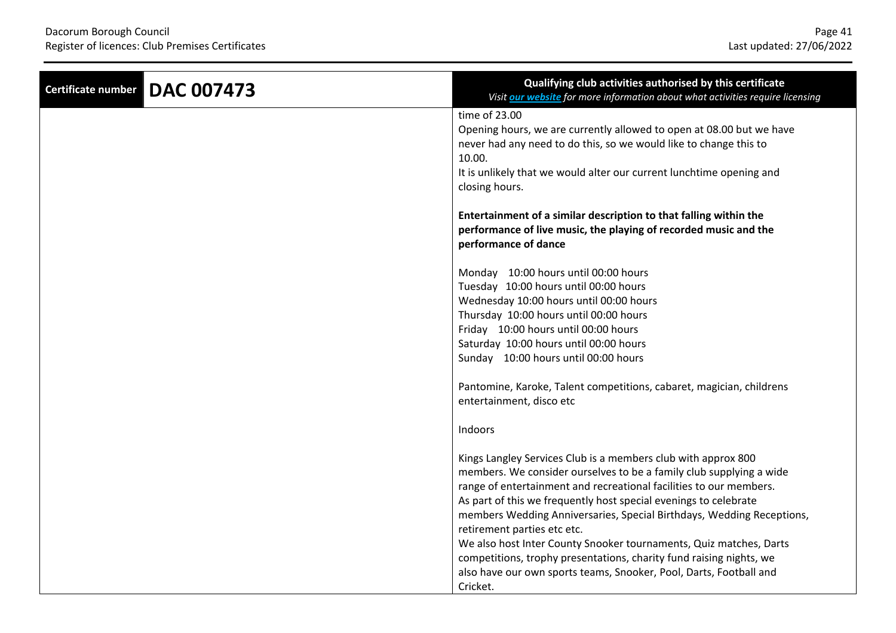| Certificate number | DAC 007473 | Qualifying club activities authorised by this certificate<br>*Visit [our website](#) for more information about what activities require licensing* |
|---|---|---|
| | | time of 23.00<br>Opening hours, we are currently allowed to open at 08.00 but we have never had any need to do this, so we would like to change this to 10.00.<br>It is unlikely that we would alter our current lunchtime opening and closing hours.<br><br>**Entertainment of a similar description to that falling within the performance of live music, the playing of recorded music and the performance of dance**<br><br>Monday 10:00 hours until 00:00 hours<br>Tuesday 10:00 hours until 00:00 hours<br>Wednesday 10:00 hours until 00:00 hours<br>Thursday 10:00 hours until 00:00 hours<br>Friday 10:00 hours until 00:00 hours<br>Saturday 10:00 hours until 00:00 hours<br>Sunday 10:00 hours until 00:00 hours<br><br>Pantomine, Karoke, Talent competitions, cabaret, magician, childrens entertainment, disco etc<br><br>Indoors<br><br>Kings Langley Services Club is a members club with approx 800 members. We consider ourselves to be a family club supplying a wide range of entertainment and recreational facilities to our members.<br>As part of this we frequently host special evenings to celebrate members Wedding Anniversaries, Special Birthdays, Wedding Receptions, retirement parties etc etc.<br>We also host Inter County Snooker tournaments, Quiz matches, Darts competitions, trophy presentations, charity fund raising nights, we also have our own sports teams, Snooker, Pool, Darts, Football and Cricket. |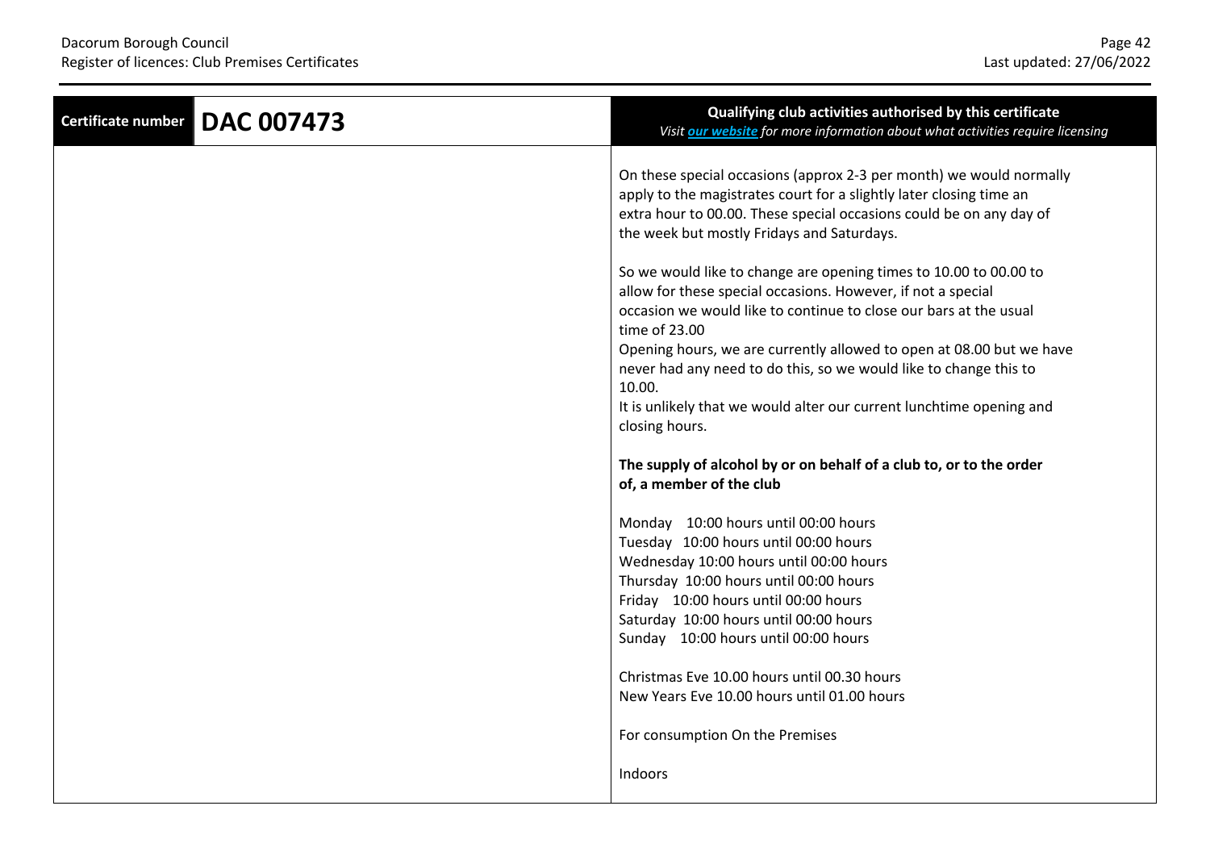| Certificate number | DAC 007473 | Qualifying club activities authorised by this certificate *Visit [our website](#) for more information about what activities require licensing* |
|---|---|---|
| | | On these special occasions (approx 2-3 per month) we would normally apply to the magistrates court for a slightly later closing time an extra hour to 00.00. These special occasions could be on any day of the week but mostly Fridays and Saturdays.<br><br>So we would like to change are opening times to 10.00 to 00.00 to allow for these special occasions. However, if not a special occasion we would like to continue to close our bars at the usual time of 23.00<br>Opening hours, we are currently allowed to open at 08.00 but we have never had any need to do this, so we would like to change this to 10.00.<br>It is unlikely that we would alter our current lunchtime opening and closing hours.<br><br>**The supply of alcohol by or on behalf of a club to, or to the order of, a member of the club**<br><br>Monday 10:00 hours until 00:00 hours<br>Tuesday 10:00 hours until 00:00 hours<br>Wednesday 10:00 hours until 00:00 hours<br>Thursday 10:00 hours until 00:00 hours<br>Friday 10:00 hours until 00:00 hours<br>Saturday 10:00 hours until 00:00 hours<br>Sunday 10:00 hours until 00:00 hours<br><br>Christmas Eve 10.00 hours until 00.30 hours<br>New Years Eve 10.00 hours until 01.00 hours<br><br>For consumption On the Premises<br><br>Indoors |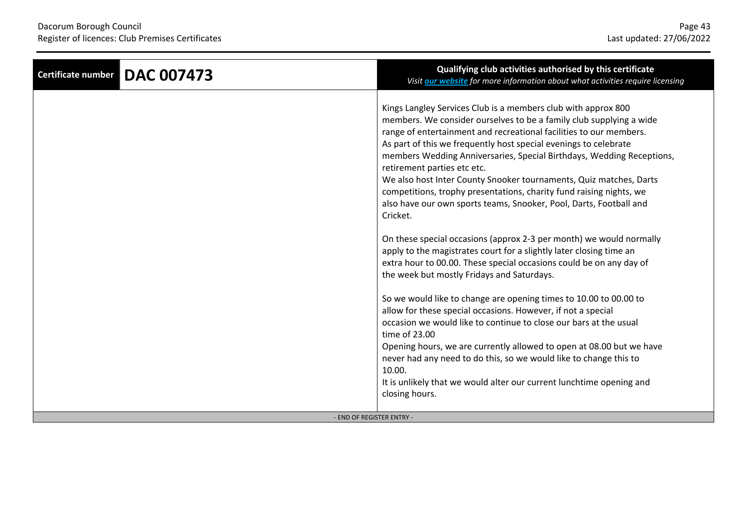| Certificate number | DAC 007473 | Qualifying club activities authorised by this certificate *Visit [our website](#) for more information about what activities require licensing* |
|---|---|---|
| | | Kings Langley Services Club is a members club with approx 800 members. We consider ourselves to be a family club supplying a wide range of entertainment and recreational facilities to our members. As part of this we frequently host special evenings to celebrate members Wedding Anniversaries, Special Birthdays, Wedding Receptions, retirement parties etc etc.<br>We also host Inter County Snooker tournaments, Quiz matches, Darts competitions, trophy presentations, charity fund raising nights, we also have our own sports teams, Snooker, Pool, Darts, Football and Cricket.<br><br>On these special occasions (approx 2-3 per month) we would normally apply to the magistrates court for a slightly later closing time an extra hour to 00.00. These special occasions could be on any day of the week but mostly Fridays and Saturdays.<br><br>So we would like to change are opening times to 10.00 to 00.00 to allow for these special occasions. However, if not a special occasion we would like to continue to close our bars at the usual time of 23.00<br>Opening hours, we are currently allowed to open at 08.00 but we have never had any need to do this, so we would like to change this to 10.00.<br>It is unlikely that we would alter our current lunchtime opening and closing hours. |

- END OF REGISTER ENTRY -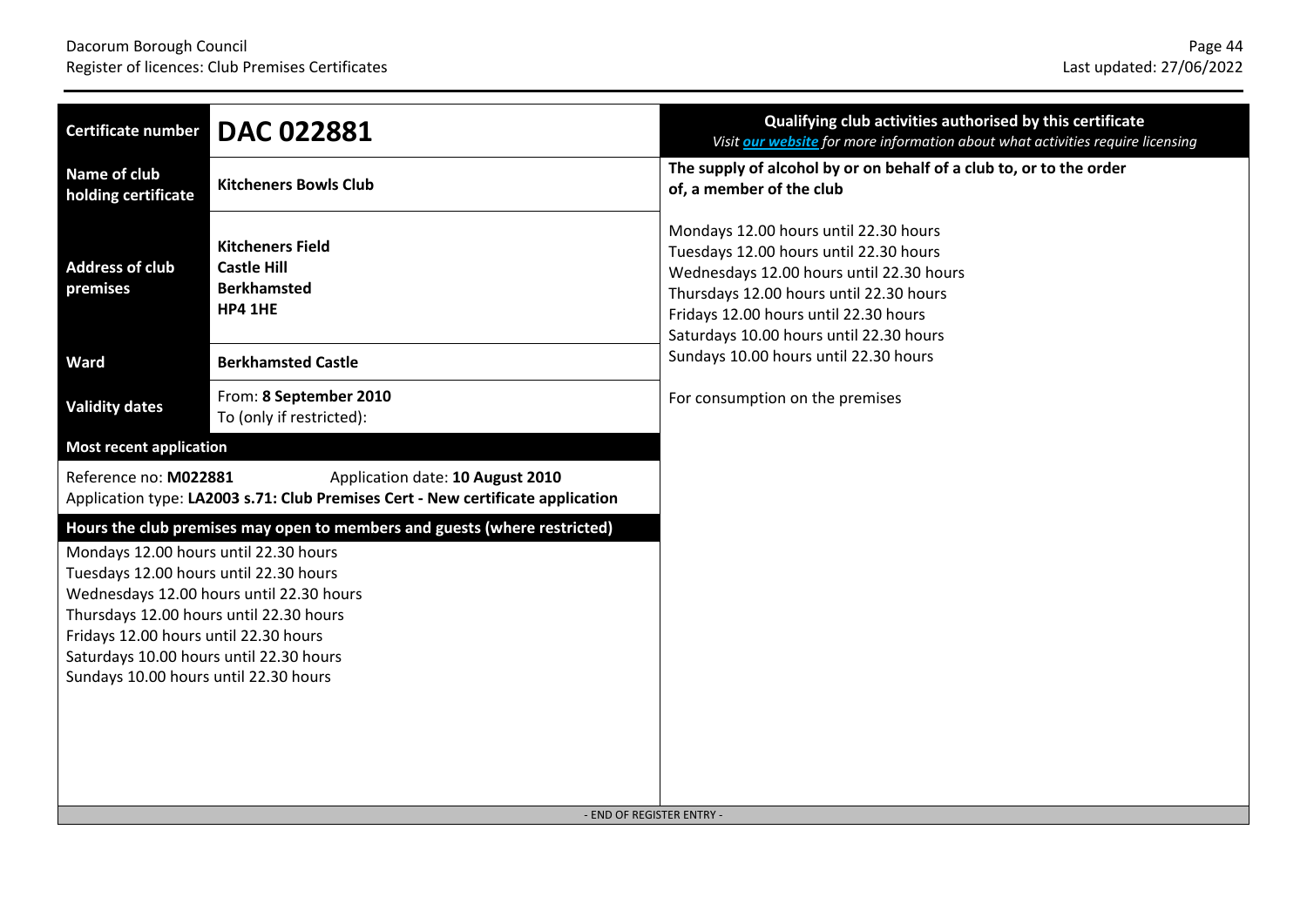| Certificate number | **DAC 022881** |
| --- | --- |
| Name of club holding certificate | **Kitcheners Bowls Club** |
| Address of club premises | **Kitcheners Field**<br>**Castle Hill**<br>**Berkhamsted**<br>**HP4 1HE** |
| Ward | **Berkhamsted Castle** |
| Validity dates | From: **8 September 2010**<br>To (only if restricted): |

**Most recent application**

Reference no: **M022881** Application date: **10 August 2010**
Application type: **LA2003 s.71: Club Premises Cert - New certificate application**

**Hours the club premises may open to members and guests (where restricted)**

Mondays 12.00 hours until 22.30 hours
Tuesdays 12.00 hours until 22.30 hours
Wednesdays 12.00 hours until 22.30 hours
Thursdays 12.00 hours until 22.30 hours
Fridays 12.00 hours until 22.30 hours
Saturdays 10.00 hours until 22.30 hours
Sundays 10.00 hours until 22.30 hours

**Qualifying club activities authorised by this certificate**

*Visit our website for more information about what activities require licensing*

**The supply of alcohol by or on behalf of a club to, or to the order of, a member of the club**

Mondays 12.00 hours until 22.30 hours
Tuesdays 12.00 hours until 22.30 hours
Wednesdays 12.00 hours until 22.30 hours
Thursdays 12.00 hours until 22.30 hours
Fridays 12.00 hours until 22.30 hours
Saturdays 10.00 hours until 22.30 hours
Sundays 10.00 hours until 22.30 hours

For consumption on the premises

- END OF REGISTER ENTRY -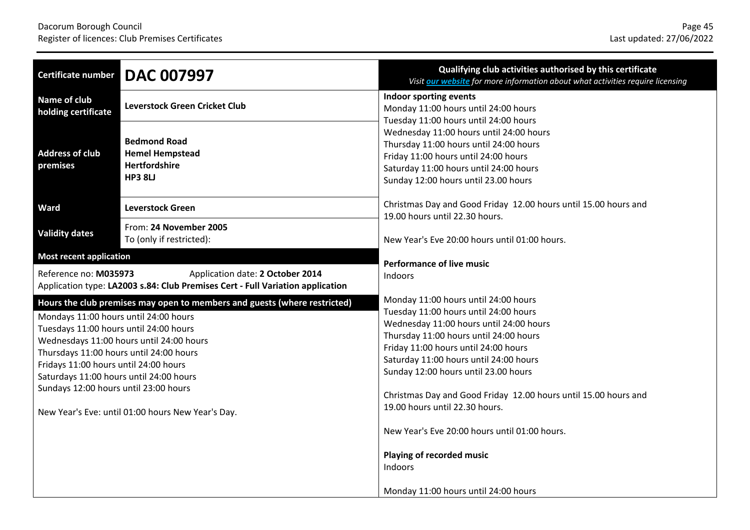| Certificate number | DAC 007997 |
| --- | --- |
| Name of club holding certificate | **Leverstock Green Cricket Club** |
| Address of club premises | **Bedmond Road**<br>**Hemel Hempstead**<br>**Hertfordshire**<br>**HP3 8LJ** |
| Ward | **Leverstock Green** |
| Validity dates | From: **24 November 2005**<br>To (only if restricted): |

**Most recent application**

Reference no: **M035973** Application date: **2 October 2014**
Application type: **LA2003 s.84: Club Premises Cert - Full Variation application**

**Hours the club premises may open to members and guests (where restricted)**

Mondays 11:00 hours until 24:00 hours
Tuesdays 11:00 hours until 24:00 hours
Wednesdays 11:00 hours until 24:00 hours
Thursdays 11:00 hours until 24:00 hours
Fridays 11:00 hours until 24:00 hours
Saturdays 11:00 hours until 24:00 hours
Sundays 12:00 hours until 23:00 hours

New Year's Eve: until 01:00 hours New Year's Day.

**Qualifying club activities authorised by this certificate**
*Visit our website for more information about what activities require licensing*

**Indoor sporting events**
Monday 11:00 hours until 24:00 hours
Tuesday 11:00 hours until 24:00 hours
Wednesday 11:00 hours until 24:00 hours
Thursday 11:00 hours until 24:00 hours
Friday 11:00 hours until 24:00 hours
Saturday 11:00 hours until 24:00 hours
Sunday 12:00 hours until 23.00 hours

Christmas Day and Good Friday 12.00 hours until 15.00 hours and 19.00 hours until 22.30 hours.

New Year's Eve 20:00 hours until 01:00 hours.

**Performance of live music**
Indoors

Monday 11:00 hours until 24:00 hours
Tuesday 11:00 hours until 24:00 hours
Wednesday 11:00 hours until 24:00 hours
Thursday 11:00 hours until 24:00 hours
Friday 11:00 hours until 24:00 hours
Saturday 11:00 hours until 24:00 hours
Sunday 12:00 hours until 23.00 hours

Christmas Day and Good Friday 12.00 hours until 15.00 hours and 19.00 hours until 22.30 hours.

New Year's Eve 20:00 hours until 01:00 hours.

**Playing of recorded music**
Indoors

Monday 11:00 hours until 24:00 hours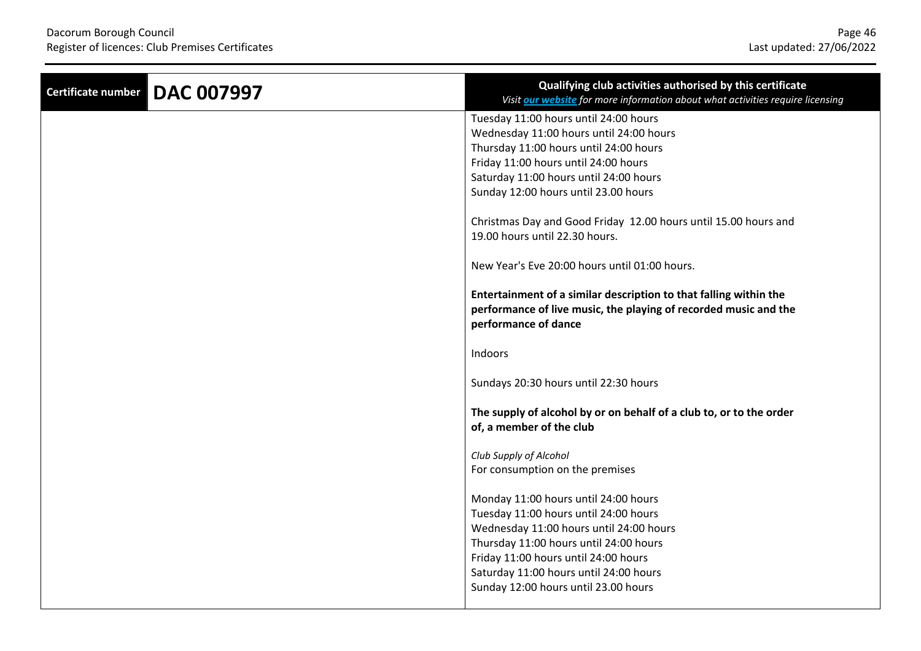| Certificate number | DAC 007997 | Qualifying club activities authorised by this certificate<br>*Visit [our website](#) for more information about what activities require licensing* |
|---|---|---|
| | | Tuesday 11:00 hours until 24:00 hours<br>Wednesday 11:00 hours until 24:00 hours<br>Thursday 11:00 hours until 24:00 hours<br>Friday 11:00 hours until 24:00 hours<br>Saturday 11:00 hours until 24:00 hours<br>Sunday 12:00 hours until 23.00 hours<br><br>Christmas Day and Good Friday 12.00 hours until 15.00 hours and 19.00 hours until 22.30 hours.<br><br>New Year's Eve 20:00 hours until 01:00 hours.<br><br>**Entertainment of a similar description to that falling within the performance of live music, the playing of recorded music and the performance of dance**<br><br>Indoors<br><br>Sundays 20:30 hours until 22:30 hours<br><br>**The supply of alcohol by or on behalf of a club to, or to the order of, a member of the club**<br><br>*Club Supply of Alcohol*<br>For consumption on the premises<br><br>Monday 11:00 hours until 24:00 hours<br>Tuesday 11:00 hours until 24:00 hours<br>Wednesday 11:00 hours until 24:00 hours<br>Thursday 11:00 hours until 24:00 hours<br>Friday 11:00 hours until 24:00 hours<br>Saturday 11:00 hours until 24:00 hours<br>Sunday 12:00 hours until 23.00 hours |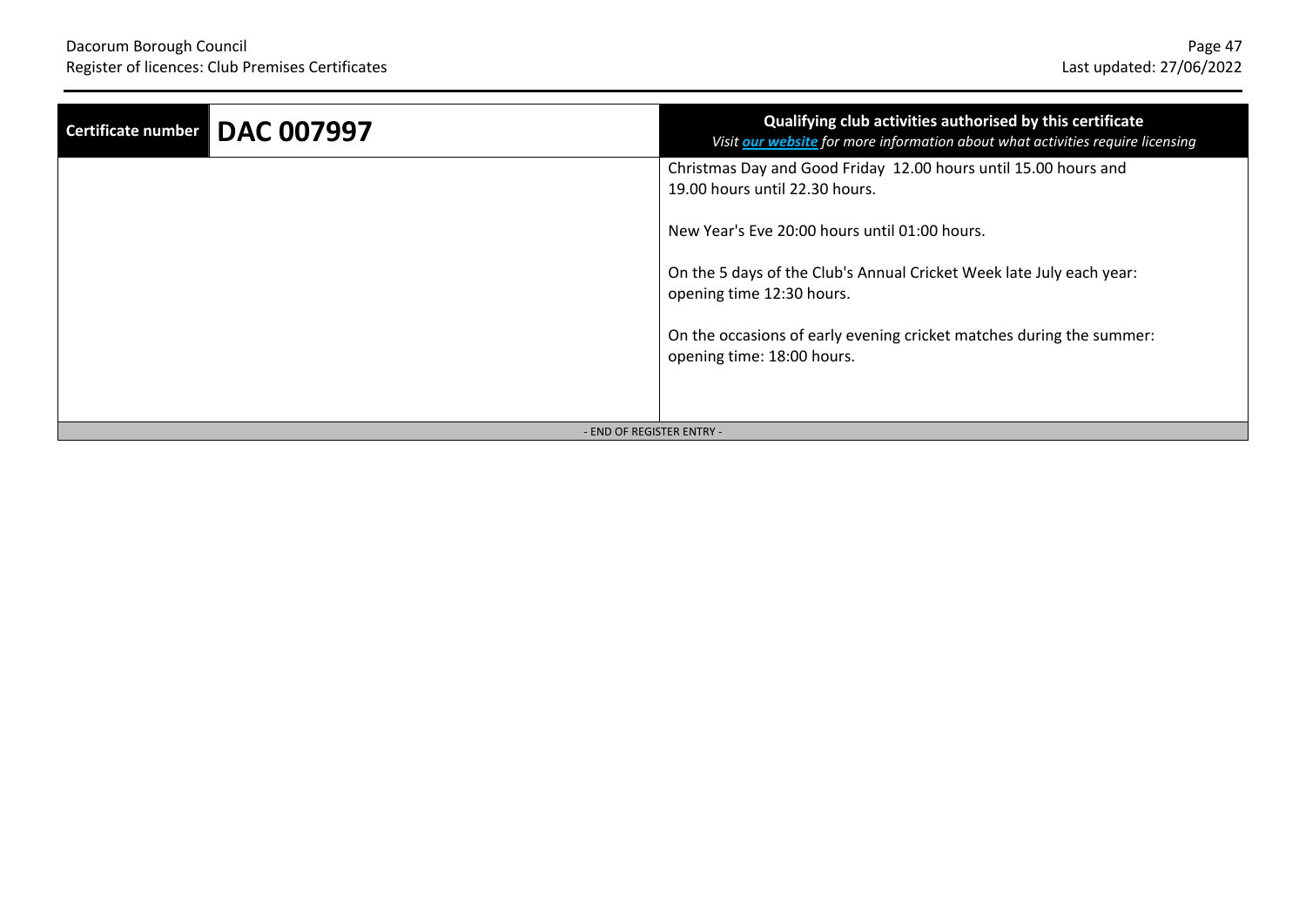| Certificate number | DAC 007997 | Qualifying club activities authorised by this certificate<br>*Visit [our website](#) for more information about what activities require licensing* |
|---|---|---|
| | | Christmas Day and Good Friday 12.00 hours until 15.00 hours and 19.00 hours until 22.30 hours.<br><br>New Year's Eve 20:00 hours until 01:00 hours.<br><br>On the 5 days of the Club's Annual Cricket Week late July each year: opening time 12:30 hours.<br><br>On the occasions of early evening cricket matches during the summer: opening time: 18:00 hours. |

- END OF REGISTER ENTRY -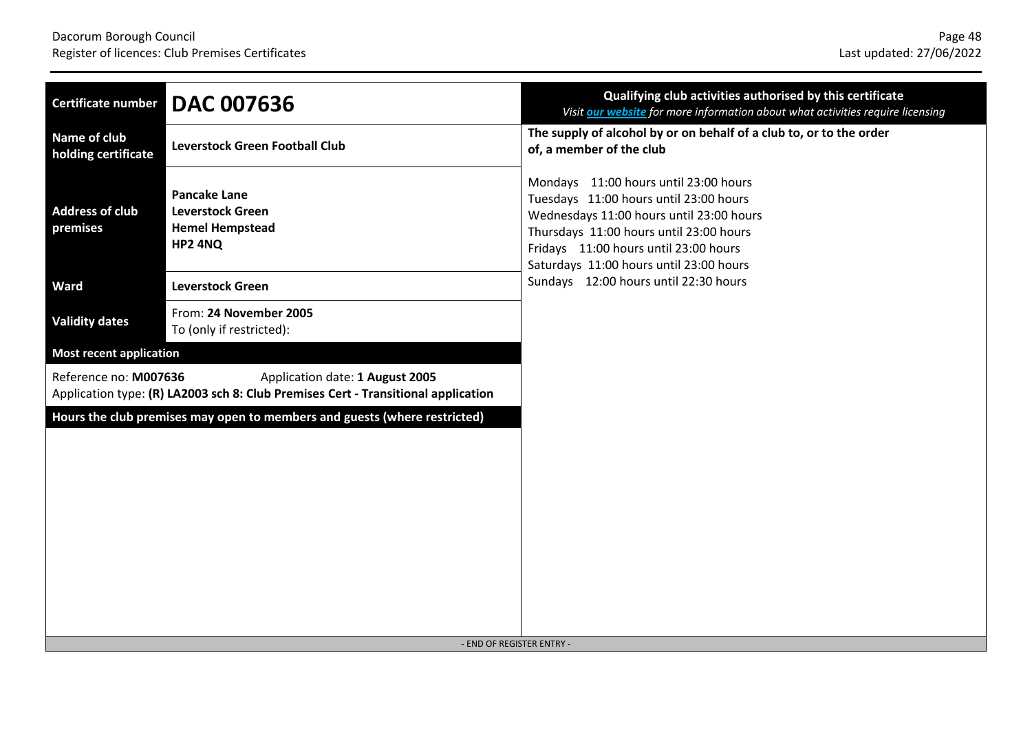| Certificate number | DAC 007636 |
|---|---|
| Name of club holding certificate | **Leverstock Green Football Club** |
| Address of club premises | **Pancake Lane**<br>**Leverstock Green**<br>**Hemel Hempstead**<br>**HP2 4NQ** |
| Ward | **Leverstock Green** |
| Validity dates | From: **24 November 2005**<br>To (only if restricted): |

**Most recent application**

Reference no: **M007636** Application date: **1 August 2005**
Application type: **(R) LA2003 sch 8: Club Premises Cert - Transitional application**

**Hours the club premises may open to members and guests (where restricted)**

**Qualifying club activities authorised by this certificate**
*Visit our website for more information about what activities require licensing*

**The supply of alcohol by or on behalf of a club to, or to the order of, a member of the club**

Mondays 11:00 hours until 23:00 hours
Tuesdays 11:00 hours until 23:00 hours
Wednesdays 11:00 hours until 23:00 hours
Thursdays 11:00 hours until 23:00 hours
Fridays 11:00 hours until 23:00 hours
Saturdays 11:00 hours until 23:00 hours
Sundays 12:00 hours until 22:30 hours

- END OF REGISTER ENTRY -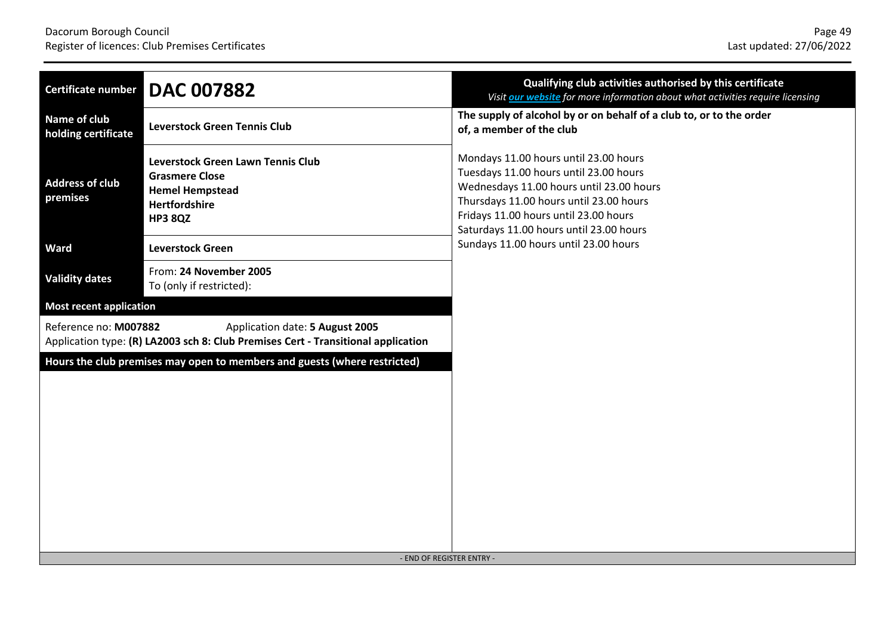| Certificate number | DAC 007882 |
|---|---|
| Name of club holding certificate | **Leverstock Green Tennis Club** |
| Address of club premises | **Leverstock Green Lawn Tennis Club**<br>**Grasmere Close**<br>**Hemel Hempstead**<br>**Hertfordshire**<br>**HP3 8QZ** |
| Ward | **Leverstock Green** |
| Validity dates | From: **24 November 2005**<br>To (only if restricted): |

**Most recent application**

Reference no: **M007882** Application date: **5 August 2005**
Application type: **(R) LA2003 sch 8: Club Premises Cert - Transitional application**

**Hours the club premises may open to members and guests (where restricted)**

**Qualifying club activities authorised by this certificate**
*Visit our website for more information about what activities require licensing*

**The supply of alcohol by or on behalf of a club to, or to the order of, a member of the club**

Mondays 11.00 hours until 23.00 hours
Tuesdays 11.00 hours until 23.00 hours
Wednesdays 11.00 hours until 23.00 hours
Thursdays 11.00 hours until 23.00 hours
Fridays 11.00 hours until 23.00 hours
Saturdays 11.00 hours until 23.00 hours
Sundays 11.00 hours until 23.00 hours

- END OF REGISTER ENTRY -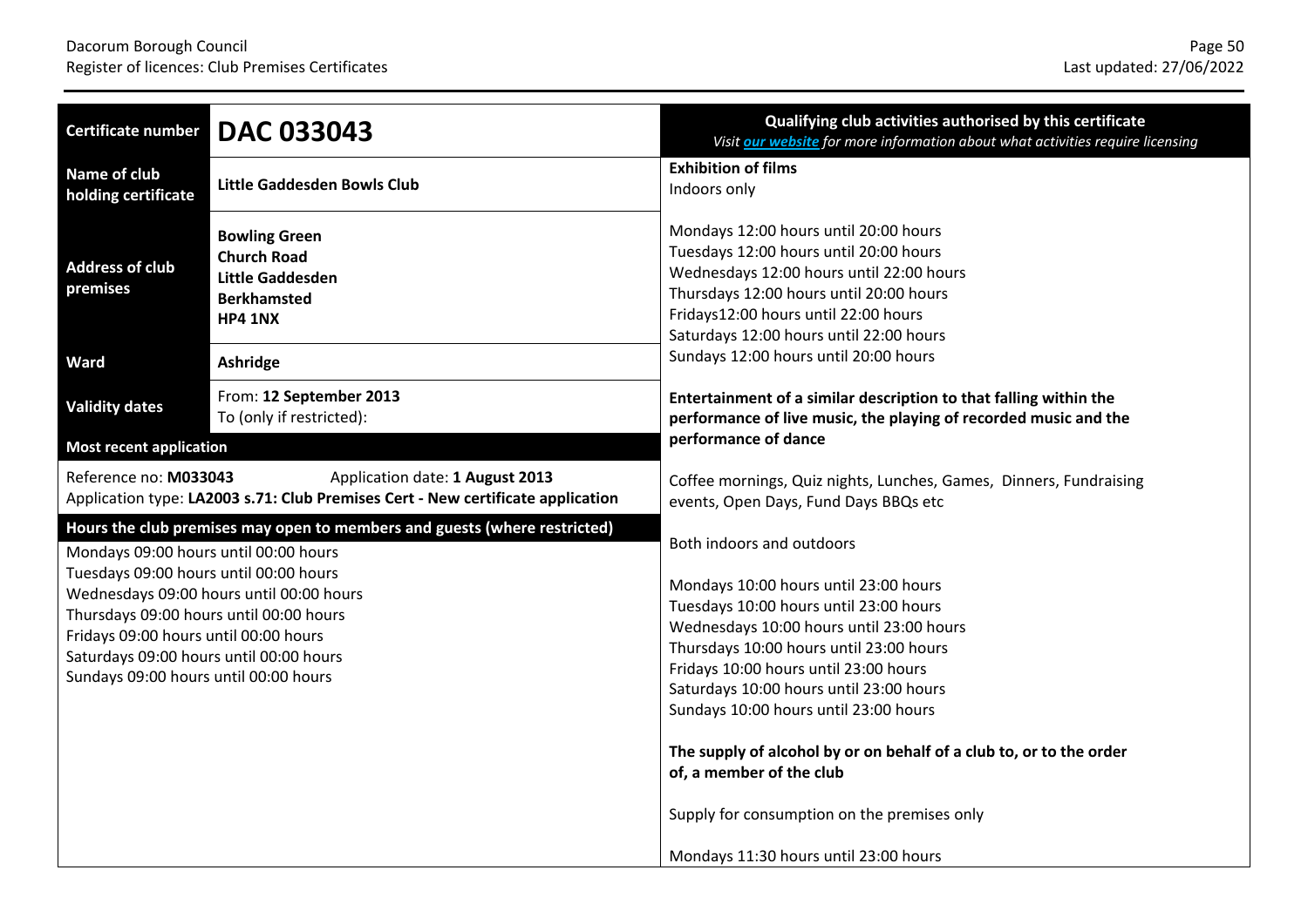| Certificate number | DAC 033043 |
|---|---|
| Name of club holding certificate | Little Gaddesden Bowls Club |
| Address of club premises | Bowling Green<br>Church Road<br>Little Gaddesden<br>Berkhamsted<br>HP4 1NX |
| Ward | Ashridge |
| Validity dates | From: 12 September 2013<br>To (only if restricted): |

**Most recent application**

Reference no: **M033043** Application date: **1 August 2013**
Application type: **LA2003 s.71: Club Premises Cert - New certificate application**

**Hours the club premises may open to members and guests (where restricted)**

Mondays 09:00 hours until 00:00 hours
Tuesdays 09:00 hours until 00:00 hours
Wednesdays 09:00 hours until 00:00 hours
Thursdays 09:00 hours until 00:00 hours
Fridays 09:00 hours until 00:00 hours
Saturdays 09:00 hours until 00:00 hours
Sundays 09:00 hours until 00:00 hours

**Qualifying club activities authorised by this certificate**
*Visit our website for more information about what activities require licensing*

**Exhibition of films**
Indoors only

Mondays 12:00 hours until 20:00 hours
Tuesdays 12:00 hours until 20:00 hours
Wednesdays 12:00 hours until 22:00 hours
Thursdays 12:00 hours until 20:00 hours
Fridays12:00 hours until 22:00 hours
Saturdays 12:00 hours until 22:00 hours
Sundays 12:00 hours until 20:00 hours

**Entertainment of a similar description to that falling within the performance of live music, the playing of recorded music and the performance of dance**

Coffee mornings, Quiz nights, Lunches, Games, Dinners, Fundraising events, Open Days, Fund Days BBQs etc

Both indoors and outdoors

Mondays 10:00 hours until 23:00 hours
Tuesdays 10:00 hours until 23:00 hours
Wednesdays 10:00 hours until 23:00 hours
Thursdays 10:00 hours until 23:00 hours
Fridays 10:00 hours until 23:00 hours
Saturdays 10:00 hours until 23:00 hours
Sundays 10:00 hours until 23:00 hours

**The supply of alcohol by or on behalf of a club to, or to the order of, a member of the club**

Supply for consumption on the premises only

Mondays 11:30 hours until 23:00 hours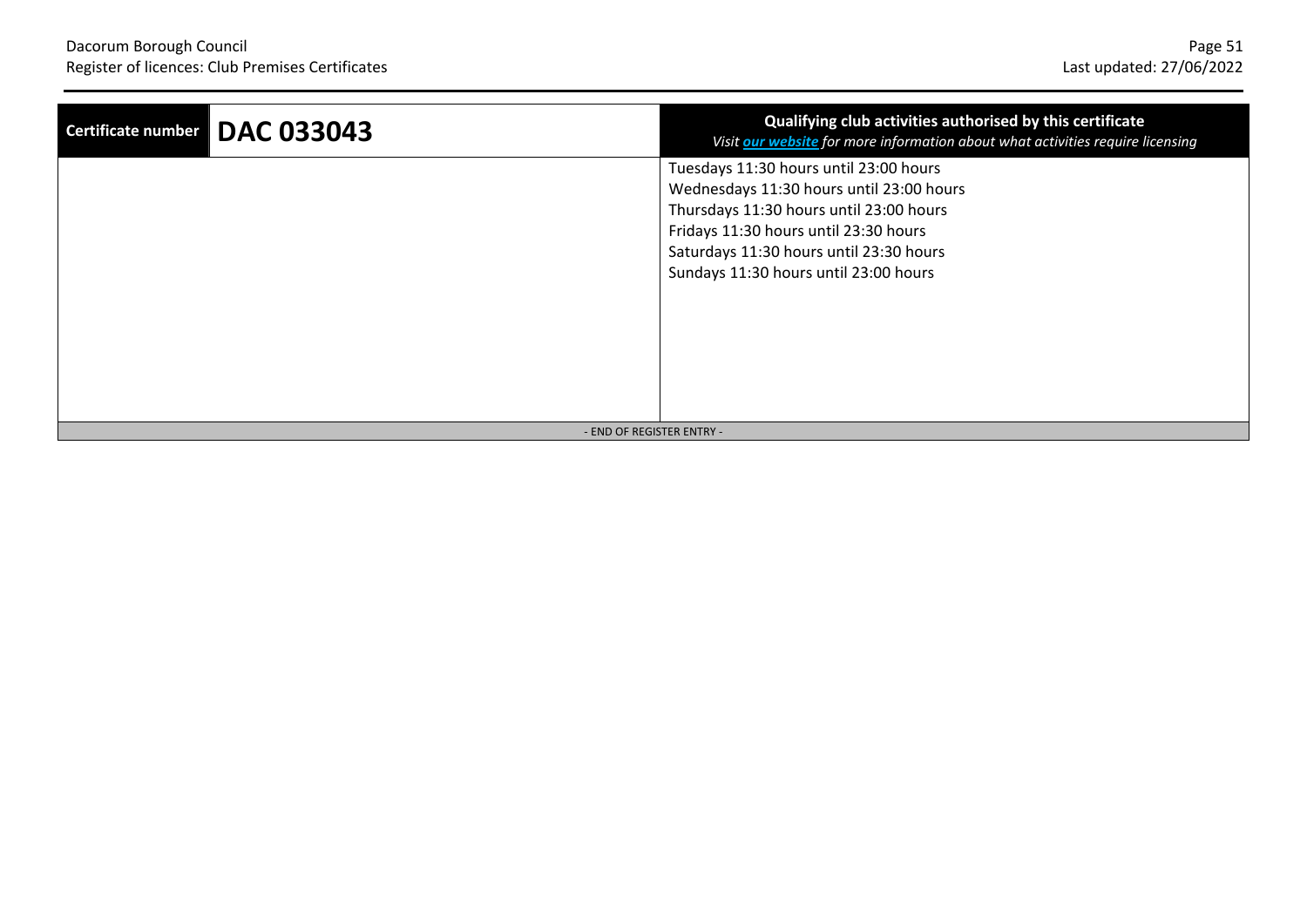| Certificate number | DAC 033043 | Qualifying club activities authorised by this certificate *Visit **our website** for more information about what activities require licensing* |
|---|---|---|
| | | Tuesdays 11:30 hours until 23:00 hours<br>Wednesdays 11:30 hours until 23:00 hours<br>Thursdays 11:30 hours until 23:00 hours<br>Fridays 11:30 hours until 23:30 hours<br>Saturdays 11:30 hours until 23:30 hours<br>Sundays 11:30 hours until 23:00 hours |

- END OF REGISTER ENTRY -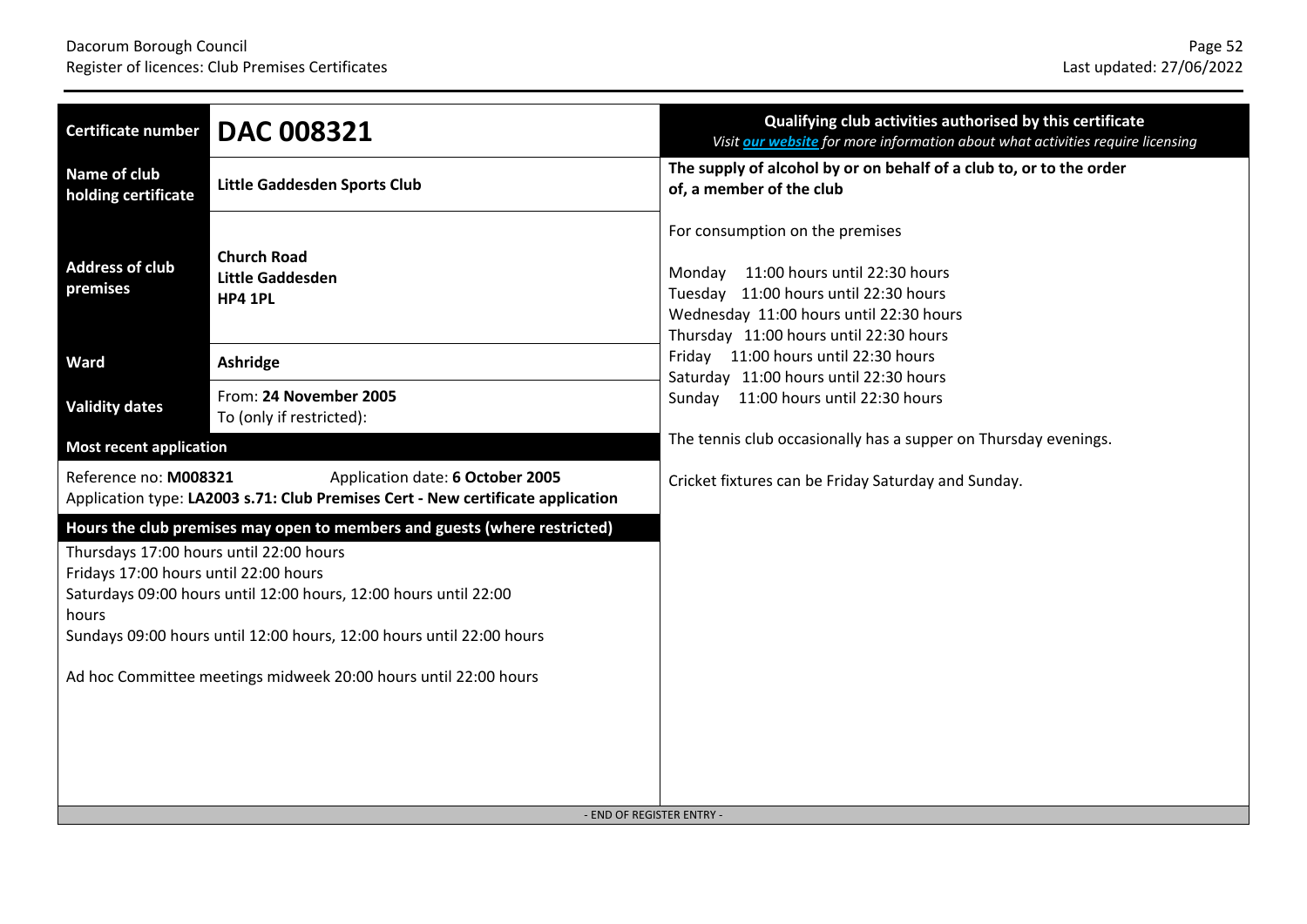| Certificate number | DAC 008321 |
|---|---|
| Name of club holding certificate | Little Gaddesden Sports Club |
| Address of club premises | Church Road<br>Little Gaddesden<br>HP4 1PL |
| Ward | Ashridge |
| Validity dates | From: **24 November 2005**<br>To (only if restricted): |

**Most recent application**

Reference no: **M008321** Application date: **6 October 2005**
Application type: **LA2003 s.71: Club Premises Cert - New certificate application**

**Hours the club premises may open to members and guests (where restricted)**

Thursdays 17:00 hours until 22:00 hours
Fridays 17:00 hours until 22:00 hours
Saturdays 09:00 hours until 12:00 hours, 12:00 hours until 22:00 hours
Sundays 09:00 hours until 12:00 hours, 12:00 hours until 22:00 hours

Ad hoc Committee meetings midweek 20:00 hours until 22:00 hours

**Qualifying club activities authorised by this certificate**

*Visit our website for more information about what activities require licensing*

**The supply of alcohol by or on behalf of a club to, or to the order of, a member of the club**

For consumption on the premises

Monday 11:00 hours until 22:30 hours
Tuesday 11:00 hours until 22:30 hours
Wednesday 11:00 hours until 22:30 hours
Thursday 11:00 hours until 22:30 hours
Friday 11:00 hours until 22:30 hours
Saturday 11:00 hours until 22:30 hours
Sunday 11:00 hours until 22:30 hours

The tennis club occasionally has a supper on Thursday evenings.

Cricket fixtures can be Friday Saturday and Sunday.

- END OF REGISTER ENTRY -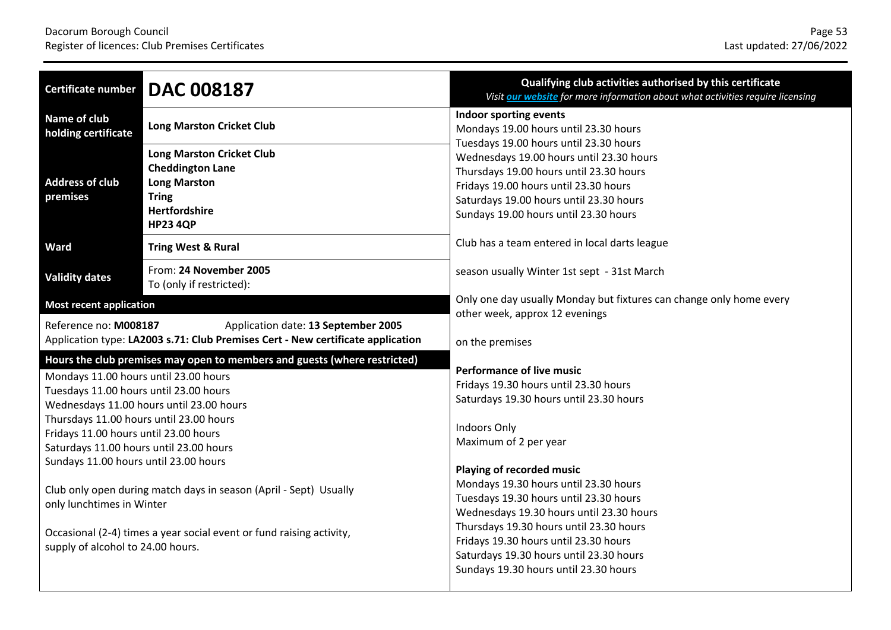| Certificate number | DAC 008187 |
|---|---|
| Name of club holding certificate | **Long Marston Cricket Club** |
| Address of club premises | **Long Marston Cricket Club**<br>**Cheddington Lane**<br>**Long Marston**<br>**Tring**<br>**Hertfordshire**<br>**HP23 4QP** |
| Ward | **Tring West & Rural** |
| Validity dates | From: **24 November 2005**<br>To (only if restricted): |

**Most recent application**

Reference no: **M008187** Application date: **13 September 2005**
Application type: **LA2003 s.71: Club Premises Cert - New certificate application**

**Hours the club premises may open to members and guests (where restricted)**

Mondays 11.00 hours until 23.00 hours
Tuesdays 11.00 hours until 23.00 hours
Wednesdays 11.00 hours until 23.00 hours
Thursdays 11.00 hours until 23.00 hours
Fridays 11.00 hours until 23.00 hours
Saturdays 11.00 hours until 23.00 hours
Sundays 11.00 hours until 23.00 hours

Club only open during match days in season (April - Sept) Usually only lunchtimes in Winter

Occasional (2-4) times a year social event or fund raising activity, supply of alcohol to 24.00 hours.

**Qualifying club activities authorised by this certificate**

*Visit our website for more information about what activities require licensing*

**Indoor sporting events**
Mondays 19.00 hours until 23.30 hours
Tuesdays 19.00 hours until 23.30 hours
Wednesdays 19.00 hours until 23.30 hours
Thursdays 19.00 hours until 23.30 hours
Fridays 19.00 hours until 23.30 hours
Saturdays 19.00 hours until 23.30 hours
Sundays 19.00 hours until 23.30 hours

Club has a team entered in local darts league

season usually Winter 1st sept - 31st March

Only one day usually Monday but fixtures can change only home every other week, approx 12 evenings

on the premises

**Performance of live music**
Fridays 19.30 hours until 23.30 hours
Saturdays 19.30 hours until 23.30 hours

Indoors Only
Maximum of 2 per year

**Playing of recorded music**
Mondays 19.30 hours until 23.30 hours
Tuesdays 19.30 hours until 23.30 hours
Wednesdays 19.30 hours until 23.30 hours
Thursdays 19.30 hours until 23.30 hours
Fridays 19.30 hours until 23.30 hours
Saturdays 19.30 hours until 23.30 hours
Sundays 19.30 hours until 23.30 hours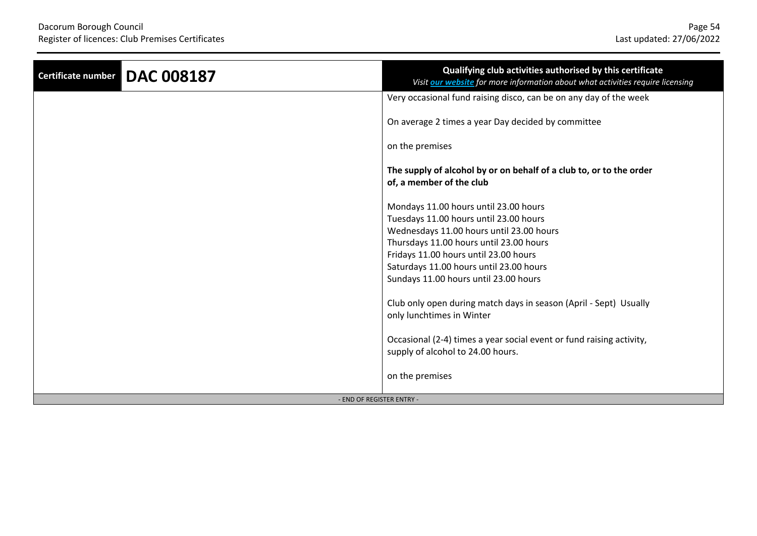| Certificate number | DAC 008187 | Qualifying club activities authorised by this certificate<br>*Visit our website for more information about what activities require licensing* |
|---|---|---|
| | | Very occasional fund raising disco, can be on any day of the week<br><br>On average 2 times a year Day decided by committee<br><br>on the premises<br><br>**The supply of alcohol by or on behalf of a club to, or to the order of, a member of the club**<br><br>Mondays 11.00 hours until 23.00 hours<br>Tuesdays 11.00 hours until 23.00 hours<br>Wednesdays 11.00 hours until 23.00 hours<br>Thursdays 11.00 hours until 23.00 hours<br>Fridays 11.00 hours until 23.00 hours<br>Saturdays 11.00 hours until 23.00 hours<br>Sundays 11.00 hours until 23.00 hours<br><br>Club only open during match days in season (April - Sept) Usually only lunchtimes in Winter<br><br>Occasional (2-4) times a year social event or fund raising activity, supply of alcohol to 24.00 hours.<br><br>on the premises |

- END OF REGISTER ENTRY -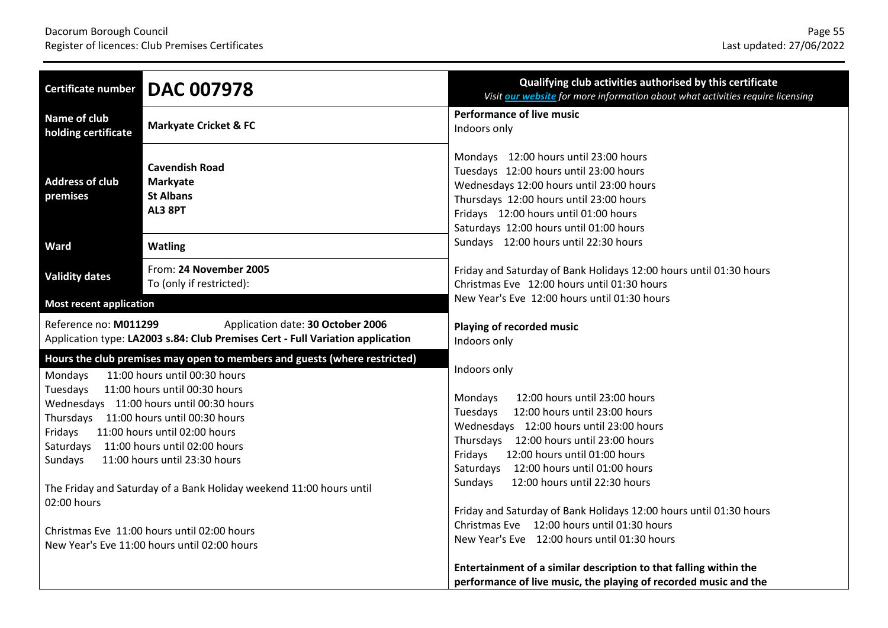| Certificate number | **DAC 007978** |
| --- | --- |
| Name of club holding certificate | **Markyate Cricket & FC** |
| Address of club premises | **Cavendish Road**<br>**Markyate**<br>**St Albans**<br>**AL3 8PT** |
| Ward | **Watling** |
| Validity dates | From: **24 November 2005**<br>To (only if restricted): |

**Most recent application**

Reference no: **M011299** Application date: **30 October 2006**
Application type: **LA2003 s.84: Club Premises Cert - Full Variation application**

**Hours the club premises may open to members and guests (where restricted)**

Mondays 11:00 hours until 00:30 hours
Tuesdays 11:00 hours until 00:30 hours
Wednesdays 11:00 hours until 00:30 hours
Thursdays 11:00 hours until 00:30 hours
Fridays 11:00 hours until 02:00 hours
Saturdays 11:00 hours until 02:00 hours
Sundays 11:00 hours until 23:30 hours

The Friday and Saturday of a Bank Holiday weekend 11:00 hours until 02:00 hours

Christmas Eve 11:00 hours until 02:00 hours
New Year's Eve 11:00 hours until 02:00 hours

**Qualifying club activities authorised by this certificate**

*Visit our website for more information about what activities require licensing*

**Performance of live music**
Indoors only

Mondays 12:00 hours until 23:00 hours
Tuesdays 12:00 hours until 23:00 hours
Wednesdays 12:00 hours until 23:00 hours
Thursdays 12:00 hours until 23:00 hours
Fridays 12:00 hours until 01:00 hours
Saturdays 12:00 hours until 01:00 hours
Sundays 12:00 hours until 22:30 hours

Friday and Saturday of Bank Holidays 12:00 hours until 01:30 hours
Christmas Eve 12:00 hours until 01:30 hours
New Year's Eve 12:00 hours until 01:30 hours

**Playing of recorded music**
Indoors only

Indoors only

Mondays 12:00 hours until 23:00 hours
Tuesdays 12:00 hours until 23:00 hours
Wednesdays 12:00 hours until 23:00 hours
Thursdays 12:00 hours until 23:00 hours
Fridays 12:00 hours until 01:00 hours
Saturdays 12:00 hours until 01:00 hours
Sundays 12:00 hours until 22:30 hours

Friday and Saturday of Bank Holidays 12:00 hours until 01:30 hours
Christmas Eve 12:00 hours until 01:30 hours
New Year's Eve 12:00 hours until 01:30 hours

**Entertainment of a similar description to that falling within the performance of live music, the playing of recorded music and the**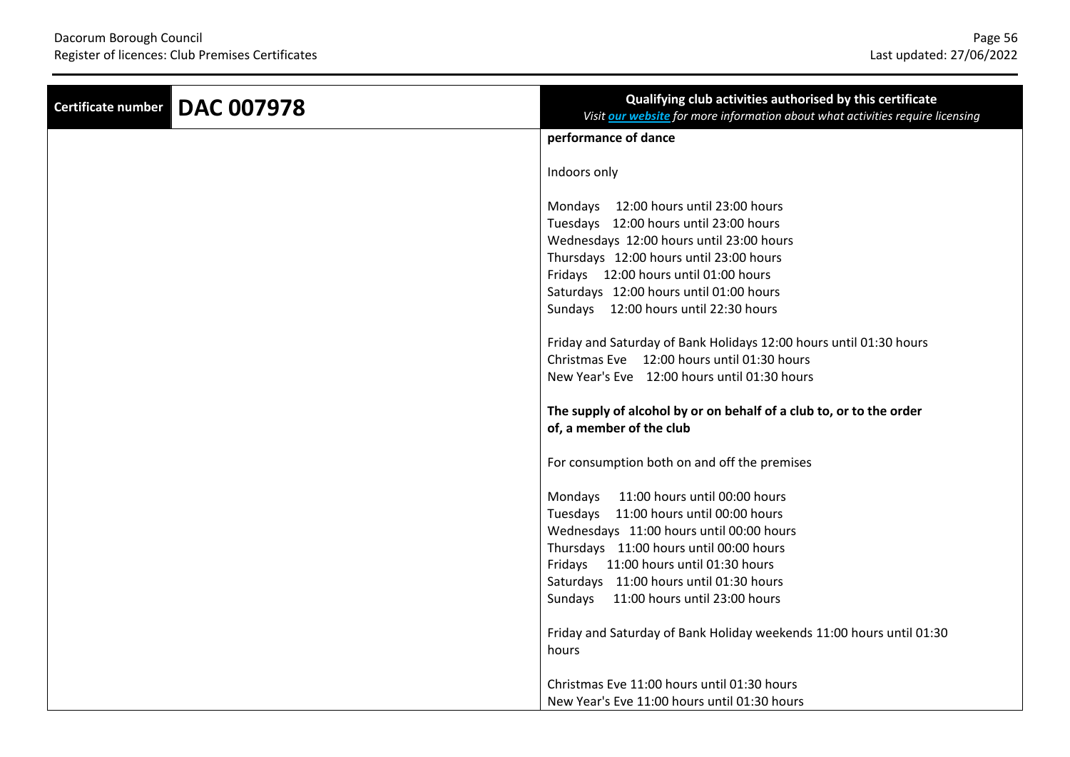| Certificate number | DAC 007978 | Qualifying club activities authorised by this certificate<br>*Visit [our website](#) for more information about what activities require licensing* |
|---|---|---|
| | | **performance of dance**<br><br>Indoors only<br><br>Mondays 12:00 hours until 23:00 hours<br>Tuesdays 12:00 hours until 23:00 hours<br>Wednesdays 12:00 hours until 23:00 hours<br>Thursdays 12:00 hours until 23:00 hours<br>Fridays 12:00 hours until 01:00 hours<br>Saturdays 12:00 hours until 01:00 hours<br>Sundays 12:00 hours until 22:30 hours<br><br>Friday and Saturday of Bank Holidays 12:00 hours until 01:30 hours<br>Christmas Eve 12:00 hours until 01:30 hours<br>New Year's Eve 12:00 hours until 01:30 hours<br><br>**The supply of alcohol by or on behalf of a club to, or to the order of, a member of the club**<br><br>For consumption both on and off the premises<br><br>Mondays 11:00 hours until 00:00 hours<br>Tuesdays 11:00 hours until 00:00 hours<br>Wednesdays 11:00 hours until 00:00 hours<br>Thursdays 11:00 hours until 00:00 hours<br>Fridays 11:00 hours until 01:30 hours<br>Saturdays 11:00 hours until 01:30 hours<br>Sundays 11:00 hours until 23:00 hours<br><br>Friday and Saturday of Bank Holiday weekends 11:00 hours until 01:30 hours<br><br>Christmas Eve 11:00 hours until 01:30 hours<br>New Year's Eve 11:00 hours until 01:30 hours |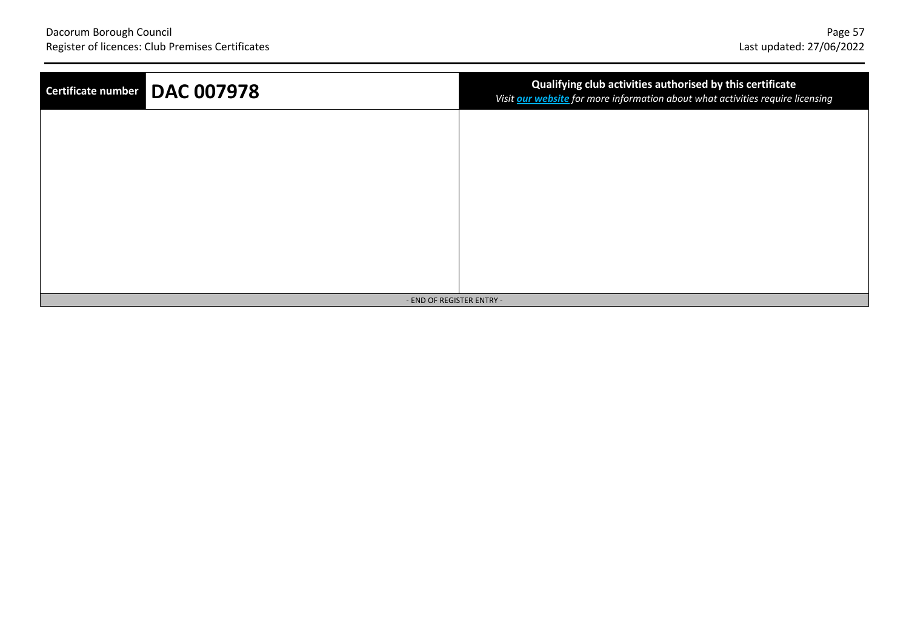| Certificate number | DAC 007978 | **Qualifying club activities authorised by this certificate** *Visit [our website](#) for more information about what activities require licensing* |
|---|---|---|
| | | |

- END OF REGISTER ENTRY -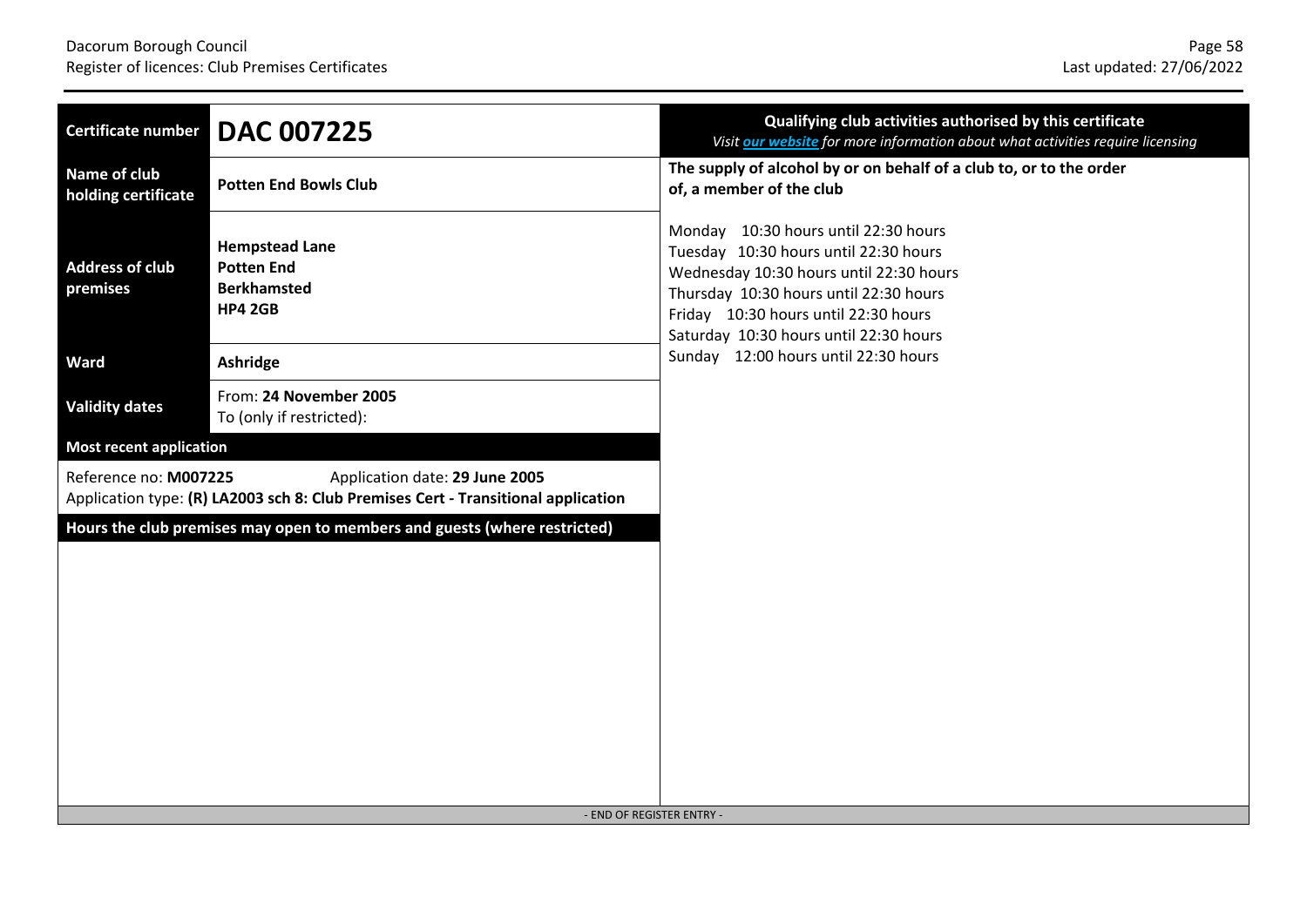| Certificate number | **DAC 007225** |
|---|---|
| Name of club holding certificate | **Potten End Bowls Club** |
| Address of club premises | **Hempstead Lane**<br>**Potten End**<br>**Berkhamsted**<br>**HP4 2GB** |
| Ward | **Ashridge** |
| Validity dates | From: **24 November 2005**<br>To (only if restricted): |

**Most recent application**

Reference no: **M007225** Application date: **29 June 2005**
Application type: **(R) LA2003 sch 8: Club Premises Cert - Transitional application**

**Hours the club premises may open to members and guests (where restricted)**

**Qualifying club activities authorised by this certificate**
*Visit our website for more information about what activities require licensing*

**The supply of alcohol by or on behalf of a club to, or to the order of, a member of the club**

Monday 10:30 hours until 22:30 hours
Tuesday 10:30 hours until 22:30 hours
Wednesday 10:30 hours until 22:30 hours
Thursday 10:30 hours until 22:30 hours
Friday 10:30 hours until 22:30 hours
Saturday 10:30 hours until 22:30 hours
Sunday 12:00 hours until 22:30 hours

- END OF REGISTER ENTRY -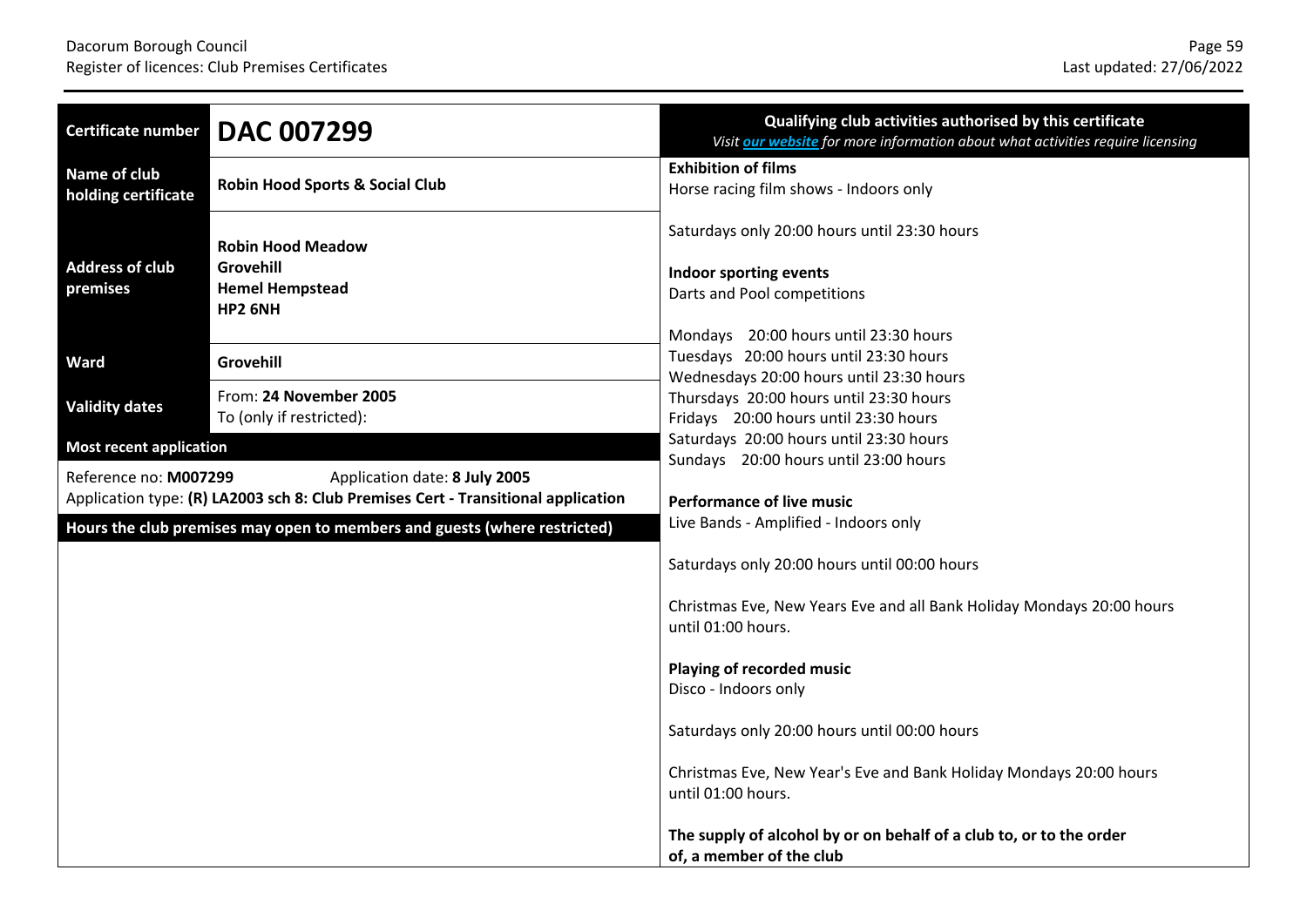| Certificate number | DAC 007299 |
|---|---|
| Name of club holding certificate | **Robin Hood Sports & Social Club** |
| Address of club premises | **Robin Hood Meadow**<br>**Grovehill**<br>**Hemel Hempstead**<br>**HP2 6NH** |
| Ward | **Grovehill** |
| Validity dates | From: **24 November 2005**<br>To (only if restricted): |

**Most recent application**

Reference no: **M007299** Application date: **8 July 2005**
Application type: **(R) LA2003 sch 8: Club Premises Cert - Transitional application**

**Hours the club premises may open to members and guests (where restricted)**

**Qualifying club activities authorised by this certificate**
*Visit our website for more information about what activities require licensing*

**Exhibition of films**
Horse racing film shows - Indoors only

Saturdays only 20:00 hours until 23:30 hours

**Indoor sporting events**
Darts and Pool competitions

Mondays 20:00 hours until 23:30 hours
Tuesdays 20:00 hours until 23:30 hours
Wednesdays 20:00 hours until 23:30 hours
Thursdays 20:00 hours until 23:30 hours
Fridays 20:00 hours until 23:30 hours
Saturdays 20:00 hours until 23:30 hours
Sundays 20:00 hours until 23:00 hours

**Performance of live music**
Live Bands - Amplified - Indoors only

Saturdays only 20:00 hours until 00:00 hours

Christmas Eve, New Years Eve and all Bank Holiday Mondays 20:00 hours until 01:00 hours.

**Playing of recorded music**
Disco - Indoors only

Saturdays only 20:00 hours until 00:00 hours

Christmas Eve, New Year's Eve and Bank Holiday Mondays 20:00 hours until 01:00 hours.

**The supply of alcohol by or on behalf of a club to, or to the order of, a member of the club**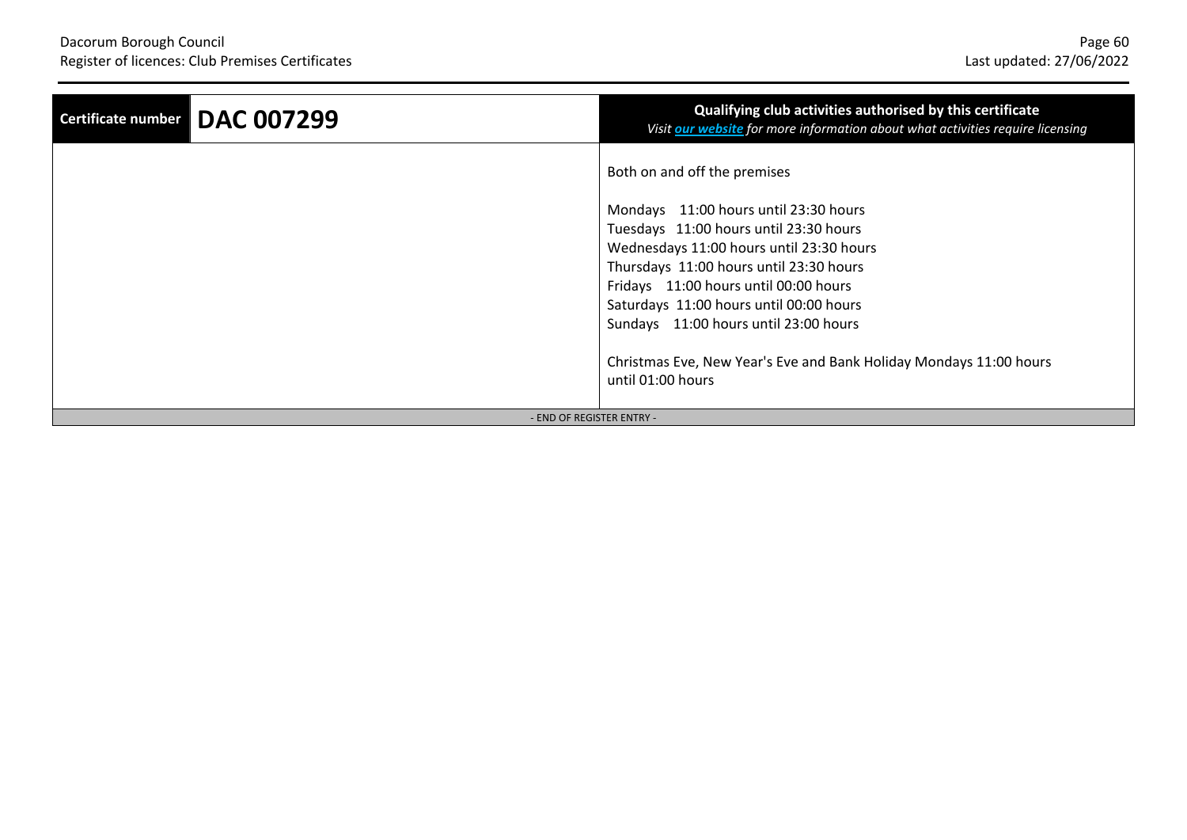| Certificate number | DAC 007299 | Qualifying club activities authorised by this certificate<br>*Visit **our website** for more information about what activities require licensing* |
|---|---|---|
| | | Both on and off the premises<br><br>Mondays 11:00 hours until 23:30 hours<br>Tuesdays 11:00 hours until 23:30 hours<br>Wednesdays 11:00 hours until 23:30 hours<br>Thursdays 11:00 hours until 23:30 hours<br>Fridays 11:00 hours until 00:00 hours<br>Saturdays 11:00 hours until 00:00 hours<br>Sundays 11:00 hours until 23:00 hours<br><br>Christmas Eve, New Year's Eve and Bank Holiday Mondays 11:00 hours until 01:00 hours |

- END OF REGISTER ENTRY -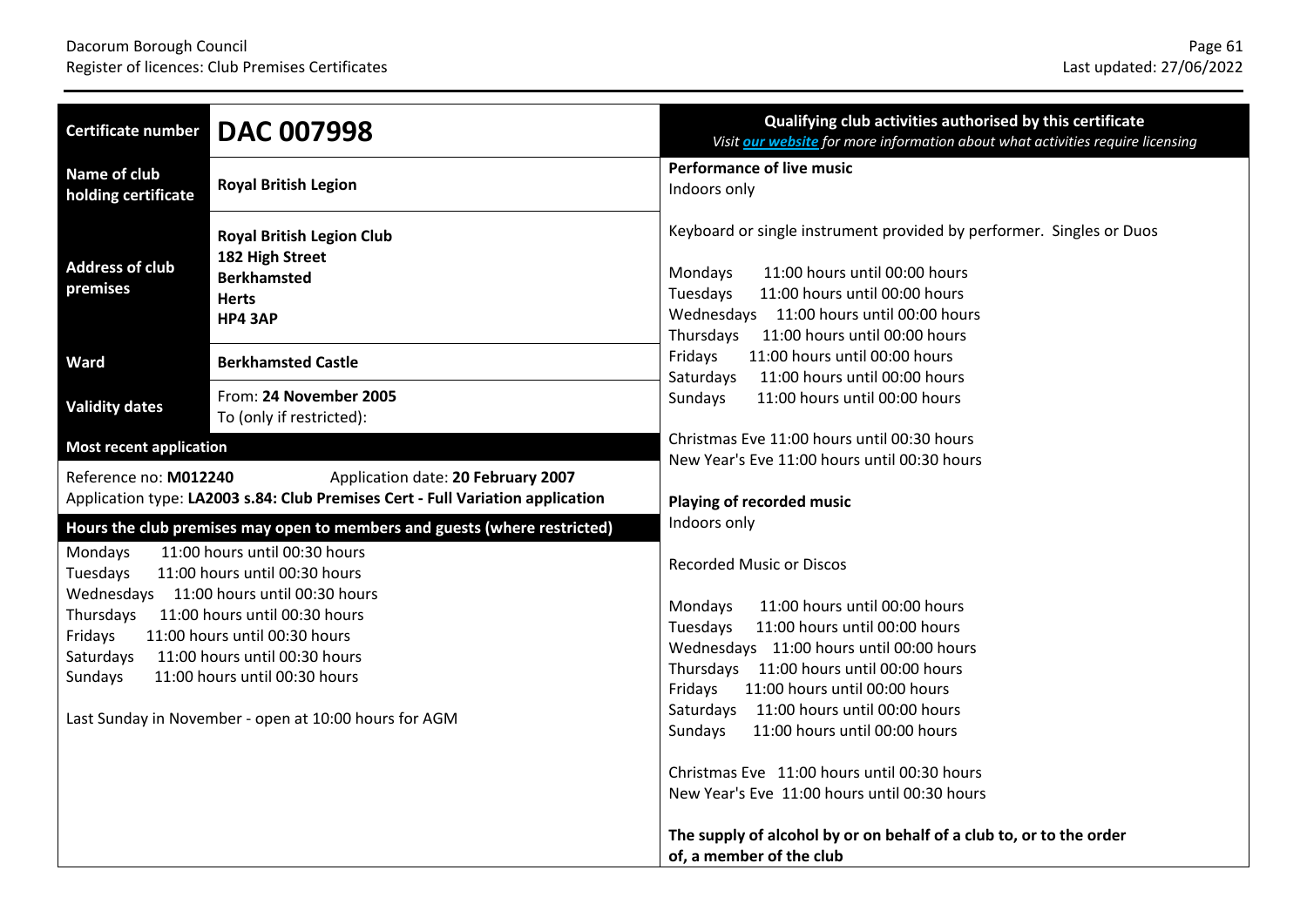| Certificate number | DAC 007998 |
|---|---|
| Name of club holding certificate | **Royal British Legion** |
| Address of club premises | **Royal British Legion Club**<br>**182 High Street**<br>**Berkhamsted**<br>**Herts**<br>**HP4 3AP** |
| Ward | **Berkhamsted Castle** |
| Validity dates | From: **24 November 2005**<br>To (only if restricted): |

**Most recent application**

Reference no: **M012240** Application date: **20 February 2007**
Application type: **LA2003 s.84: Club Premises Cert - Full Variation application**

**Hours the club premises may open to members and guests (where restricted)**

Mondays 11:00 hours until 00:30 hours
Tuesdays 11:00 hours until 00:30 hours
Wednesdays 11:00 hours until 00:30 hours
Thursdays 11:00 hours until 00:30 hours
Fridays 11:00 hours until 00:30 hours
Saturdays 11:00 hours until 00:30 hours
Sundays 11:00 hours until 00:30 hours

Last Sunday in November - open at 10:00 hours for AGM

**Qualifying club activities authorised by this certificate**
*Visit our website for more information about what activities require licensing*

**Performance of live music**
Indoors only

Keyboard or single instrument provided by performer. Singles or Duos

Mondays 11:00 hours until 00:00 hours
Tuesdays 11:00 hours until 00:00 hours
Wednesdays 11:00 hours until 00:00 hours
Thursdays 11:00 hours until 00:00 hours
Fridays 11:00 hours until 00:00 hours
Saturdays 11:00 hours until 00:00 hours
Sundays 11:00 hours until 00:00 hours

Christmas Eve 11:00 hours until 00:30 hours
New Year's Eve 11:00 hours until 00:30 hours

**Playing of recorded music**
Indoors only

Recorded Music or Discos

Mondays 11:00 hours until 00:00 hours
Tuesdays 11:00 hours until 00:00 hours
Wednesdays 11:00 hours until 00:00 hours
Thursdays 11:00 hours until 00:00 hours
Fridays 11:00 hours until 00:00 hours
Saturdays 11:00 hours until 00:00 hours
Sundays 11:00 hours until 00:00 hours

Christmas Eve 11:00 hours until 00:30 hours
New Year's Eve 11:00 hours until 00:30 hours

**The supply of alcohol by or on behalf of a club to, or to the order of, a member of the club**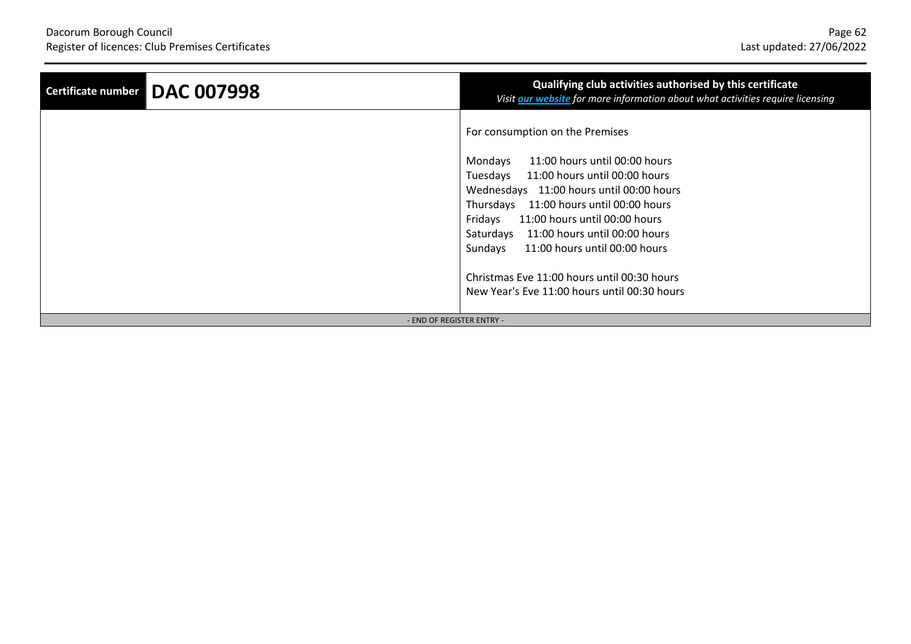| Certificate number | DAC 007998 | Qualifying club activities authorised by this certificate<br>*Visit [our website](#) for more information about what activities require licensing* |
|---|---|---|
| | | For consumption on the Premises<br><br>Mondays 11:00 hours until 00:00 hours<br>Tuesdays 11:00 hours until 00:00 hours<br>Wednesdays 11:00 hours until 00:00 hours<br>Thursdays 11:00 hours until 00:00 hours<br>Fridays 11:00 hours until 00:00 hours<br>Saturdays 11:00 hours until 00:00 hours<br>Sundays 11:00 hours until 00:00 hours<br><br>Christmas Eve 11:00 hours until 00:30 hours<br>New Year's Eve 11:00 hours until 00:30 hours |

- END OF REGISTER ENTRY -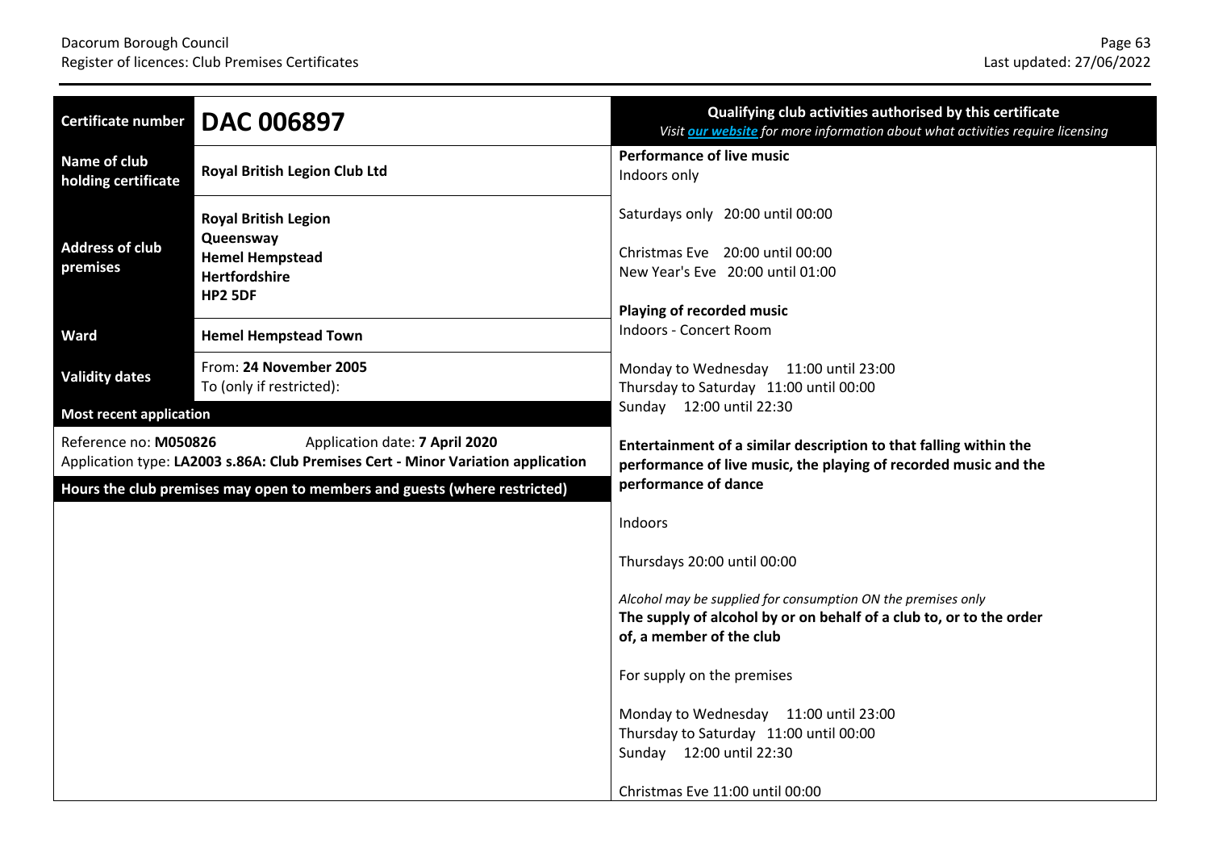| Certificate number | DAC 006897 |
|---|---|
| Name of club holding certificate | **Royal British Legion Club Ltd** |
| Address of club premises | **Royal British Legion**<br>**Queensway**<br>**Hemel Hempstead**<br>**Hertfordshire**<br>**HP2 5DF** |
| Ward | **Hemel Hempstead Town** |
| Validity dates | From: **24 November 2005**<br>To (only if restricted): |

**Most recent application**

Reference no: **M050826** Application date: **7 April 2020**
Application type: **LA2003 s.86A: Club Premises Cert - Minor Variation application**

**Hours the club premises may open to members and guests (where restricted)**

## Qualifying club activities authorised by this certificate

*Visit our website for more information about what activities require licensing*

**Performance of live music**
Indoors only

Saturdays only 20:00 until 00:00

Christmas Eve 20:00 until 00:00
New Year's Eve 20:00 until 01:00

**Playing of recorded music**
Indoors - Concert Room

Monday to Wednesday 11:00 until 23:00
Thursday to Saturday 11:00 until 00:00
Sunday 12:00 until 22:30

**Entertainment of a similar description to that falling within the performance of live music, the playing of recorded music and the performance of dance**

Indoors

Thursdays 20:00 until 00:00

*Alcohol may be supplied for consumption ON the premises only*
**The supply of alcohol by or on behalf of a club to, or to the order of, a member of the club**

For supply on the premises

Monday to Wednesday 11:00 until 23:00
Thursday to Saturday 11:00 until 00:00
Sunday 12:00 until 22:30

Christmas Eve 11:00 until 00:00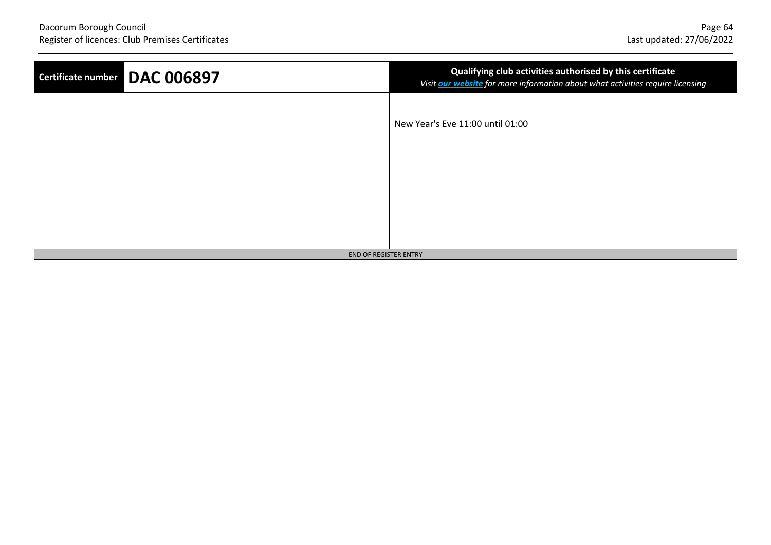| Certificate number | DAC 006897 | **Qualifying club activities authorised by this certificate** *Visit **our website** for more information about what activities require licensing* |
|---|---|---|
| | | New Year's Eve 11:00 until 01:00 |

- END OF REGISTER ENTRY -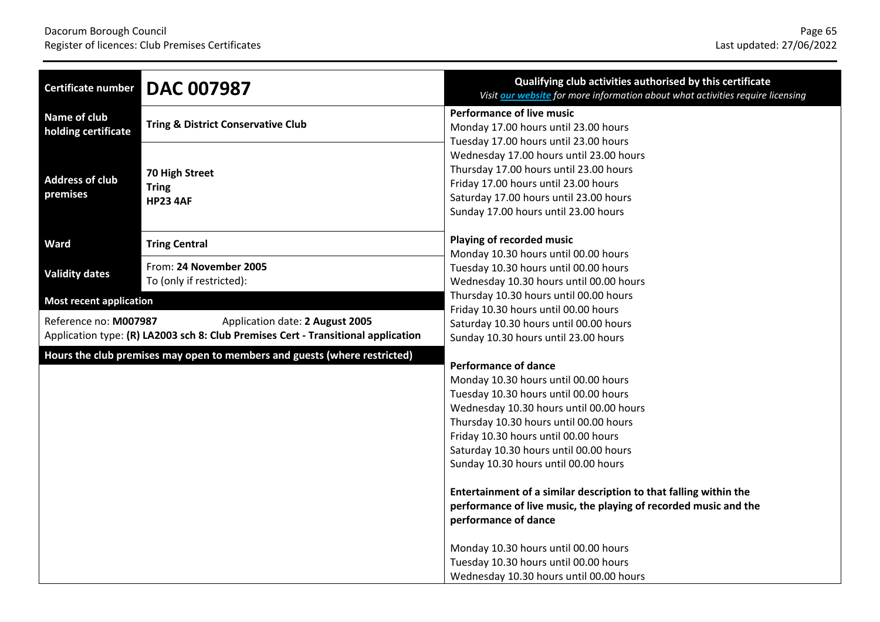| Certificate number | DAC 007987 |
| --- | --- |
| Name of club holding certificate | **Tring & District Conservative Club** |
| Address of club premises | **70 High Street**<br>**Tring**<br>**HP23 4AF** |
| Ward | **Tring Central** |
| Validity dates | From: **24 November 2005**<br>To (only if restricted): |

**Most recent application**

Reference no: **M007987** Application date: **2 August 2005**
Application type: **(R) LA2003 sch 8: Club Premises Cert - Transitional application**

**Hours the club premises may open to members and guests (where restricted)**

**Qualifying club activities authorised by this certificate**
*Visit our website for more information about what activities require licensing*

**Performance of live music**
Monday 17.00 hours until 23.00 hours
Tuesday 17.00 hours until 23.00 hours
Wednesday 17.00 hours until 23.00 hours
Thursday 17.00 hours until 23.00 hours
Friday 17.00 hours until 23.00 hours
Saturday 17.00 hours until 23.00 hours
Sunday 17.00 hours until 23.00 hours

**Playing of recorded music**
Monday 10.30 hours until 00.00 hours
Tuesday 10.30 hours until 00.00 hours
Wednesday 10.30 hours until 00.00 hours
Thursday 10.30 hours until 00.00 hours
Friday 10.30 hours until 00.00 hours
Saturday 10.30 hours until 00.00 hours
Sunday 10.30 hours until 23.00 hours

**Performance of dance**
Monday 10.30 hours until 00.00 hours
Tuesday 10.30 hours until 00.00 hours
Wednesday 10.30 hours until 00.00 hours
Thursday 10.30 hours until 00.00 hours
Friday 10.30 hours until 00.00 hours
Saturday 10.30 hours until 00.00 hours
Sunday 10.30 hours until 00.00 hours

**Entertainment of a similar description to that falling within the performance of live music, the playing of recorded music and the performance of dance**

Monday 10.30 hours until 00.00 hours
Tuesday 10.30 hours until 00.00 hours
Wednesday 10.30 hours until 00.00 hours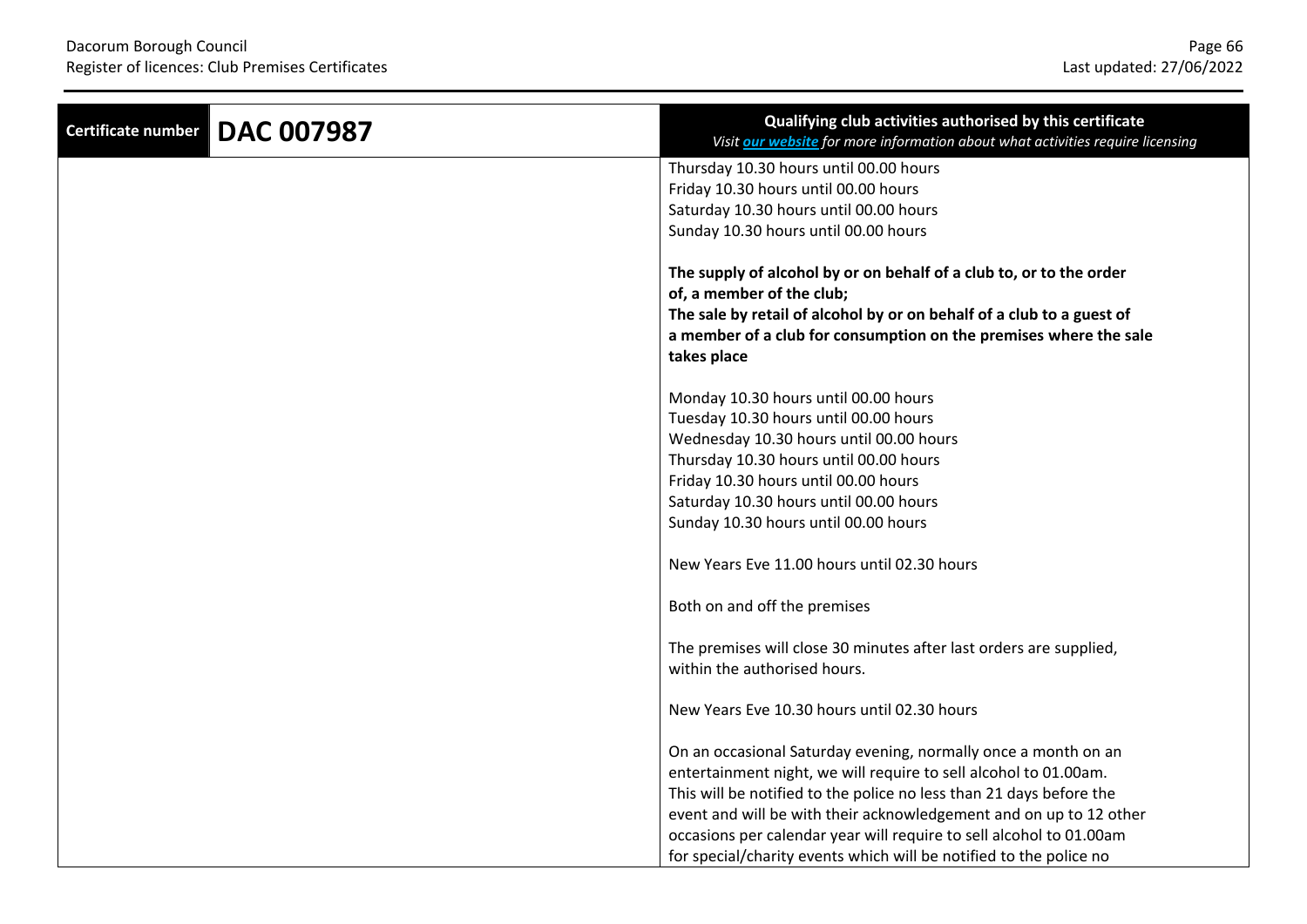| Certificate number | DAC 007987 | Qualifying club activities authorised by this certificate<br>*Visit our website for more information about what activities require licensing* |
|---|---|---|
| | | Thursday 10.30 hours until 00.00 hours<br>Friday 10.30 hours until 00.00 hours<br>Saturday 10.30 hours until 00.00 hours<br>Sunday 10.30 hours until 00.00 hours<br><br>**The supply of alcohol by or on behalf of a club to, or to the order of, a member of the club;**<br>**The sale by retail of alcohol by or on behalf of a club to a guest of a member of a club for consumption on the premises where the sale takes place**<br><br>Monday 10.30 hours until 00.00 hours<br>Tuesday 10.30 hours until 00.00 hours<br>Wednesday 10.30 hours until 00.00 hours<br>Thursday 10.30 hours until 00.00 hours<br>Friday 10.30 hours until 00.00 hours<br>Saturday 10.30 hours until 00.00 hours<br>Sunday 10.30 hours until 00.00 hours<br><br>New Years Eve 11.00 hours until 02.30 hours<br><br>Both on and off the premises<br><br>The premises will close 30 minutes after last orders are supplied, within the authorised hours.<br><br>New Years Eve 10.30 hours until 02.30 hours<br><br>On an occasional Saturday evening, normally once a month on an entertainment night, we will require to sell alcohol to 01.00am. This will be notified to the police no less than 21 days before the event and will be with their acknowledgement and on up to 12 other occasions per calendar year will require to sell alcohol to 01.00am for special/charity events which will be notified to the police no |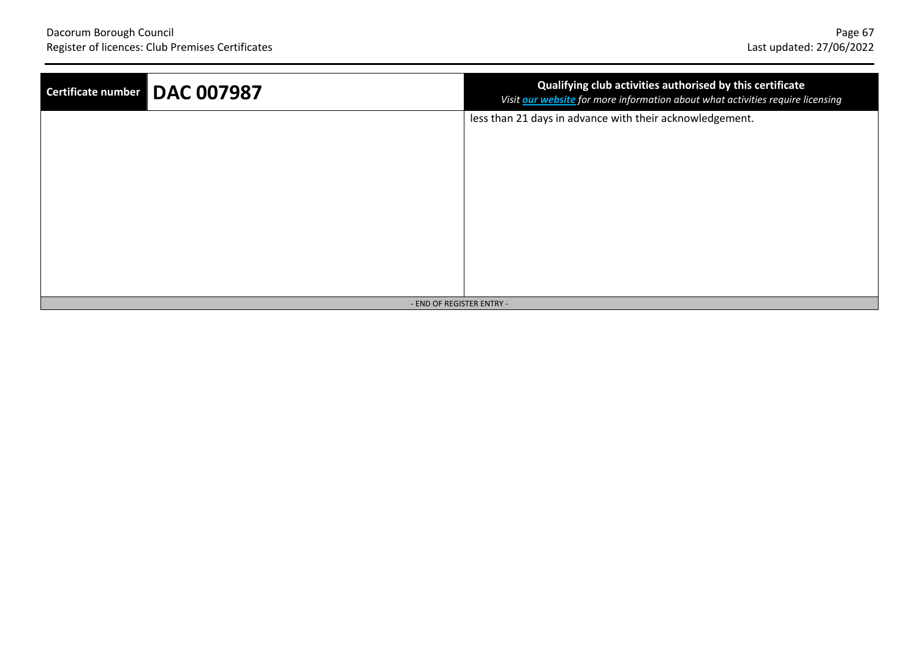| Certificate number | DAC 007987 | Qualifying club activities authorised by this certificate<br>*Visit [our website](#) for more information about what activities require licensing* |
|---|---|---|
| | | less than 21 days in advance with their acknowledgement. |

- END OF REGISTER ENTRY -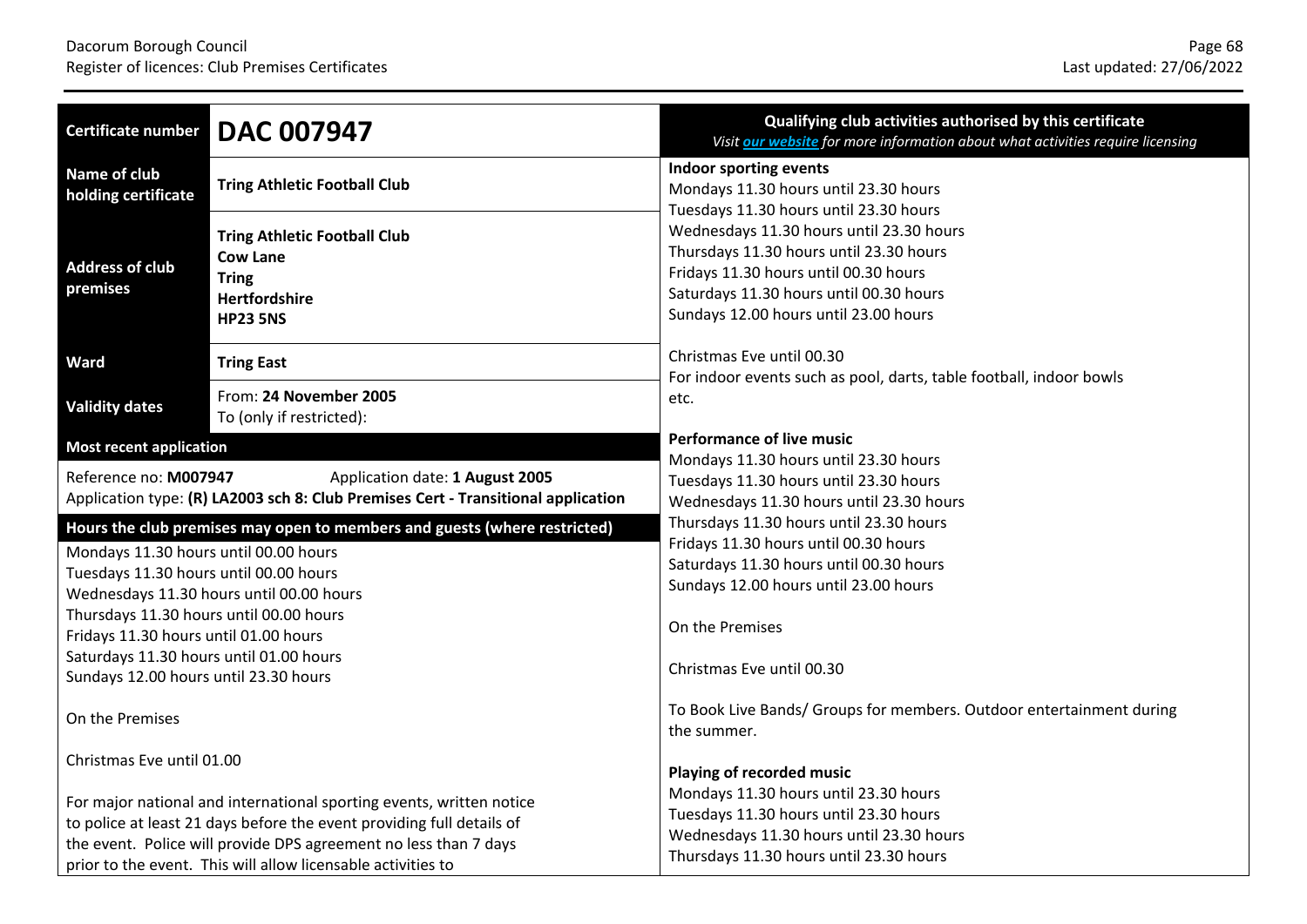| Certificate number | DAC 007947 |
|---|---|
| Name of club holding certificate | **Tring Athletic Football Club** |
| Address of club premises | **Tring Athletic Football Club**<br>**Cow Lane**<br>**Tring**<br>**Hertfordshire**<br>**HP23 5NS** |
| Ward | **Tring East** |
| Validity dates | From: **24 November 2005**<br>To (only if restricted): |

**Most recent application**

Reference no: **M007947** Application date: **1 August 2005**
Application type: **(R) LA2003 sch 8: Club Premises Cert - Transitional application**

**Hours the club premises may open to members and guests (where restricted)**

Mondays 11.30 hours until 00.00 hours
Tuesdays 11.30 hours until 00.00 hours
Wednesdays 11.30 hours until 00.00 hours
Thursdays 11.30 hours until 00.00 hours
Fridays 11.30 hours until 01.00 hours
Saturdays 11.30 hours until 01.00 hours
Sundays 12.00 hours until 23.30 hours

On the Premises

Christmas Eve until 01.00

For major national and international sporting events, written notice to police at least 21 days before the event providing full details of the event. Police will provide DPS agreement no less than 7 days prior to the event. This will allow licensable activities to

**Qualifying club activities authorised by this certificate**
*Visit our website for more information about what activities require licensing*

**Indoor sporting events**
Mondays 11.30 hours until 23.30 hours
Tuesdays 11.30 hours until 23.30 hours
Wednesdays 11.30 hours until 23.30 hours
Thursdays 11.30 hours until 23.30 hours
Fridays 11.30 hours until 00.30 hours
Saturdays 11.30 hours until 00.30 hours
Sundays 12.00 hours until 23.00 hours

Christmas Eve until 00.30
For indoor events such as pool, darts, table football, indoor bowls etc.

**Performance of live music**
Mondays 11.30 hours until 23.30 hours
Tuesdays 11.30 hours until 23.30 hours
Wednesdays 11.30 hours until 23.30 hours
Thursdays 11.30 hours until 23.30 hours
Fridays 11.30 hours until 00.30 hours
Saturdays 11.30 hours until 00.30 hours
Sundays 12.00 hours until 23.00 hours

On the Premises

Christmas Eve until 00.30

To Book Live Bands/ Groups for members. Outdoor entertainment during the summer.

**Playing of recorded music**
Mondays 11.30 hours until 23.30 hours
Tuesdays 11.30 hours until 23.30 hours
Wednesdays 11.30 hours until 23.30 hours
Thursdays 11.30 hours until 23.30 hours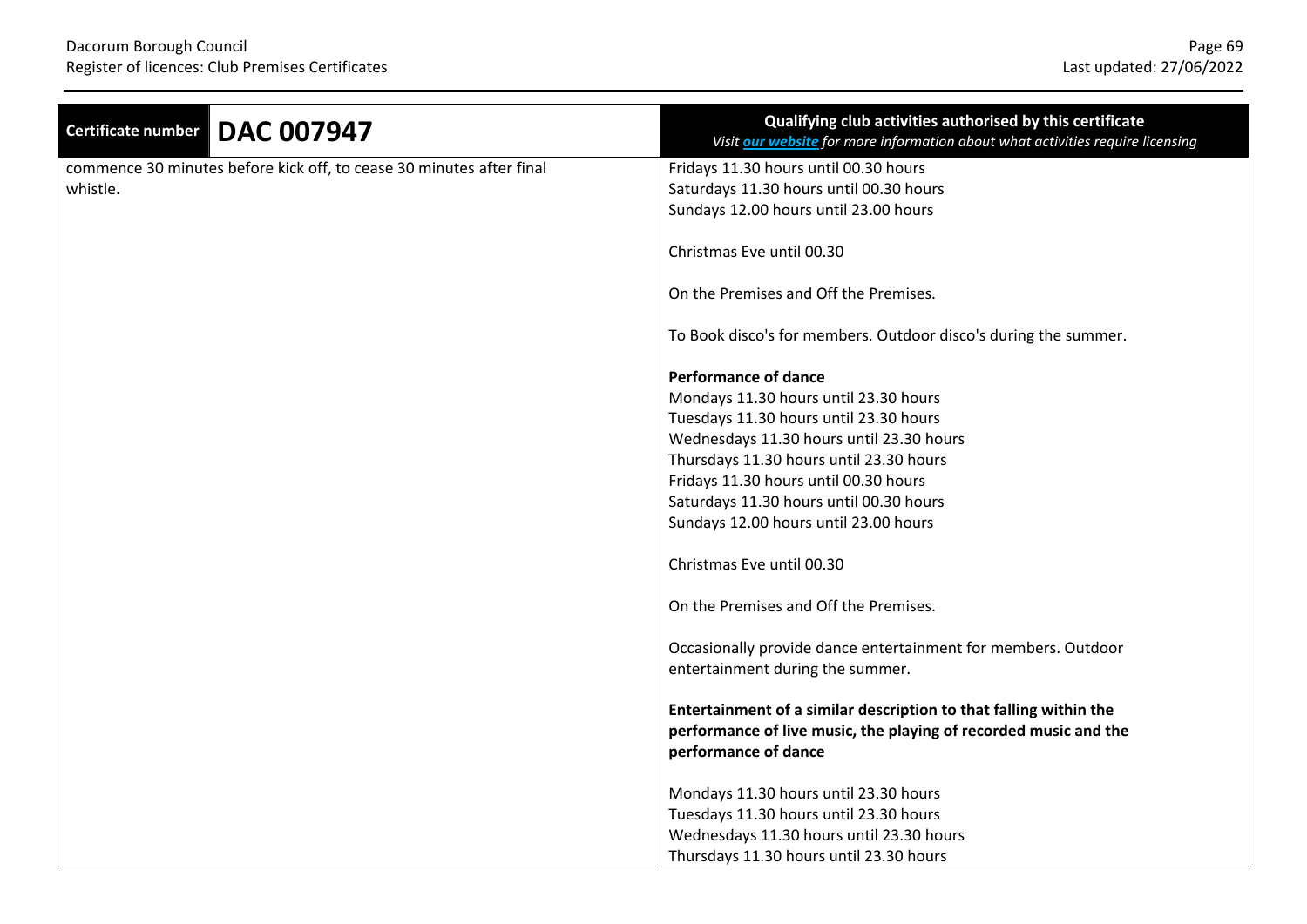| Certificate number | DAC 007947 | Qualifying club activities authorised by this certificate<br>*Visit [our website](#) for more information about what activities require licensing* |
|---|---|---|
| commence 30 minutes before kick off, to cease 30 minutes after final whistle. | | Fridays 11.30 hours until 00.30 hours<br>Saturdays 11.30 hours until 00.30 hours<br>Sundays 12.00 hours until 23.00 hours<br><br>Christmas Eve until 00.30<br><br>On the Premises and Off the Premises.<br><br>To Book disco's for members. Outdoor disco's during the summer.<br><br>**Performance of dance**<br>Mondays 11.30 hours until 23.30 hours<br>Tuesdays 11.30 hours until 23.30 hours<br>Wednesdays 11.30 hours until 23.30 hours<br>Thursdays 11.30 hours until 23.30 hours<br>Fridays 11.30 hours until 00.30 hours<br>Saturdays 11.30 hours until 00.30 hours<br>Sundays 12.00 hours until 23.00 hours<br><br>Christmas Eve until 00.30<br><br>On the Premises and Off the Premises.<br><br>Occasionally provide dance entertainment for members. Outdoor entertainment during the summer.<br><br>**Entertainment of a similar description to that falling within the performance of live music, the playing of recorded music and the performance of dance**<br><br>Mondays 11.30 hours until 23.30 hours<br>Tuesdays 11.30 hours until 23.30 hours<br>Wednesdays 11.30 hours until 23.30 hours<br>Thursdays 11.30 hours until 23.30 hours |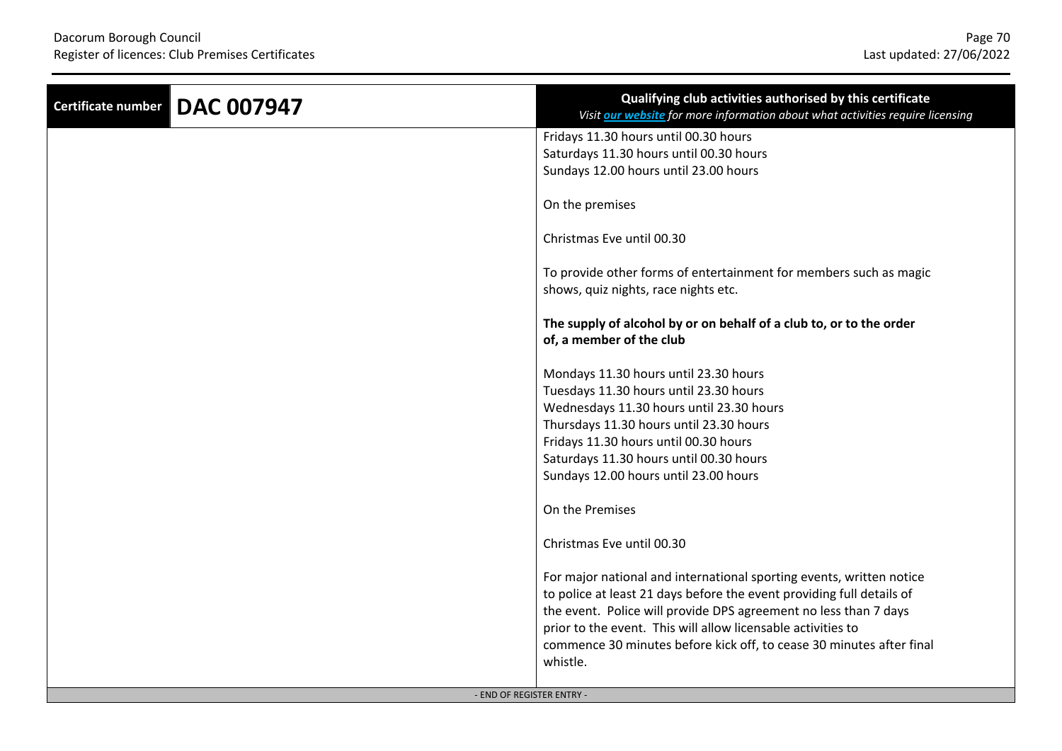| Certificate number | DAC 007947 | Qualifying club activities authorised by this certificate<br>*Visit [our website](#) for more information about what activities require licensing* |
|---|---|---|
| | | Fridays 11.30 hours until 00.30 hours<br>Saturdays 11.30 hours until 00.30 hours<br>Sundays 12.00 hours until 23.00 hours<br><br>On the premises<br><br>Christmas Eve until 00.30<br><br>To provide other forms of entertainment for members such as magic shows, quiz nights, race nights etc.<br><br>**The supply of alcohol by or on behalf of a club to, or to the order of, a member of the club**<br><br>Mondays 11.30 hours until 23.30 hours<br>Tuesdays 11.30 hours until 23.30 hours<br>Wednesdays 11.30 hours until 23.30 hours<br>Thursdays 11.30 hours until 23.30 hours<br>Fridays 11.30 hours until 00.30 hours<br>Saturdays 11.30 hours until 00.30 hours<br>Sundays 12.00 hours until 23.00 hours<br><br>On the Premises<br><br>Christmas Eve until 00.30<br><br>For major national and international sporting events, written notice to police at least 21 days before the event providing full details of the event. Police will provide DPS agreement no less than 7 days prior to the event. This will allow licensable activities to commence 30 minutes before kick off, to cease 30 minutes after final whistle. |

- END OF REGISTER ENTRY -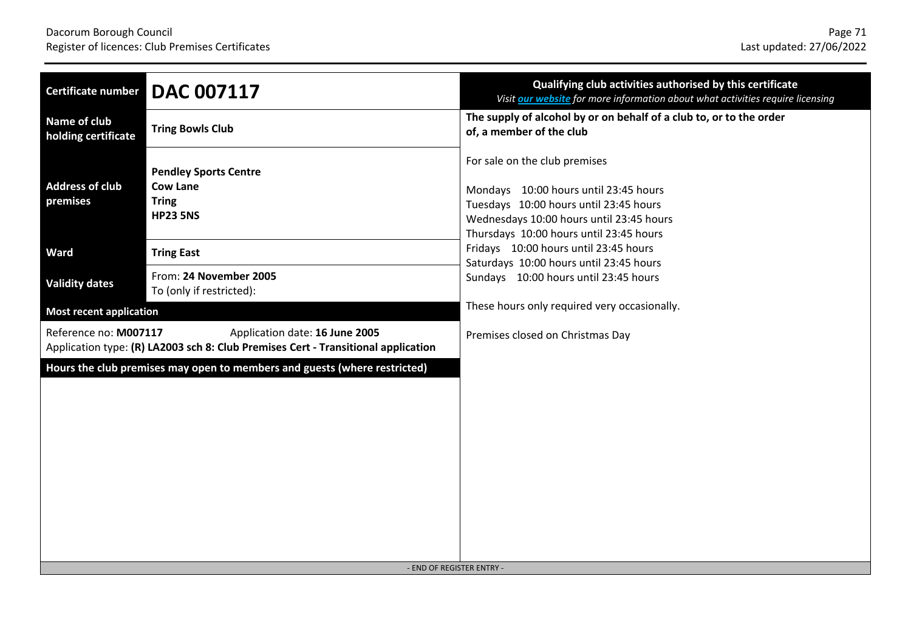| Certificate number | **DAC 007117** |
| --- | --- |
| Name of club holding certificate | **Tring Bowls Club** |
| Address of club premises | **Pendley Sports Centre**<br>**Cow Lane**<br>**Tring**<br>**HP23 5NS** |
| Ward | **Tring East** |
| Validity dates | From: **24 November 2005**<br>To (only if restricted): |

**Most recent application**

Reference no: **M007117** Application date: **16 June 2005**
Application type: **(R) LA2003 sch 8: Club Premises Cert - Transitional application**

**Hours the club premises may open to members and guests (where restricted)**

**Qualifying club activities authorised by this certificate**
*Visit [our website](our website) for more information about what activities require licensing*

**The supply of alcohol by or on behalf of a club to, or to the order of, a member of the club**

For sale on the club premises

Mondays 10:00 hours until 23:45 hours
Tuesdays 10:00 hours until 23:45 hours
Wednesdays 10:00 hours until 23:45 hours
Thursdays 10:00 hours until 23:45 hours
Fridays 10:00 hours until 23:45 hours
Saturdays 10:00 hours until 23:45 hours
Sundays 10:00 hours until 23:45 hours

These hours only required very occasionally.

Premises closed on Christmas Day

- END OF REGISTER ENTRY -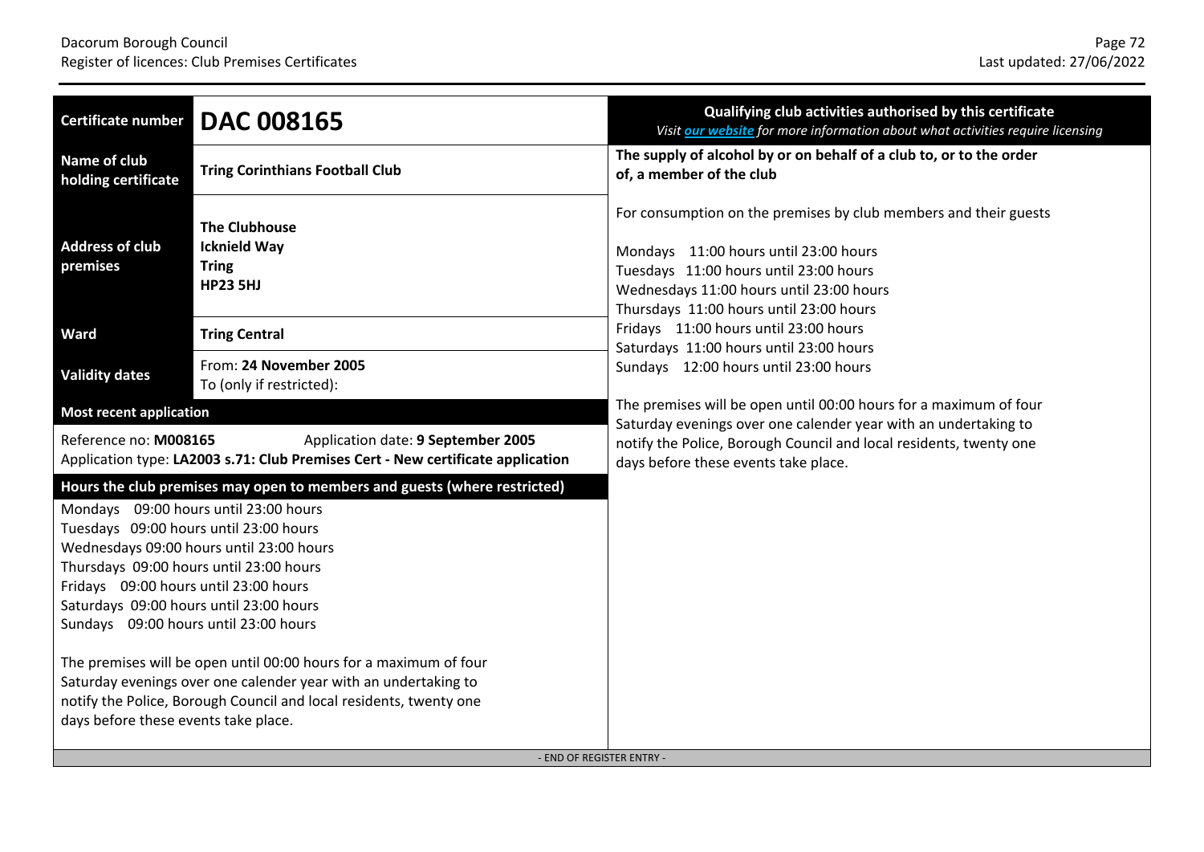| Certificate number | DAC 008165 |
|---|---|
| Name of club holding certificate | **Tring Corinthians Football Club** |
| Address of club premises | **The Clubhouse**<br>**Icknield Way**<br>**Tring**<br>**HP23 5HJ** |
| Ward | **Tring Central** |
| Validity dates | From: **24 November 2005**<br>To (only if restricted): |

**Most recent application**

Reference no: **M008165** Application date: **9 September 2005**
Application type: **LA2003 s.71: Club Premises Cert - New certificate application**

**Hours the club premises may open to members and guests (where restricted)**

Mondays 09:00 hours until 23:00 hours
Tuesdays 09:00 hours until 23:00 hours
Wednesdays 09:00 hours until 23:00 hours
Thursdays 09:00 hours until 23:00 hours
Fridays 09:00 hours until 23:00 hours
Saturdays 09:00 hours until 23:00 hours
Sundays 09:00 hours until 23:00 hours

The premises will be open until 00:00 hours for a maximum of four Saturday evenings over one calender year with an undertaking to notify the Police, Borough Council and local residents, twenty one days before these events take place.

**Qualifying club activities authorised by this certificate**

*Visit our website for more information about what activities require licensing*

**The supply of alcohol by or on behalf of a club to, or to the order of, a member of the club**

For consumption on the premises by club members and their guests

Mondays 11:00 hours until 23:00 hours
Tuesdays 11:00 hours until 23:00 hours
Wednesdays 11:00 hours until 23:00 hours
Thursdays 11:00 hours until 23:00 hours
Fridays 11:00 hours until 23:00 hours
Saturdays 11:00 hours until 23:00 hours
Sundays 12:00 hours until 23:00 hours

The premises will be open until 00:00 hours for a maximum of four Saturday evenings over one calender year with an undertaking to notify the Police, Borough Council and local residents, twenty one days before these events take place.

- END OF REGISTER ENTRY -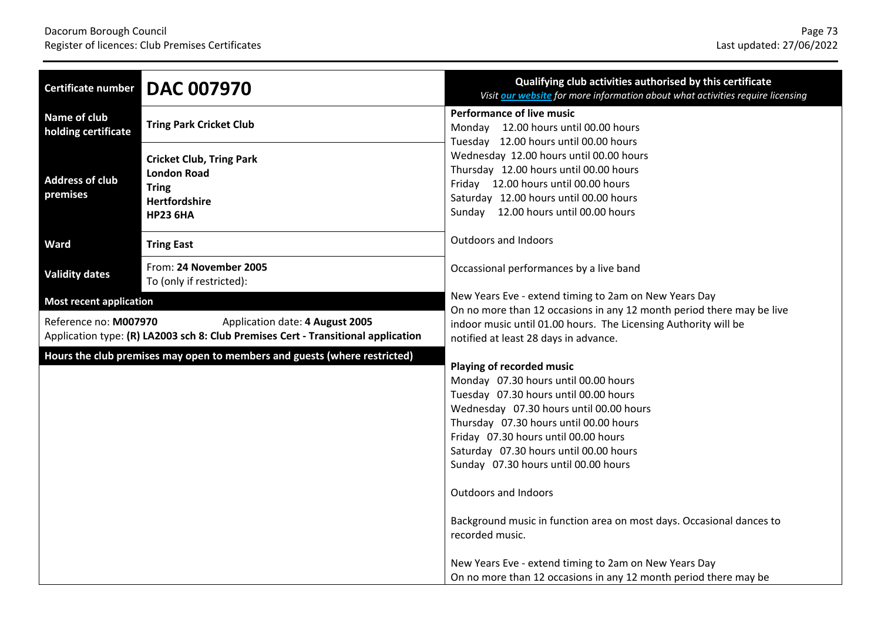| Certificate number | DAC 007970 |
|---|---|
| Name of club holding certificate | **Tring Park Cricket Club** |
| Address of club premises | **Cricket Club, Tring Park**<br>**London Road**<br>**Tring**<br>**Hertfordshire**<br>**HP23 6HA** |
| Ward | **Tring East** |
| Validity dates | From: **24 November 2005**<br>To (only if restricted): |

**Most recent application**

Reference no: **M007970** Application date: **4 August 2005**
Application type: **(R) LA2003 sch 8: Club Premises Cert - Transitional application**

**Hours the club premises may open to members and guests (where restricted)**

**Qualifying club activities authorised by this certificate**
*Visit our website for more information about what activities require licensing*

**Performance of live music**
Monday 12.00 hours until 00.00 hours
Tuesday 12.00 hours until 00.00 hours
Wednesday 12.00 hours until 00.00 hours
Thursday 12.00 hours until 00.00 hours
Friday 12.00 hours until 00.00 hours
Saturday 12.00 hours until 00.00 hours
Sunday 12.00 hours until 00.00 hours

Outdoors and Indoors

Occassional performances by a live band

New Years Eve - extend timing to 2am on New Years Day
On no more than 12 occasions in any 12 month period there may be live indoor music until 01.00 hours. The Licensing Authority will be notified at least 28 days in advance.

**Playing of recorded music**
Monday 07.30 hours until 00.00 hours
Tuesday 07.30 hours until 00.00 hours
Wednesday 07.30 hours until 00.00 hours
Thursday 07.30 hours until 00.00 hours
Friday 07.30 hours until 00.00 hours
Saturday 07.30 hours until 00.00 hours
Sunday 07.30 hours until 00.00 hours

Outdoors and Indoors

Background music in function area on most days. Occasional dances to recorded music.

New Years Eve - extend timing to 2am on New Years Day
On no more than 12 occasions in any 12 month period there may be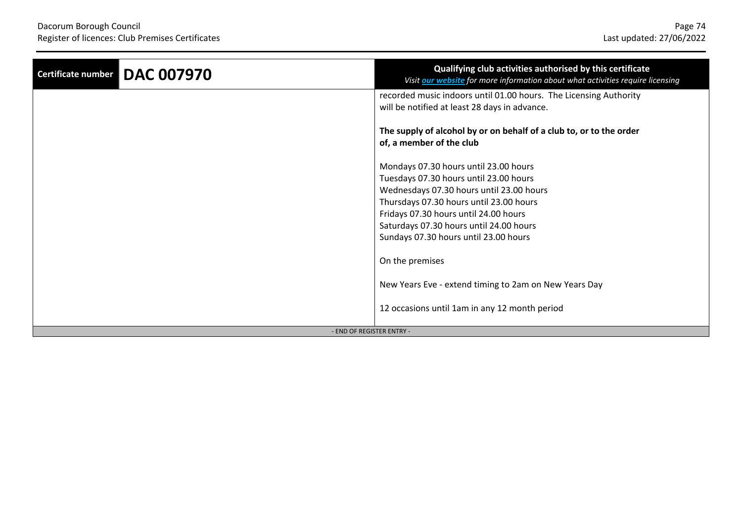| Certificate number | DAC 007970 | Qualifying club activities authorised by this certificate<br>*Visit our website for more information about what activities require licensing* |
| --- | --- | --- |
| | | recorded music indoors until 01.00 hours. The Licensing Authority will be notified at least 28 days in advance.<br><br>**The supply of alcohol by or on behalf of a club to, or to the order of, a member of the club**<br><br>Mondays 07.30 hours until 23.00 hours<br>Tuesdays 07.30 hours until 23.00 hours<br>Wednesdays 07.30 hours until 23.00 hours<br>Thursdays 07.30 hours until 23.00 hours<br>Fridays 07.30 hours until 24.00 hours<br>Saturdays 07.30 hours until 24.00 hours<br>Sundays 07.30 hours until 23.00 hours<br><br>On the premises<br><br>New Years Eve - extend timing to 2am on New Years Day<br><br>12 occasions until 1am in any 12 month period |

- END OF REGISTER ENTRY -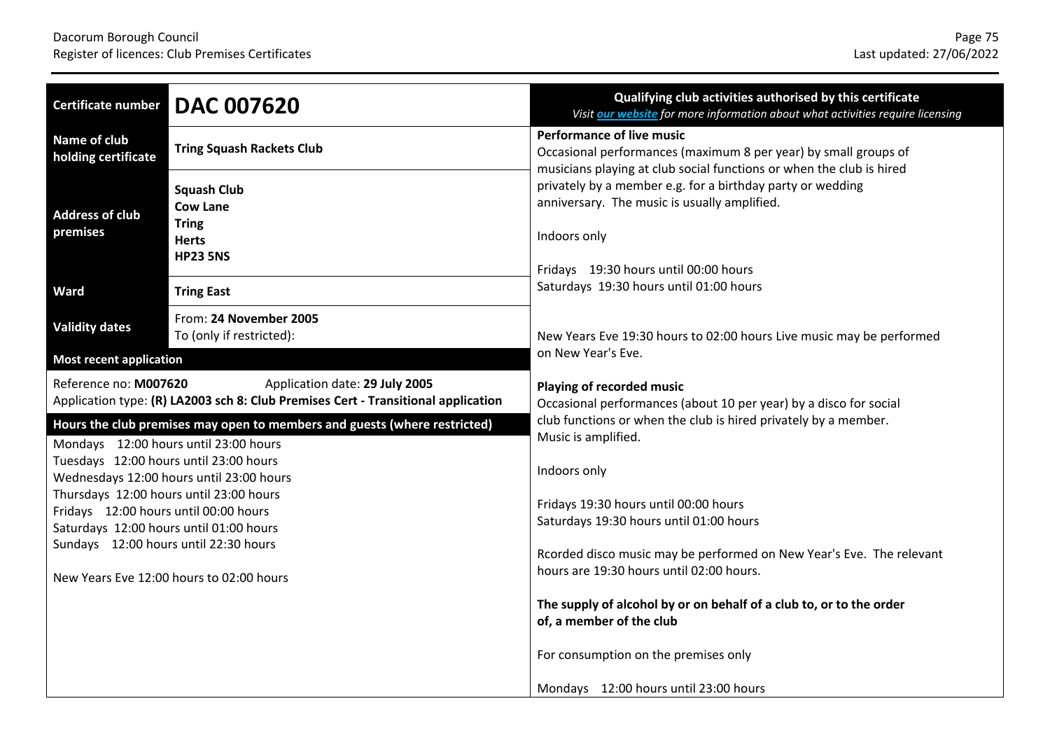| Certificate number | DAC 007620 |
|---|---|
| Name of club holding certificate | **Tring Squash Rackets Club** |
| Address of club premises | **Squash Club**<br>**Cow Lane**<br>**Tring**<br>**Herts**<br>**HP23 5NS** |
| Ward | **Tring East** |
| Validity dates | From: **24 November 2005**<br>To (only if restricted): |

**Most recent application**

Reference no: **M007620** Application date: **29 July 2005**
Application type: **(R) LA2003 sch 8: Club Premises Cert - Transitional application**

**Hours the club premises may open to members and guests (where restricted)**

Mondays 12:00 hours until 23:00 hours
Tuesdays 12:00 hours until 23:00 hours
Wednesdays 12:00 hours until 23:00 hours
Thursdays 12:00 hours until 23:00 hours
Fridays 12:00 hours until 00:00 hours
Saturdays 12:00 hours until 01:00 hours
Sundays 12:00 hours until 22:30 hours

New Years Eve 12:00 hours to 02:00 hours

**Qualifying club activities authorised by this certificate**
*Visit our website for more information about what activities require licensing*

**Performance of live music**
Occasional performances (maximum 8 per year) by small groups of musicians playing at club social functions or when the club is hired privately by a member e.g. for a birthday party or wedding anniversary. The music is usually amplified.

Indoors only

Fridays 19:30 hours until 00:00 hours
Saturdays 19:30 hours until 01:00 hours

New Years Eve 19:30 hours to 02:00 hours Live music may be performed on New Year's Eve.

**Playing of recorded music**
Occasional performances (about 10 per year) by a disco for social club functions or when the club is hired privately by a member. Music is amplified.

Indoors only

Fridays 19:30 hours until 00:00 hours
Saturdays 19:30 hours until 01:00 hours

Rcorded disco music may be performed on New Year's Eve. The relevant hours are 19:30 hours until 02:00 hours.

**The supply of alcohol by or on behalf of a club to, or to the order of, a member of the club**

For consumption on the premises only

Mondays 12:00 hours until 23:00 hours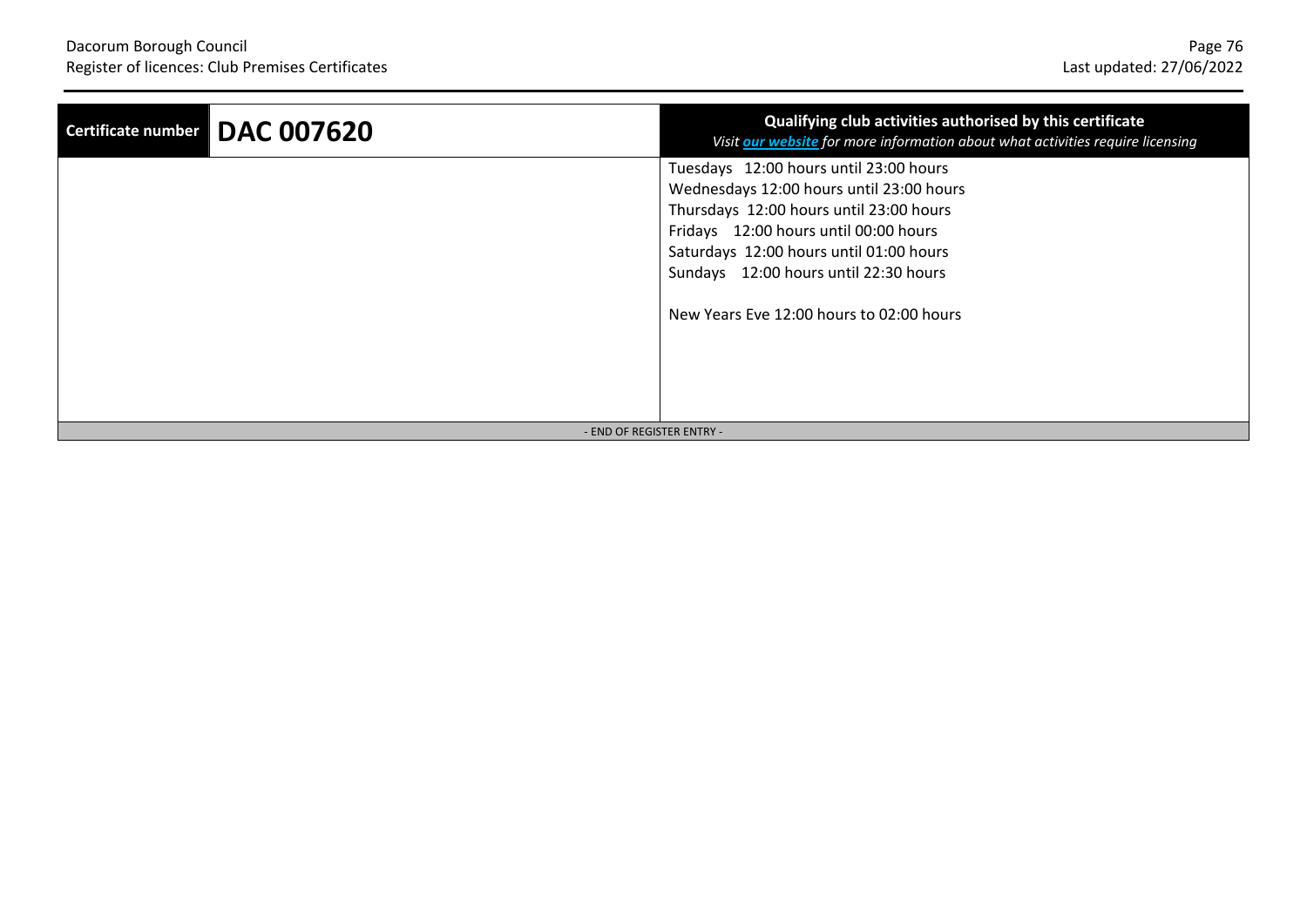| Certificate number | DAC 007620 | Qualifying club activities authorised by this certificate *Visit **our website** for more information about what activities require licensing* |
|---|---|---|
| | | Tuesdays 12:00 hours until 23:00 hours<br>Wednesdays 12:00 hours until 23:00 hours<br>Thursdays 12:00 hours until 23:00 hours<br>Fridays 12:00 hours until 00:00 hours<br>Saturdays 12:00 hours until 01:00 hours<br>Sundays 12:00 hours until 22:30 hours<br><br>New Years Eve 12:00 hours to 02:00 hours |

- END OF REGISTER ENTRY -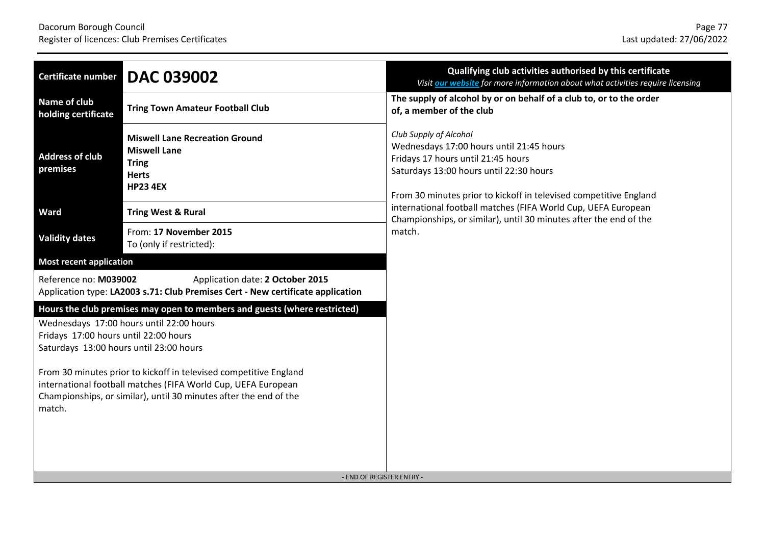| Certificate number | DAC 039002 |
|---|---|
| Name of club holding certificate | **Tring Town Amateur Football Club** |
| Address of club premises | **Miswell Lane Recreation Ground**<br>**Miswell Lane**<br>**Tring**<br>**Herts**<br>**HP23 4EX** |
| Ward | **Tring West & Rural** |
| Validity dates | From: **17 November 2015**<br>To (only if restricted): |

**Most recent application**

Reference no: **M039002** Application date: **2 October 2015**
Application type: **LA2003 s.71: Club Premises Cert - New certificate application**

**Hours the club premises may open to members and guests (where restricted)**

Wednesdays 17:00 hours until 22:00 hours
Fridays 17:00 hours until 22:00 hours
Saturdays 13:00 hours until 23:00 hours

From 30 minutes prior to kickoff in televised competitive England international football matches (FIFA World Cup, UEFA European Championships, or similar), until 30 minutes after the end of the match.

**Qualifying club activities authorised by this certificate**
*Visit our website for more information about what activities require licensing*

**The supply of alcohol by or on behalf of a club to, or to the order of, a member of the club**

*Club Supply of Alcohol*
Wednesdays 17:00 hours until 21:45 hours
Fridays 17 hours until 21:45 hours
Saturdays 13:00 hours until 22:30 hours

From 30 minutes prior to kickoff in televised competitive England international football matches (FIFA World Cup, UEFA European Championships, or similar), until 30 minutes after the end of the match.

- END OF REGISTER ENTRY -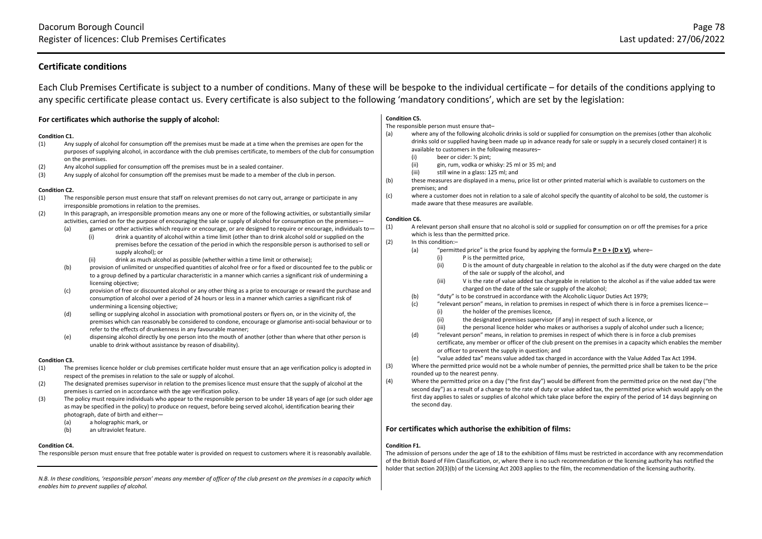## Certificate conditions

Each Club Premises Certificate is subject to a number of conditions. Many of these will be bespoke to the individual certificate – for details of the conditions applying to any specific certificate please contact us. Every certificate is also subject to the following 'mandatory conditions', which are set by the legislation:

### For certificates which authorise the supply of alcohol:

**Condition C1.**

(1) Any supply of alcohol for consumption off the premises must be made at a time when the premises are open for the purposes of supplying alcohol, in accordance with the club premises certificate, to members of the club for consumption on the premises.

(2) Any alcohol supplied for consumption off the premises must be in a sealed container.

(3) Any supply of alcohol for consumption off the premises must be made to a member of the club in person.

**Condition C2.**

(1) The responsible person must ensure that staff on relevant premises do not carry out, arrange or participate in any irresponsible promotions in relation to the premises.

(2) In this paragraph, an irresponsible promotion means any one or more of the following activities, or substantially similar activities, carried on for the purpose of encouraging the sale or supply of alcohol for consumption on the premises—

- (a) games or other activities which require or encourage, or are designed to require or encourage, individuals to—
  - (i) drink a quantity of alcohol within a time limit (other than to drink alcohol sold or supplied on the premises before the cessation of the period in which the responsible person is authorised to sell or supply alcohol); or
  - (ii) drink as much alcohol as possible (whether within a time limit or otherwise);
- (b) provision of unlimited or unspecified quantities of alcohol free or for a fixed or discounted fee to the public or to a group defined by a particular characteristic in a manner which carries a significant risk of undermining a licensing objective;
- (c) provision of free or discounted alcohol or any other thing as a prize to encourage or reward the purchase and consumption of alcohol over a period of 24 hours or less in a manner which carries a significant risk of undermining a licensing objective;
- (d) selling or supplying alcohol in association with promotional posters or flyers on, or in the vicinity of, the premises which can reasonably be considered to condone, encourage or glamorise anti-social behaviour or to refer to the effects of drunkenness in any favourable manner;
- (e) dispensing alcohol directly by one person into the mouth of another (other than where that other person is unable to drink without assistance by reason of disability).

**Condition C3.**

(1) The premises licence holder or club premises certificate holder must ensure that an age verification policy is adopted in respect of the premises in relation to the sale or supply of alcohol.

(2) The designated premises supervisor in relation to the premises licence must ensure that the supply of alcohol at the premises is carried on in accordance with the age verification policy.

(3) The policy must require individuals who appear to the responsible person to be under 18 years of age (or such older age as may be specified in the policy) to produce on request, before being served alcohol, identification bearing their photograph, date of birth and either—

- (a) a holographic mark, or
- (b) an ultraviolet feature.

**Condition C4.**

The responsible person must ensure that free potable water is provided on request to customers where it is reasonably available.

*N.B. In these conditions, 'responsible person' means any member of officer of the club present on the premises in a capacity which enables him to prevent supplies of alcohol.*

**Condition C5.**

The responsible person must ensure that–

- (a) where any of the following alcoholic drinks is sold or supplied for consumption on the premises (other than alcoholic drinks sold or supplied having been made up in advance ready for sale or supply in a securely closed container) it is available to customers in the following measures–
  - (i) beer or cider: ½ pint;
  - (ii) gin, rum, vodka or whisky: 25 ml or 35 ml; and
  - (iii) still wine in a glass: 125 ml; and
- (b) these measures are displayed in a menu, price list or other printed material which is available to customers on the premises; and
- (c) where a customer does not in relation to a sale of alcohol specify the quantity of alcohol to be sold, the customer is made aware that these measures are available.

**Condition C6.**

(1) A relevant person shall ensure that no alcohol is sold or supplied for consumption on or off the premises for a price which is less than the permitted price.

(2) In this condition:–

- (a) "permitted price" is the price found by applying the formula **<u>$P = D + (D \times V)$</u>**, where–
  - (i) P is the permitted price,
  - (ii) D is the amount of duty chargeable in relation to the alcohol as if the duty were charged on the date of the sale or supply of the alcohol, and
  - (iii) V is the rate of value added tax chargeable in relation to the alcohol as if the value added tax were charged on the date of the sale or supply of the alcohol;
- (b) "duty" is to be construed in accordance with the Alcoholic Liquor Duties Act 1979;
- (c) "relevant person" means, in relation to premises in respect of which there is in force a premises licence—
  - (i) the holder of the premises licence,
  - (ii) the designated premises supervisor (if any) in respect of such a licence, or
  - (iii) the personal licence holder who makes or authorises a supply of alcohol under such a licence;
- (d) "relevant person" means, in relation to premises in respect of which there is in force a club premises certificate, any member or officer of the club present on the premises in a capacity which enables the member or officer to prevent the supply in question; and
- (e) "value added tax" means value added tax charged in accordance with the Value Added Tax Act 1994.

(3) Where the permitted price would not be a whole number of pennies, the permitted price shall be taken to be the price rounded up to the nearest penny.

(4) Where the permitted price on a day ("the first day") would be different from the permitted price on the next day ("the second day") as a result of a change to the rate of duty or value added tax, the permitted price which would apply on the first day applies to sales or supplies of alcohol which take place before the expiry of the period of 14 days beginning on the second day.

### For certificates which authorise the exhibition of films:

**Condition F1.**

The admission of persons under the age of 18 to the exhibition of films must be restricted in accordance with any recommendation of the British Board of Film Classification, or, where there is no such recommendation or the licensing authority has notified the holder that section 20(3)(b) of the Licensing Act 2003 applies to the film, the recommendation of the licensing authority.